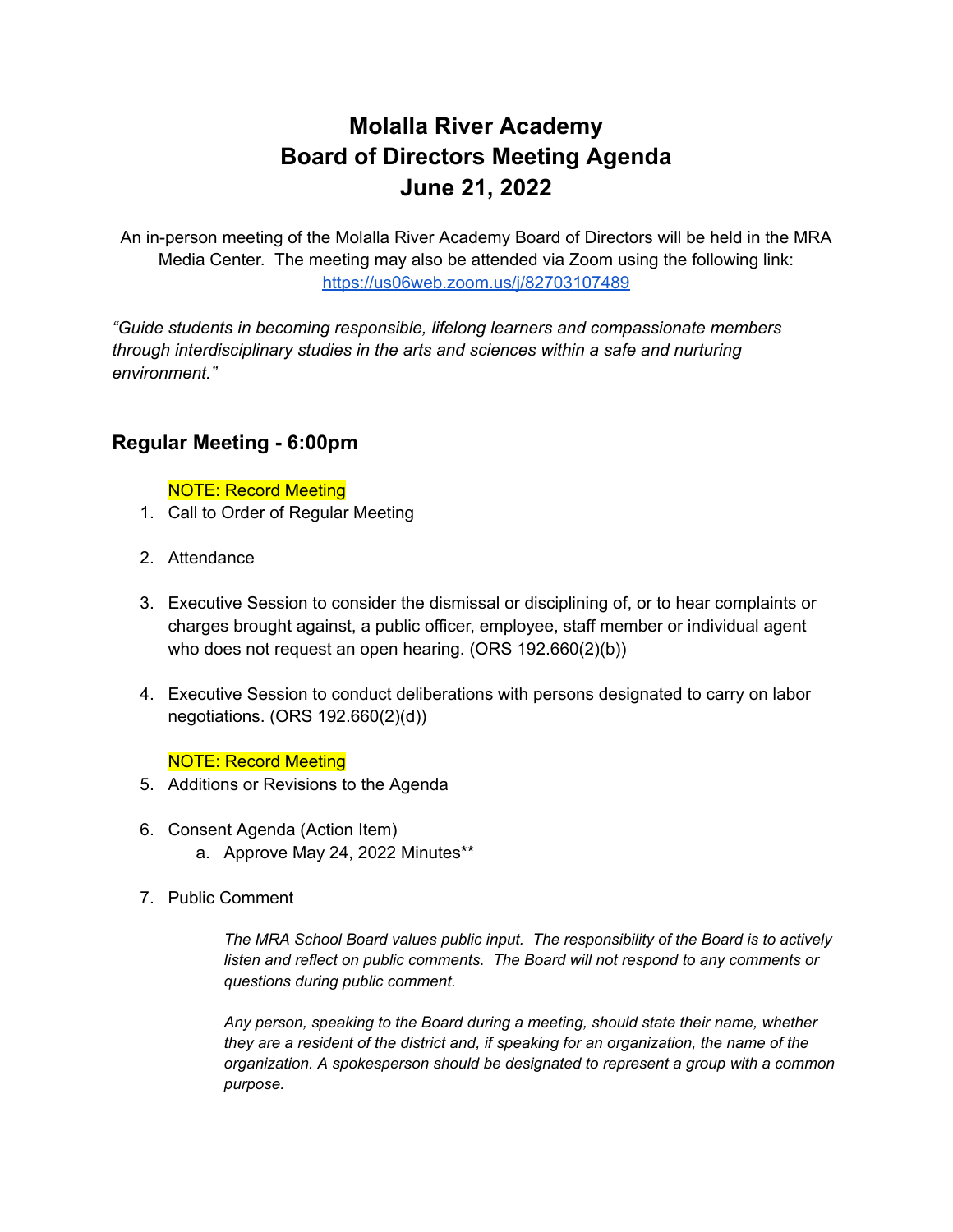# Molalla River Academy
# Board of Directors Meeting Agenda
# June 21, 2022

An in-person meeting of the Molalla River Academy Board of Directors will be held in the MRA Media Center. The meeting may also be attended via Zoom using the following link: https://us06web.zoom.us/j/82703107489

*"Guide students in becoming responsible, lifelong learners and compassionate members through interdisciplinary studies in the arts and sciences within a safe and nurturing environment."*

## Regular Meeting - 6:00pm

NOTE: Record Meeting

1. Call to Order of Regular Meeting

2. Attendance

3. Executive Session to consider the dismissal or disciplining of, or to hear complaints or charges brought against, a public officer, employee, staff member or individual agent who does not request an open hearing. (ORS 192.660(2)(b))

4. Executive Session to conduct deliberations with persons designated to carry on labor negotiations. (ORS 192.660(2)(d))

NOTE: Record Meeting

5. Additions or Revisions to the Agenda

6. Consent Agenda (Action Item)
   a. Approve May 24, 2022 Minutes**

7. Public Comment

   *The MRA School Board values public input. The responsibility of the Board is to actively listen and reflect on public comments. The Board will not respond to any comments or questions during public comment.*

   *Any person, speaking to the Board during a meeting, should state their name, whether they are a resident of the district and, if speaking for an organization, the name of the organization. A spokesperson should be designated to represent a group with a common purpose.*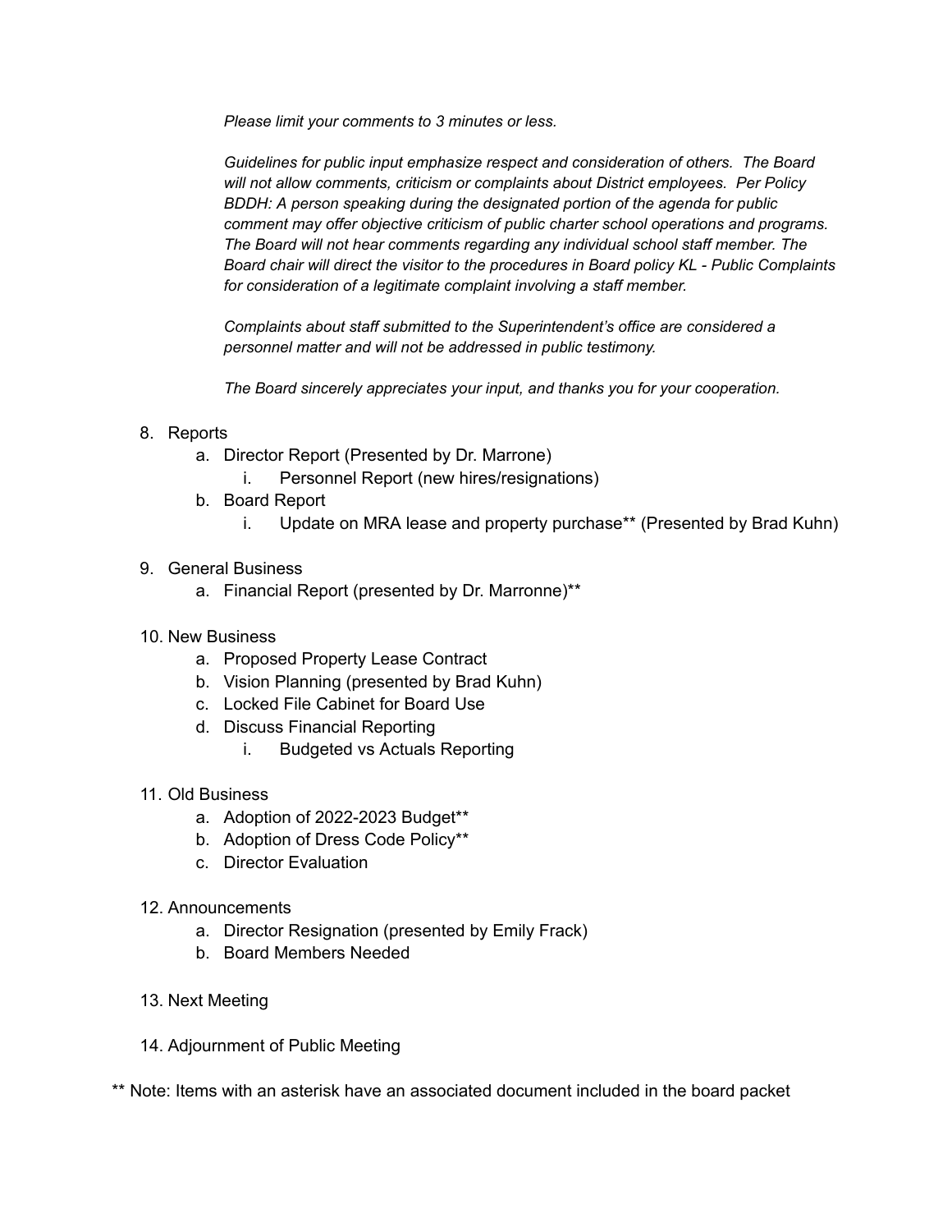*Please limit your comments to 3 minutes or less.*

*Guidelines for public input emphasize respect and consideration of others. The Board will not allow comments, criticism or complaints about District employees. Per Policy BDDH: A person speaking during the designated portion of the agenda for public comment may offer objective criticism of public charter school operations and programs. The Board will not hear comments regarding any individual school staff member. The Board chair will direct the visitor to the procedures in Board policy KL - Public Complaints for consideration of a legitimate complaint involving a staff member.*

*Complaints about staff submitted to the Superintendent's office are considered a personnel matter and will not be addressed in public testimony.*

*The Board sincerely appreciates your input, and thanks you for your cooperation.*

8. Reports
    a. Director Report (Presented by Dr. Marrone)
        i. Personnel Report (new hires/resignations)
    b. Board Report
        i. Update on MRA lease and property purchase** (Presented by Brad Kuhn)

9. General Business
    a. Financial Report (presented by Dr. Marronne)**

10. New Business
    a. Proposed Property Lease Contract
    b. Vision Planning (presented by Brad Kuhn)
    c. Locked File Cabinet for Board Use
    d. Discuss Financial Reporting
        i. Budgeted vs Actuals Reporting

11. Old Business
    a. Adoption of 2022-2023 Budget**
    b. Adoption of Dress Code Policy**
    c. Director Evaluation

12. Announcements
    a. Director Resignation (presented by Emily Frack)
    b. Board Members Needed

13. Next Meeting

14. Adjournment of Public Meeting

** Note: Items with an asterisk have an associated document included in the board packet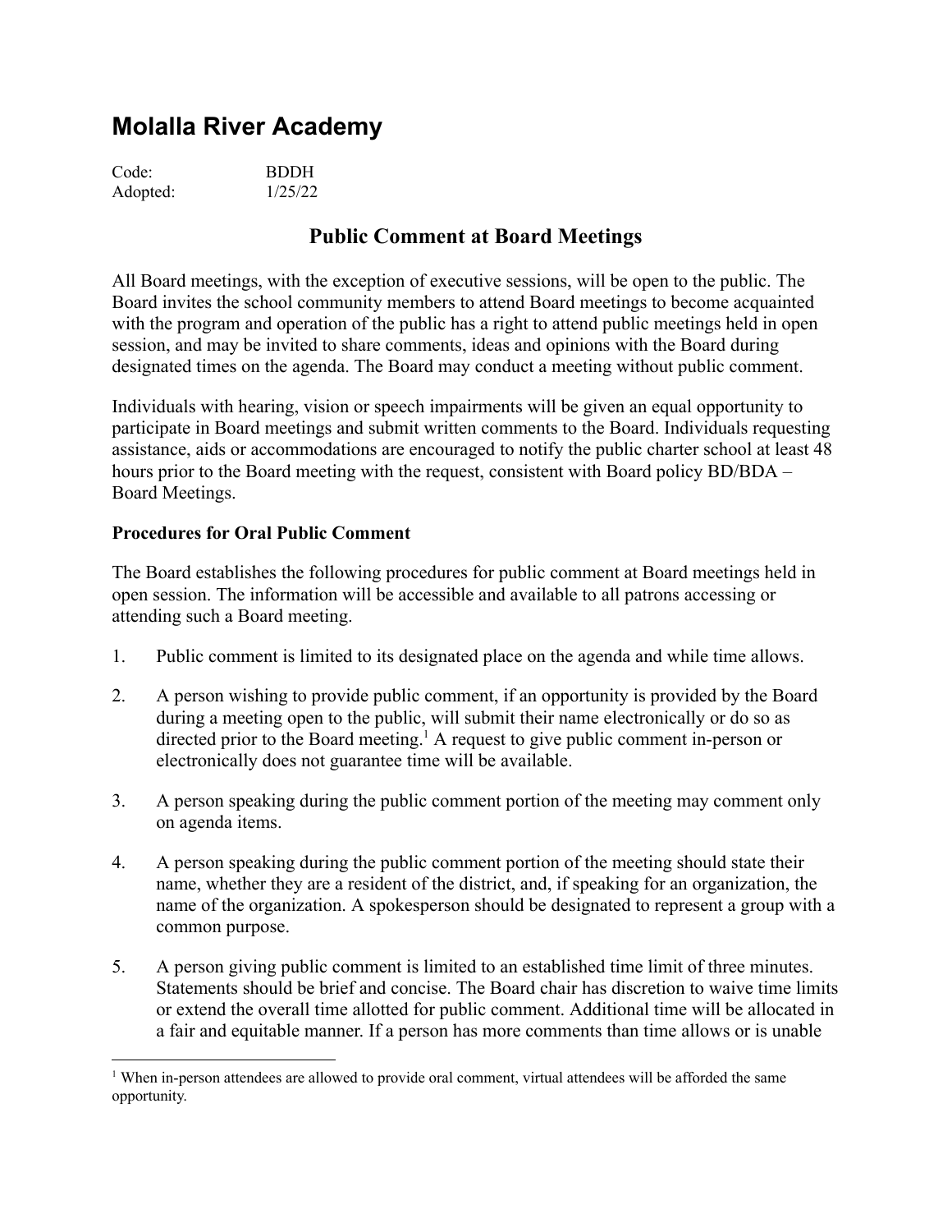# Molalla River Academy

Code: BDDH
Adopted: 1/25/22

## Public Comment at Board Meetings

All Board meetings, with the exception of executive sessions, will be open to the public. The Board invites the school community members to attend Board meetings to become acquainted with the program and operation of the public has a right to attend public meetings held in open session, and may be invited to share comments, ideas and opinions with the Board during designated times on the agenda. The Board may conduct a meeting without public comment.

Individuals with hearing, vision or speech impairments will be given an equal opportunity to participate in Board meetings and submit written comments to the Board. Individuals requesting assistance, aids or accommodations are encouraged to notify the public charter school at least 48 hours prior to the Board meeting with the request, consistent with Board policy BD/BDA – Board Meetings.

### Procedures for Oral Public Comment

The Board establishes the following procedures for public comment at Board meetings held in open session. The information will be accessible and available to all patrons accessing or attending such a Board meeting.

1. Public comment is limited to its designated place on the agenda and while time allows.

2. A person wishing to provide public comment, if an opportunity is provided by the Board during a meeting open to the public, will submit their name electronically or do so as directed prior to the Board meeting.[1] A request to give public comment in-person or electronically does not guarantee time will be available.

3. A person speaking during the public comment portion of the meeting may comment only on agenda items.

4. A person speaking during the public comment portion of the meeting should state their name, whether they are a resident of the district, and, if speaking for an organization, the name of the organization. A spokesperson should be designated to represent a group with a common purpose.

5. A person giving public comment is limited to an established time limit of three minutes. Statements should be brief and concise. The Board chair has discretion to waive time limits or extend the overall time allotted for public comment. Additional time will be allocated in a fair and equitable manner. If a person has more comments than time allows or is unable

[1] When in-person attendees are allowed to provide oral comment, virtual attendees will be afforded the same opportunity.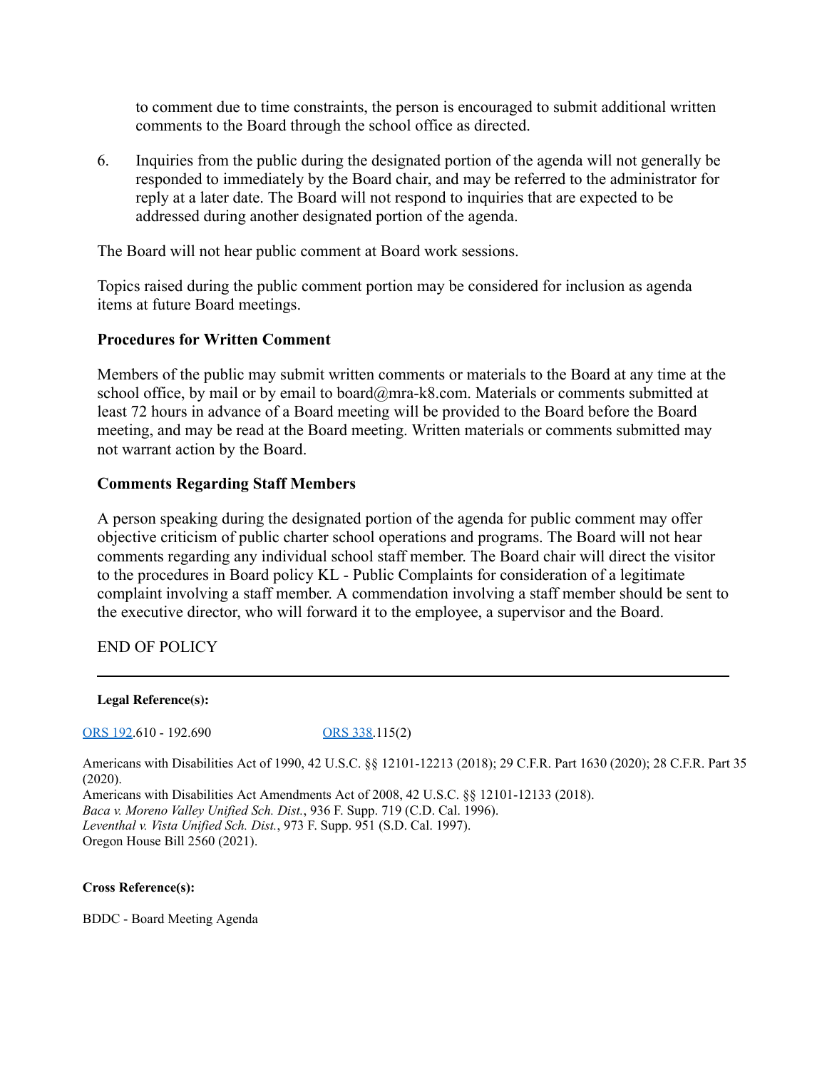to comment due to time constraints, the person is encouraged to submit additional written comments to the Board through the school office as directed.

6. Inquiries from the public during the designated portion of the agenda will not generally be responded to immediately by the Board chair, and may be referred to the administrator for reply at a later date. The Board will not respond to inquiries that are expected to be addressed during another designated portion of the agenda.

The Board will not hear public comment at Board work sessions.

Topics raised during the public comment portion may be considered for inclusion as agenda items at future Board meetings.

**Procedures for Written Comment**

Members of the public may submit written comments or materials to the Board at any time at the school office, by mail or by email to board@mra-k8.com. Materials or comments submitted at least 72 hours in advance of a Board meeting will be provided to the Board before the Board meeting, and may be read at the Board meeting. Written materials or comments submitted may not warrant action by the Board.

**Comments Regarding Staff Members**

A person speaking during the designated portion of the agenda for public comment may offer objective criticism of public charter school operations and programs. The Board will not hear comments regarding any individual school staff member. The Board chair will direct the visitor to the procedures in Board policy KL - Public Complaints for consideration of a legitimate complaint involving a staff member. A commendation involving a staff member should be sent to the executive director, who will forward it to the employee, a supervisor and the Board.

END OF POLICY

---

**Legal Reference(s):**

ORS 192.610 - 192.690 ORS 338.115(2)

Americans with Disabilities Act of 1990, 42 U.S.C. §§ 12101-12213 (2018); 29 C.F.R. Part 1630 (2020); 28 C.F.R. Part 35 (2020).
Americans with Disabilities Act Amendments Act of 2008, 42 U.S.C. §§ 12101-12133 (2018).
*Baca v. Moreno Valley Unified Sch. Dist.*, 936 F. Supp. 719 (C.D. Cal. 1996).
*Leventhal v. Vista Unified Sch. Dist.*, 973 F. Supp. 951 (S.D. Cal. 1997).
Oregon House Bill 2560 (2021).

**Cross Reference(s):**

BDDC - Board Meeting Agenda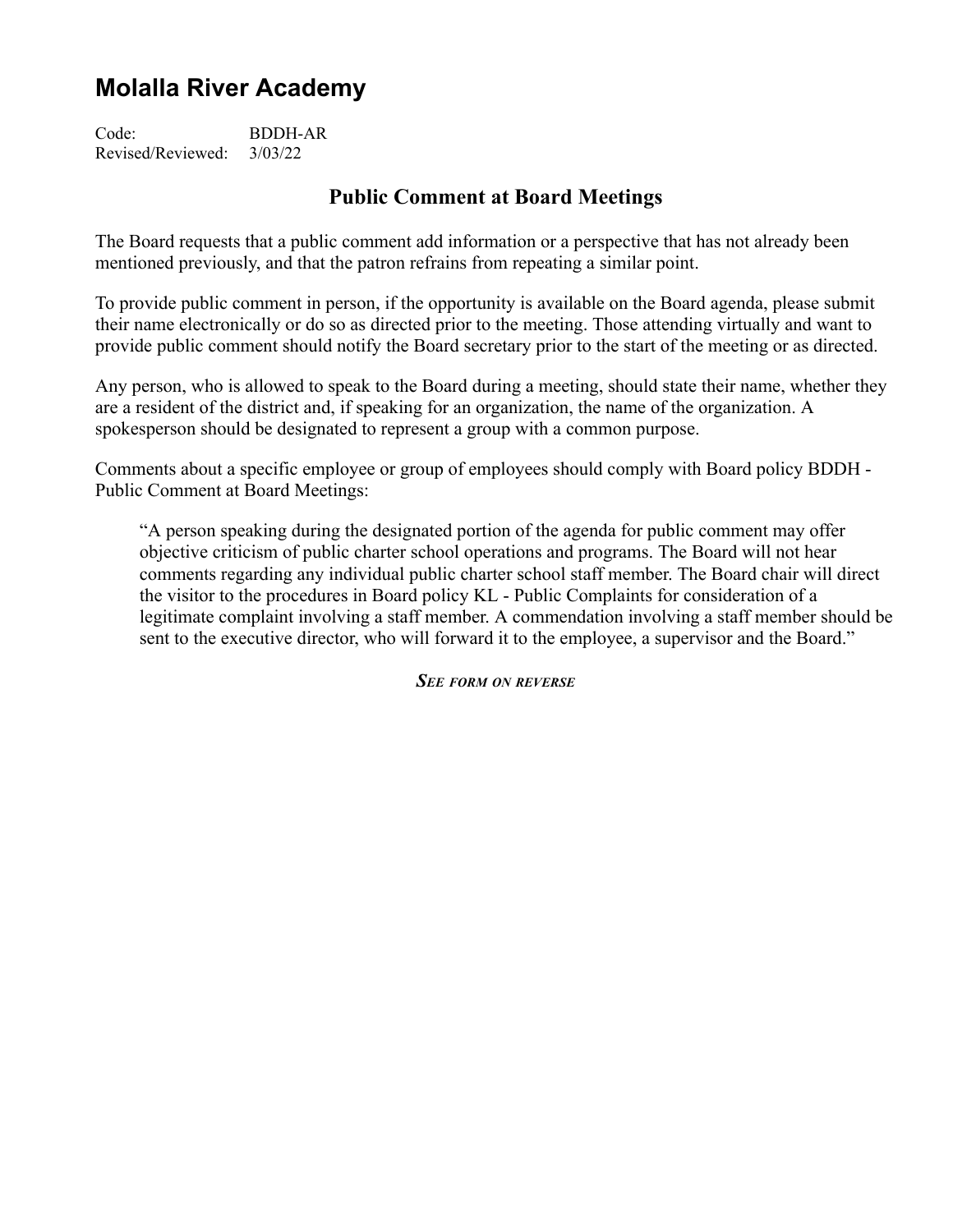# Molalla River Academy

Code: BDDH-AR
Revised/Reviewed: 3/03/22

## Public Comment at Board Meetings

The Board requests that a public comment add information or a perspective that has not already been mentioned previously, and that the patron refrains from repeating a similar point.

To provide public comment in person, if the opportunity is available on the Board agenda, please submit their name electronically or do so as directed prior to the meeting. Those attending virtually and want to provide public comment should notify the Board secretary prior to the start of the meeting or as directed.

Any person, who is allowed to speak to the Board during a meeting, should state their name, whether they are a resident of the district and, if speaking for an organization, the name of the organization. A spokesperson should be designated to represent a group with a common purpose.

Comments about a specific employee or group of employees should comply with Board policy BDDH - Public Comment at Board Meetings:

> "A person speaking during the designated portion of the agenda for public comment may offer objective criticism of public charter school operations and programs. The Board will not hear comments regarding any individual public charter school staff member. The Board chair will direct the visitor to the procedures in Board policy KL - Public Complaints for consideration of a legitimate complaint involving a staff member. A commendation involving a staff member should be sent to the executive director, who will forward it to the employee, a supervisor and the Board."

***See form on reverse***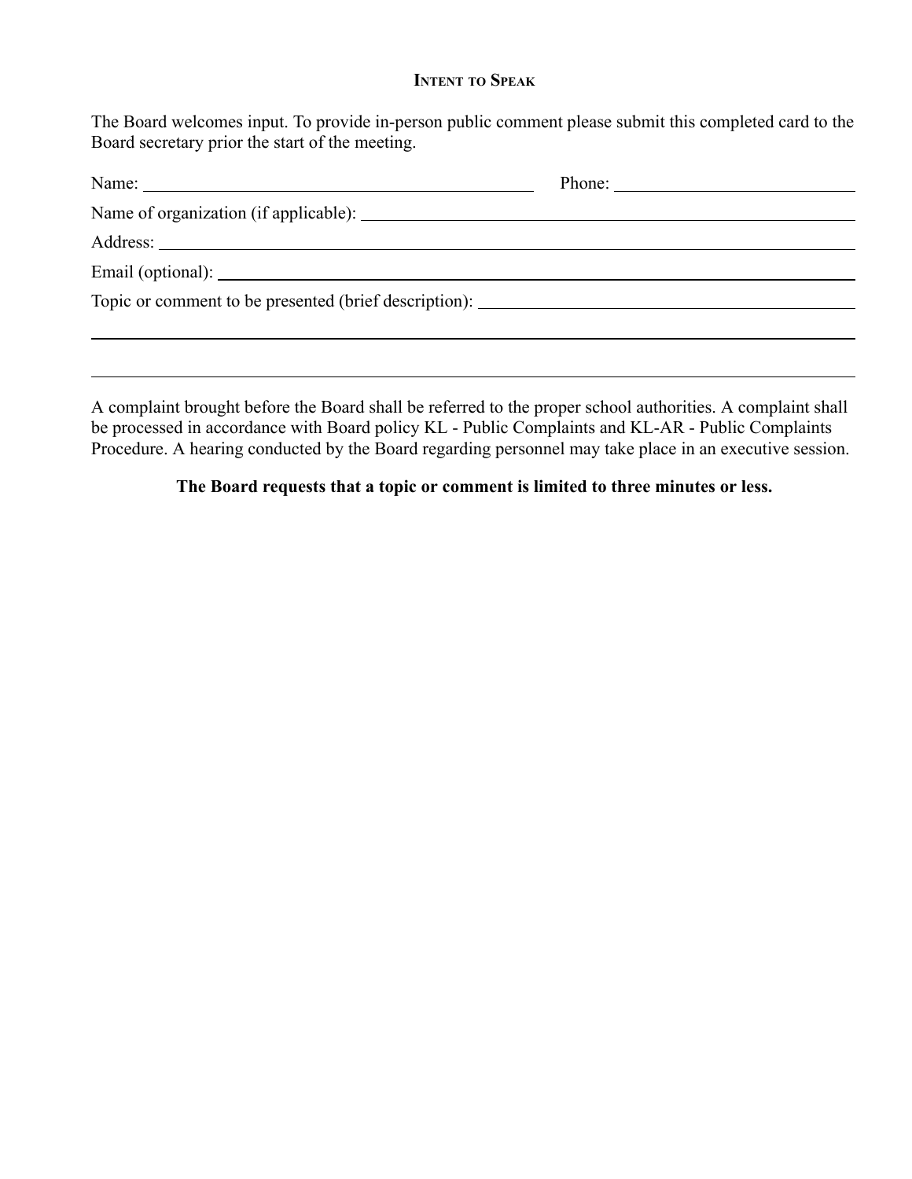## Intent to Speak

The Board welcomes input. To provide in-person public comment please submit this completed card to the Board secretary prior the start of the meeting.

Name: \_\_\_\_\_\_\_\_\_\_\_\_\_\_\_\_\_\_\_\_\_\_\_\_\_\_\_\_\_\_\_\_\_\_\_\_\_\_\_\_ Phone: \_\_\_\_\_\_\_\_\_\_\_\_\_\_\_\_\_\_\_\_\_\_\_\_\_\_

Name of organization (if applicable): \_\_\_\_\_\_\_\_\_\_\_\_\_\_\_\_\_\_\_\_\_\_\_\_\_\_\_\_\_\_\_\_\_\_\_\_\_\_\_\_\_\_\_\_\_\_\_\_\_\_\_\_

Address: \_\_\_\_\_\_\_\_\_\_\_\_\_\_\_\_\_\_\_\_\_\_\_\_\_\_\_\_\_\_\_\_\_\_\_\_\_\_\_\_\_\_\_\_\_\_\_\_\_\_\_\_\_\_\_\_\_\_\_\_\_\_\_\_\_\_\_\_\_\_\_\_\_\_\_\_

Email (optional): \_\_\_\_\_\_\_\_\_\_\_\_\_\_\_\_\_\_\_\_\_\_\_\_\_\_\_\_\_\_\_\_\_\_\_\_\_\_\_\_\_\_\_\_\_\_\_\_\_\_\_\_\_\_\_\_\_\_\_\_\_\_\_\_\_\_\_\_\_\_

Topic or comment to be presented (brief description): \_\_\_\_\_\_\_\_\_\_\_\_\_\_\_\_\_\_\_\_\_\_\_\_\_\_\_\_\_\_\_\_\_\_\_\_\_\_\_\_

\_\_\_\_\_\_\_\_\_\_\_\_\_\_\_\_\_\_\_\_\_\_\_\_\_\_\_\_\_\_\_\_\_\_\_\_\_\_\_\_\_\_\_\_\_\_\_\_\_\_\_\_\_\_\_\_\_\_\_\_\_\_\_\_\_\_\_\_\_\_\_\_\_\_\_\_\_\_\_\_\_\_\_\_\_\_\_\_

\_\_\_\_\_\_\_\_\_\_\_\_\_\_\_\_\_\_\_\_\_\_\_\_\_\_\_\_\_\_\_\_\_\_\_\_\_\_\_\_\_\_\_\_\_\_\_\_\_\_\_\_\_\_\_\_\_\_\_\_\_\_\_\_\_\_\_\_\_\_\_\_\_\_\_\_\_\_\_\_\_\_\_\_\_\_\_\_

A complaint brought before the Board shall be referred to the proper school authorities. A complaint shall be processed in accordance with Board policy KL - Public Complaints and KL-AR - Public Complaints Procedure. A hearing conducted by the Board regarding personnel may take place in an executive session.

**The Board requests that a topic or comment is limited to three minutes or less.**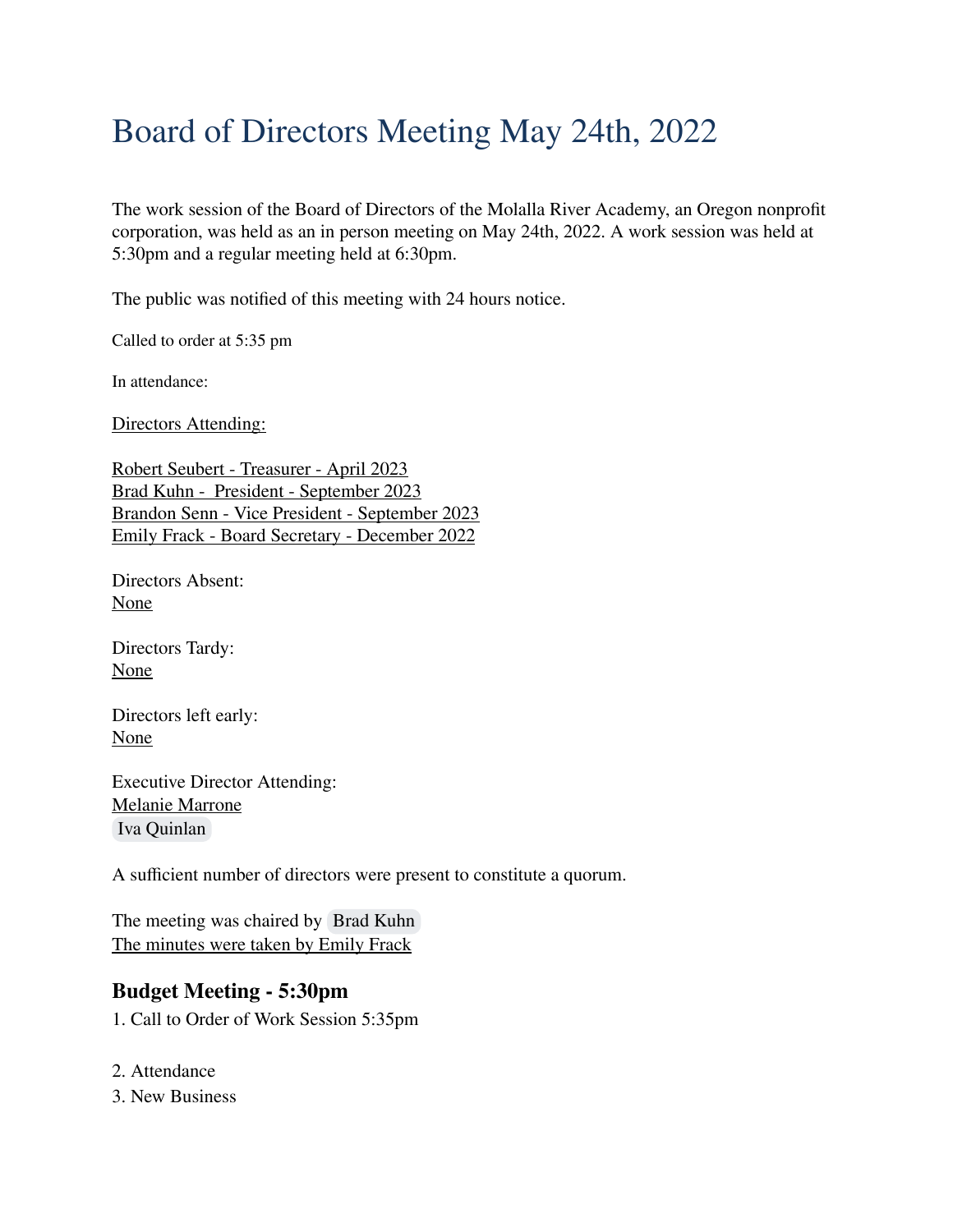# Board of Directors Meeting May 24th, 2022

The work session of the Board of Directors of the Molalla River Academy, an Oregon nonprofit corporation, was held as an in person meeting on May 24th, 2022. A work session was held at 5:30pm and a regular meeting held at 6:30pm.

The public was notified of this meeting with 24 hours notice.

Called to order at 5:35 pm

In attendance:

Directors Attending:

Robert Seubert - Treasurer - April 2023
Brad Kuhn - President - September 2023
Brandon Senn - Vice President - September 2023
Emily Frack - Board Secretary - December 2022

Directors Absent:
None

Directors Tardy:
None

Directors left early:
None

Executive Director Attending:
Melanie Marrone
Iva Quinlan

A sufficient number of directors were present to constitute a quorum.

The meeting was chaired by Brad Kuhn
The minutes were taken by Emily Frack

### Budget Meeting - 5:30pm

1. Call to Order of Work Session 5:35pm

2. Attendance
3. New Business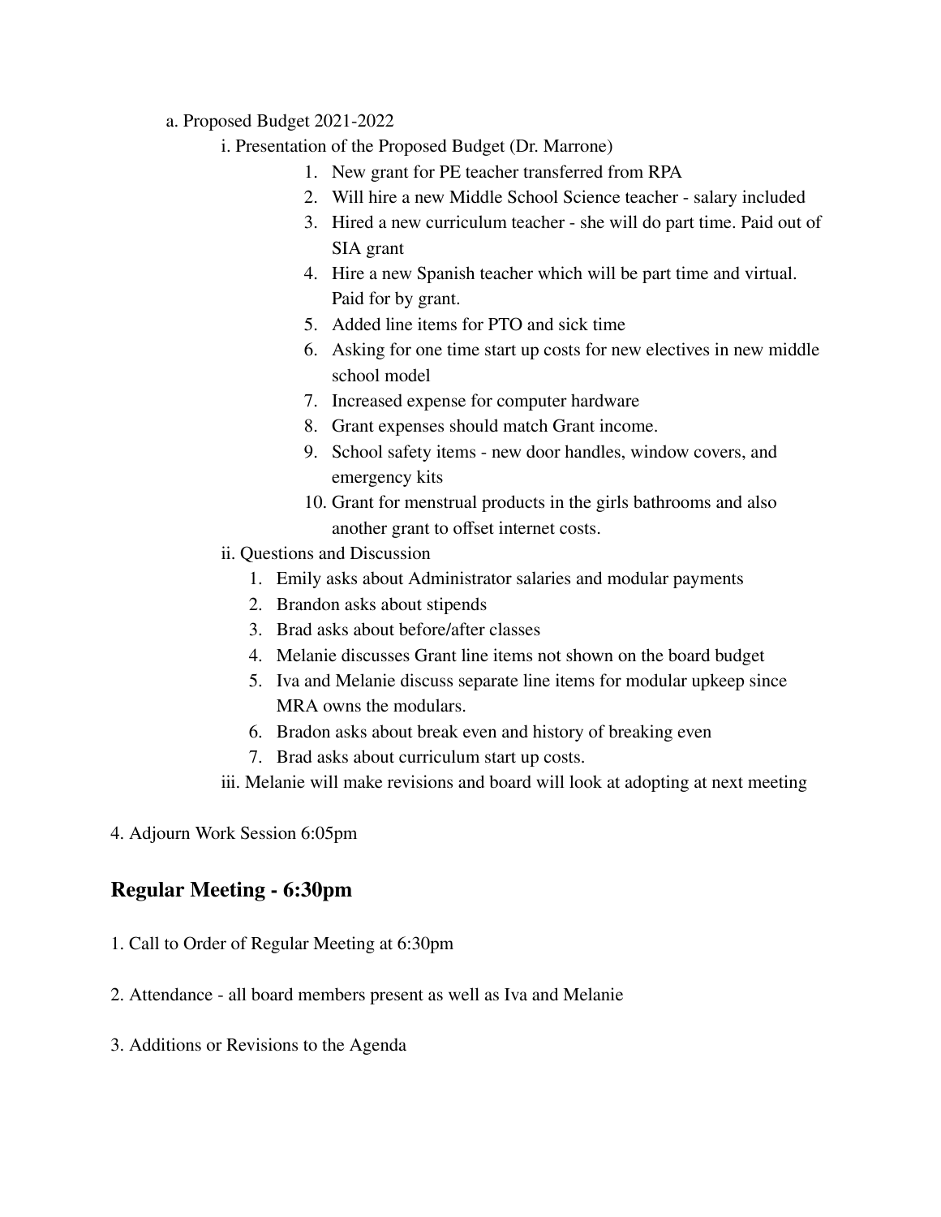a. Proposed Budget 2021-2022

i. Presentation of the Proposed Budget (Dr. Marrone)

1. New grant for PE teacher transferred from RPA
2. Will hire a new Middle School Science teacher - salary included
3. Hired a new curriculum teacher - she will do part time. Paid out of SIA grant
4. Hire a new Spanish teacher which will be part time and virtual. Paid for by grant.
5. Added line items for PTO and sick time
6. Asking for one time start up costs for new electives in new middle school model
7. Increased expense for computer hardware
8. Grant expenses should match Grant income.
9. School safety items - new door handles, window covers, and emergency kits
10. Grant for menstrual products in the girls bathrooms and also another grant to offset internet costs.

ii. Questions and Discussion

1. Emily asks about Administrator salaries and modular payments
2. Brandon asks about stipends
3. Brad asks about before/after classes
4. Melanie discusses Grant line items not shown on the board budget
5. Iva and Melanie discuss separate line items for modular upkeep since MRA owns the modulars.
6. Bradon asks about break even and history of breaking even
7. Brad asks about curriculum start up costs.

iii. Melanie will make revisions and board will look at adopting at next meeting

4. Adjourn Work Session 6:05pm

## Regular Meeting - 6:30pm

1. Call to Order of Regular Meeting at 6:30pm

2. Attendance - all board members present as well as Iva and Melanie

3. Additions or Revisions to the Agenda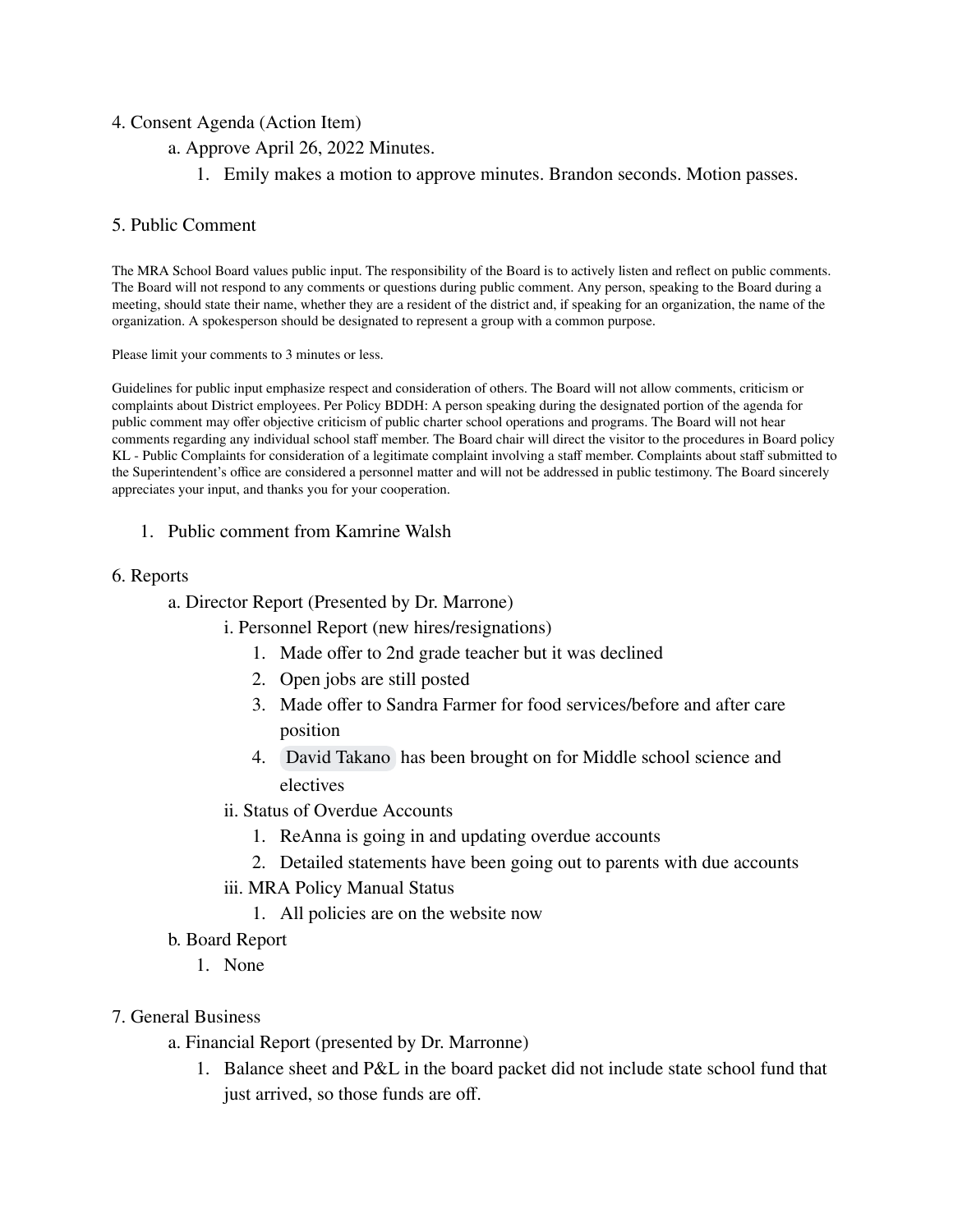4. Consent Agenda (Action Item)

   a. Approve April 26, 2022 Minutes.

      1. Emily makes a motion to approve minutes. Brandon seconds. Motion passes.

5. Public Comment

The MRA School Board values public input. The responsibility of the Board is to actively listen and reflect on public comments. The Board will not respond to any comments or questions during public comment. Any person, speaking to the Board during a meeting, should state their name, whether they are a resident of the district and, if speaking for an organization, the name of the organization. A spokesperson should be designated to represent a group with a common purpose.

Please limit your comments to 3 minutes or less.

Guidelines for public input emphasize respect and consideration of others. The Board will not allow comments, criticism or complaints about District employees. Per Policy BDDH: A person speaking during the designated portion of the agenda for public comment may offer objective criticism of public charter school operations and programs. The Board will not hear comments regarding any individual school staff member. The Board chair will direct the visitor to the procedures in Board policy KL - Public Complaints for consideration of a legitimate complaint involving a staff member. Complaints about staff submitted to the Superintendent's office are considered a personnel matter and will not be addressed in public testimony. The Board sincerely appreciates your input, and thanks you for your cooperation.

1. Public comment from Kamrine Walsh

6. Reports

   a. Director Report (Presented by Dr. Marrone)

      i. Personnel Report (new hires/resignations)

         1. Made offer to 2nd grade teacher but it was declined
         2. Open jobs are still posted
         3. Made offer to Sandra Farmer for food services/before and after care position
         4. David Takano has been brought on for Middle school science and electives

      ii. Status of Overdue Accounts

         1. ReAnna is going in and updating overdue accounts
         2. Detailed statements have been going out to parents with due accounts

      iii. MRA Policy Manual Status

         1. All policies are on the website now

   b. Board Report

      1. None

7. General Business

   a. Financial Report (presented by Dr. Marronne)

      1. Balance sheet and P&L in the board packet did not include state school fund that just arrived, so those funds are off.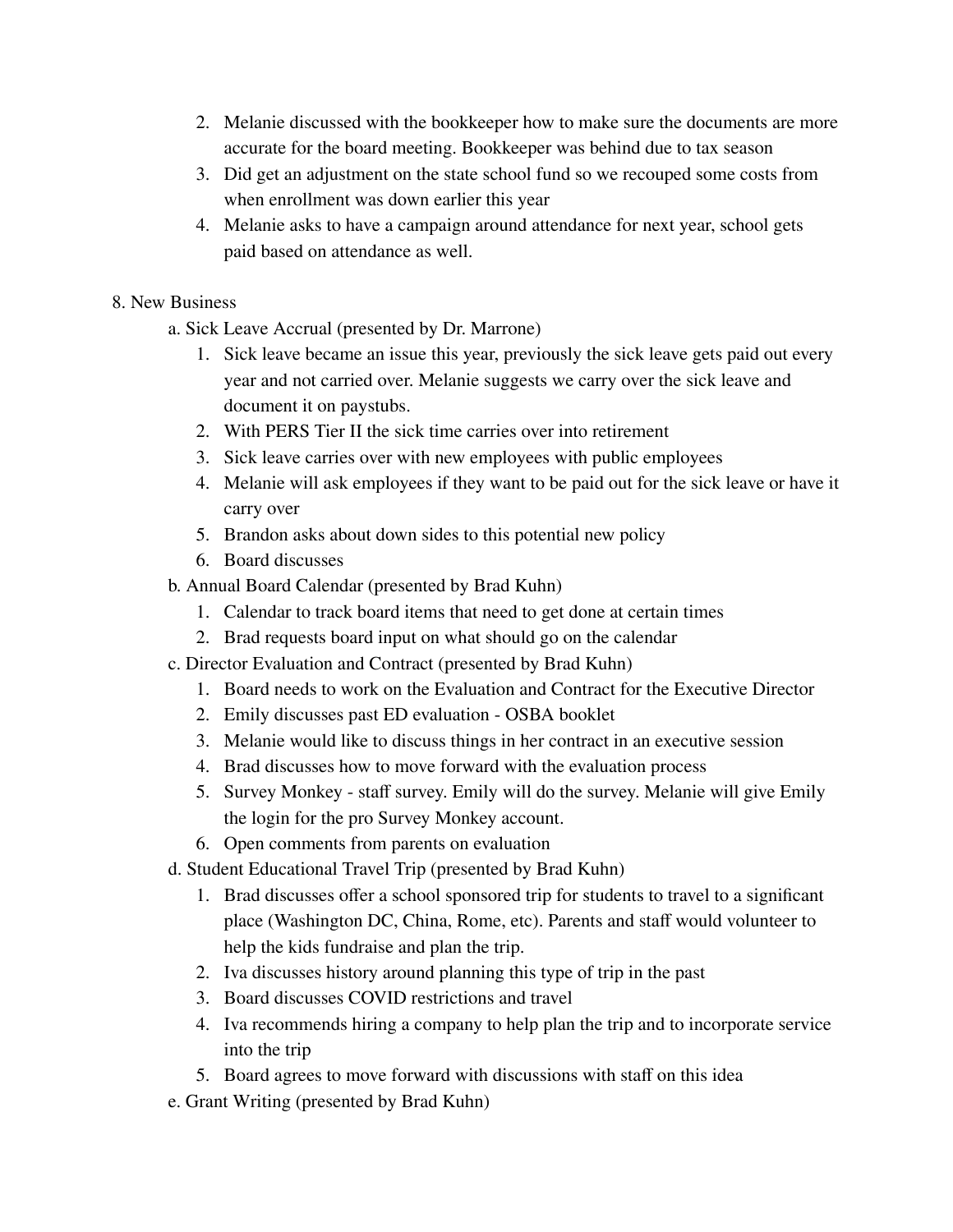2. Melanie discussed with the bookkeeper how to make sure the documents are more accurate for the board meeting. Bookkeeper was behind due to tax season
3. Did get an adjustment on the state school fund so we recouped some costs from when enrollment was down earlier this year
4. Melanie asks to have a campaign around attendance for next year, school gets paid based on attendance as well.

8. New Business

a. Sick Leave Accrual (presented by Dr. Marrone)

1. Sick leave became an issue this year, previously the sick leave gets paid out every year and not carried over. Melanie suggests we carry over the sick leave and document it on paystubs.
2. With PERS Tier II the sick time carries over into retirement
3. Sick leave carries over with new employees with public employees
4. Melanie will ask employees if they want to be paid out for the sick leave or have it carry over
5. Brandon asks about down sides to this potential new policy
6. Board discusses

b. Annual Board Calendar (presented by Brad Kuhn)

1. Calendar to track board items that need to get done at certain times
2. Brad requests board input on what should go on the calendar

c. Director Evaluation and Contract (presented by Brad Kuhn)

1. Board needs to work on the Evaluation and Contract for the Executive Director
2. Emily discusses past ED evaluation - OSBA booklet
3. Melanie would like to discuss things in her contract in an executive session
4. Brad discusses how to move forward with the evaluation process
5. Survey Monkey - staff survey. Emily will do the survey. Melanie will give Emily the login for the pro Survey Monkey account.
6. Open comments from parents on evaluation

d. Student Educational Travel Trip (presented by Brad Kuhn)

1. Brad discusses offer a school sponsored trip for students to travel to a significant place (Washington DC, China, Rome, etc). Parents and staff would volunteer to help the kids fundraise and plan the trip.
2. Iva discusses history around planning this type of trip in the past
3. Board discusses COVID restrictions and travel
4. Iva recommends hiring a company to help plan the trip and to incorporate service into the trip
5. Board agrees to move forward with discussions with staff on this idea

e. Grant Writing (presented by Brad Kuhn)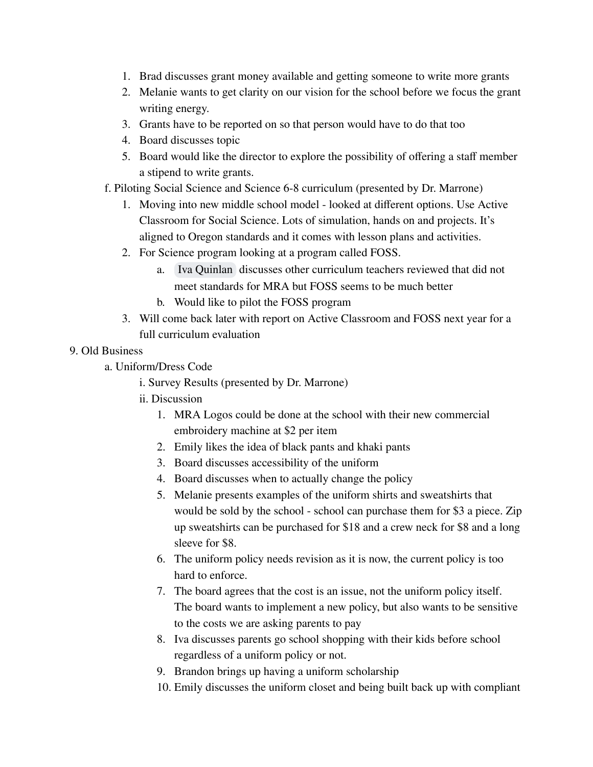1. Brad discusses grant money available and getting someone to write more grants
2. Melanie wants to get clarity on our vision for the school before we focus the grant writing energy.
3. Grants have to be reported on so that person would have to do that too
4. Board discusses topic
5. Board would like the director to explore the possibility of offering a staff member a stipend to write grants.

f. Piloting Social Science and Science 6-8 curriculum (presented by Dr. Marrone)

1. Moving into new middle school model - looked at different options. Use Active Classroom for Social Science. Lots of simulation, hands on and projects. It's aligned to Oregon standards and it comes with lesson plans and activities.
2. For Science program looking at a program called FOSS.
   a. Iva Quinlan discusses other curriculum teachers reviewed that did not meet standards for MRA but FOSS seems to be much better
   b. Would like to pilot the FOSS program
3. Will come back later with report on Active Classroom and FOSS next year for a full curriculum evaluation

9. Old Business

a. Uniform/Dress Code

i. Survey Results (presented by Dr. Marrone)

ii. Discussion

1. MRA Logos could be done at the school with their new commercial embroidery machine at $2 per item
2. Emily likes the idea of black pants and khaki pants
3. Board discusses accessibility of the uniform
4. Board discusses when to actually change the policy
5. Melanie presents examples of the uniform shirts and sweatshirts that would be sold by the school - school can purchase them for $3 a piece. Zip up sweatshirts can be purchased for $18 and a crew neck for $8 and a long sleeve for $8.
6. The uniform policy needs revision as it is now, the current policy is too hard to enforce.
7. The board agrees that the cost is an issue, not the uniform policy itself. The board wants to implement a new policy, but also wants to be sensitive to the costs we are asking parents to pay
8. Iva discusses parents go school shopping with their kids before school regardless of a uniform policy or not.
9. Brandon brings up having a uniform scholarship
10. Emily discusses the uniform closet and being built back up with compliant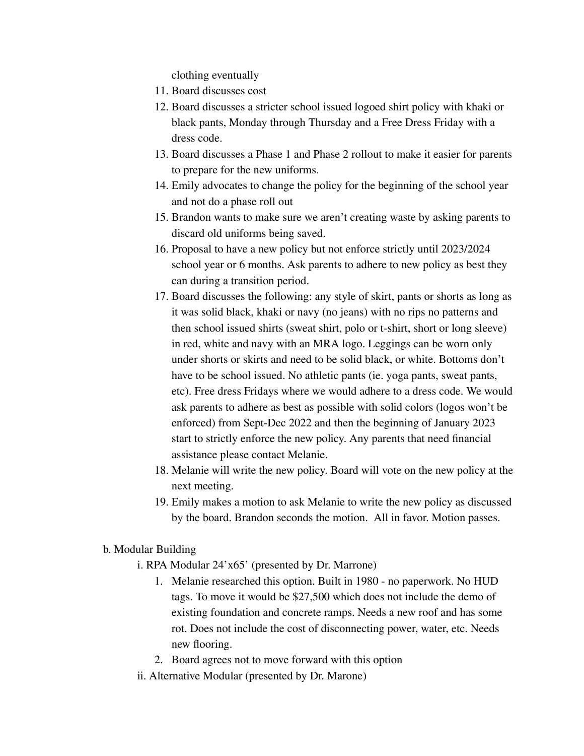clothing eventually

11. Board discusses cost
12. Board discusses a stricter school issued logoed shirt policy with khaki or black pants, Monday through Thursday and a Free Dress Friday with a dress code.
13. Board discusses a Phase 1 and Phase 2 rollout to make it easier for parents to prepare for the new uniforms.
14. Emily advocates to change the policy for the beginning of the school year and not do a phase roll out
15. Brandon wants to make sure we aren't creating waste by asking parents to discard old uniforms being saved.
16. Proposal to have a new policy but not enforce strictly until 2023/2024 school year or 6 months. Ask parents to adhere to new policy as best they can during a transition period.
17. Board discusses the following: any style of skirt, pants or shorts as long as it was solid black, khaki or navy (no jeans) with no rips no patterns and then school issued shirts (sweat shirt, polo or t-shirt, short or long sleeve) in red, white and navy with an MRA logo. Leggings can be worn only under shorts or skirts and need to be solid black, or white. Bottoms don't have to be school issued. No athletic pants (ie. yoga pants, sweat pants, etc). Free dress Fridays where we would adhere to a dress code. We would ask parents to adhere as best as possible with solid colors (logos won't be enforced) from Sept-Dec 2022 and then the beginning of January 2023 start to strictly enforce the new policy. Any parents that need financial assistance please contact Melanie.
18. Melanie will write the new policy. Board will vote on the new policy at the next meeting.
19. Emily makes a motion to ask Melanie to write the new policy as discussed by the board. Brandon seconds the motion. All in favor. Motion passes.

b. Modular Building

i. RPA Modular 24'x65' (presented by Dr. Marrone)

1. Melanie researched this option. Built in 1980 - no paperwork. No HUD tags. To move it would be $27,500 which does not include the demo of existing foundation and concrete ramps. Needs a new roof and has some rot. Does not include the cost of disconnecting power, water, etc. Needs new flooring.
2. Board agrees not to move forward with this option

ii. Alternative Modular (presented by Dr. Marone)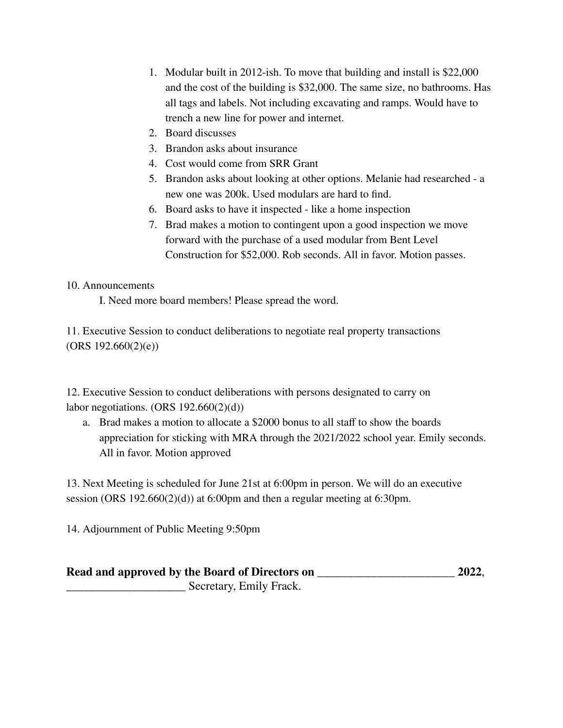1. Modular built in 2012-ish. To move that building and install is $22,000 and the cost of the building is $32,000. The same size, no bathrooms. Has all tags and labels. Not including excavating and ramps. Would have to trench a new line for power and internet.
2. Board discusses
3. Brandon asks about insurance
4. Cost would come from SRR Grant
5. Brandon asks about looking at other options. Melanie had researched - a new one was 200k. Used modulars are hard to find.
6. Board asks to have it inspected - like a home inspection
7. Brad makes a motion to contingent upon a good inspection we move forward with the purchase of a used modular from Bent Level Construction for $52,000. Rob seconds. All in favor. Motion passes.

10. Announcements

I. Need more board members! Please spread the word.

11. Executive Session to conduct deliberations to negotiate real property transactions (ORS 192.660(2)(e))

12. Executive Session to conduct deliberations with persons designated to carry on labor negotiations. (ORS 192.660(2)(d))

a. Brad makes a motion to allocate a $2000 bonus to all staff to show the boards appreciation for sticking with MRA through the 2021/2022 school year. Emily seconds. All in favor. Motion approved

13. Next Meeting is scheduled for June 21st at 6:00pm in person. We will do an executive session (ORS 192.660(2)(d)) at 6:00pm and then a regular meeting at 6:30pm.

14. Adjournment of Public Meeting 9:50pm

**Read and approved by the Board of Directors on _______________________ 2022**, ____________________ Secretary, Emily Frack.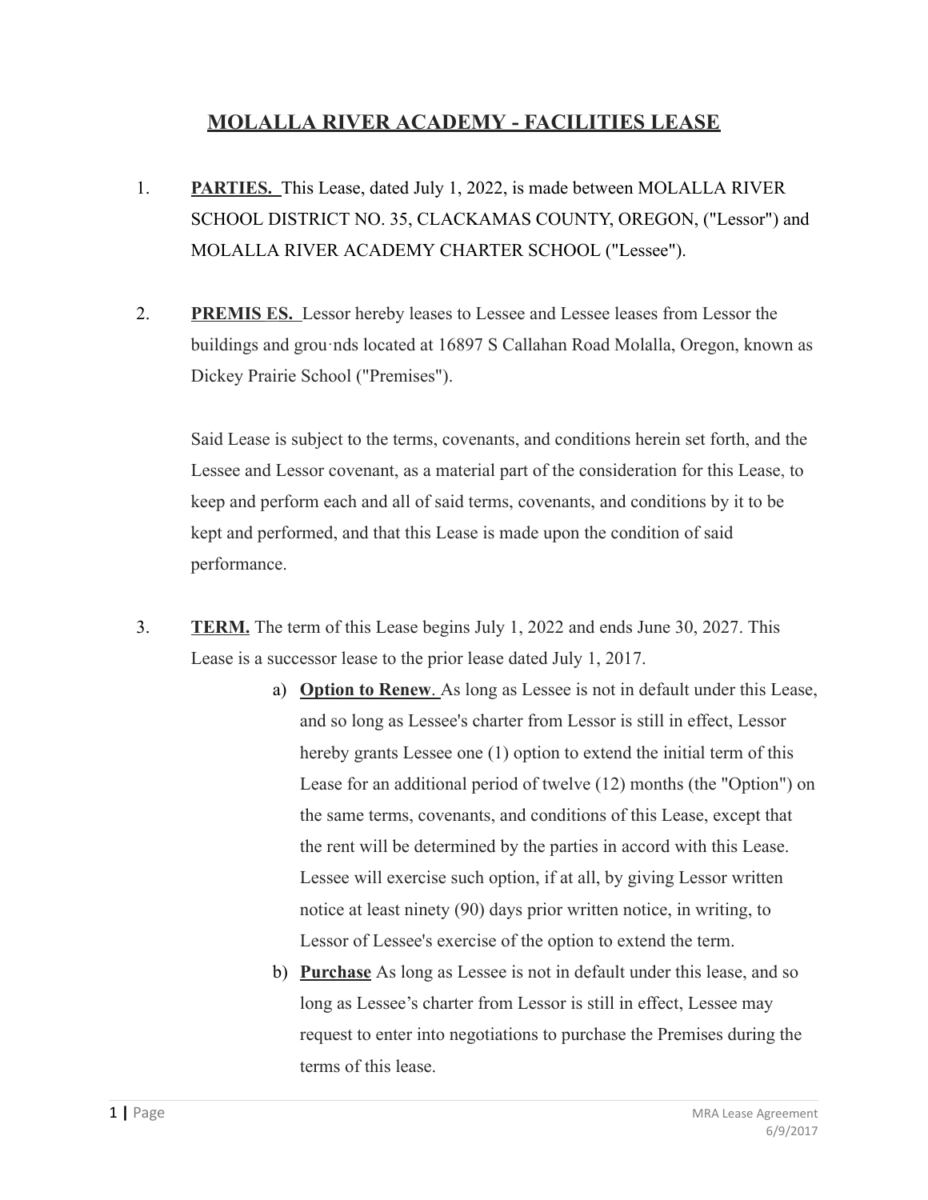# MOLALLA RIVER ACADEMY - FACILITIES LEASE

1. **PARTIES.** This Lease, dated July 1, 2022, is made between MOLALLA RIVER SCHOOL DISTRICT NO. 35, CLACKAMAS COUNTY, OREGON, ("Lessor") and MOLALLA RIVER ACADEMY CHARTER SCHOOL ("Lessee").

2. **PREMIS ES.** Lessor hereby leases to Lessee and Lessee leases from Lessor the buildings and grou·nds located at 16897 S Callahan Road Molalla, Oregon, known as Dickey Prairie School ("Premises").

   Said Lease is subject to the terms, covenants, and conditions herein set forth, and the Lessee and Lessor covenant, as a material part of the consideration for this Lease, to keep and perform each and all of said terms, covenants, and conditions by it to be kept and performed, and that this Lease is made upon the condition of said performance.

3. **TERM.** The term of this Lease begins July 1, 2022 and ends June 30, 2027. This Lease is a successor lease to the prior lease dated July 1, 2017.

   a) **Option to Renew**. As long as Lessee is not in default under this Lease, and so long as Lessee's charter from Lessor is still in effect, Lessor hereby grants Lessee one (1) option to extend the initial term of this Lease for an additional period of twelve (12) months (the "Option") on the same terms, covenants, and conditions of this Lease, except that the rent will be determined by the parties in accord with this Lease. Lessee will exercise such option, if at all, by giving Lessor written notice at least ninety (90) days prior written notice, in writing, to Lessor of Lessee's exercise of the option to extend the term.

   b) **Purchase** As long as Lessee is not in default under this lease, and so long as Lessee's charter from Lessor is still in effect, Lessee may request to enter into negotiations to purchase the Premises during the terms of this lease.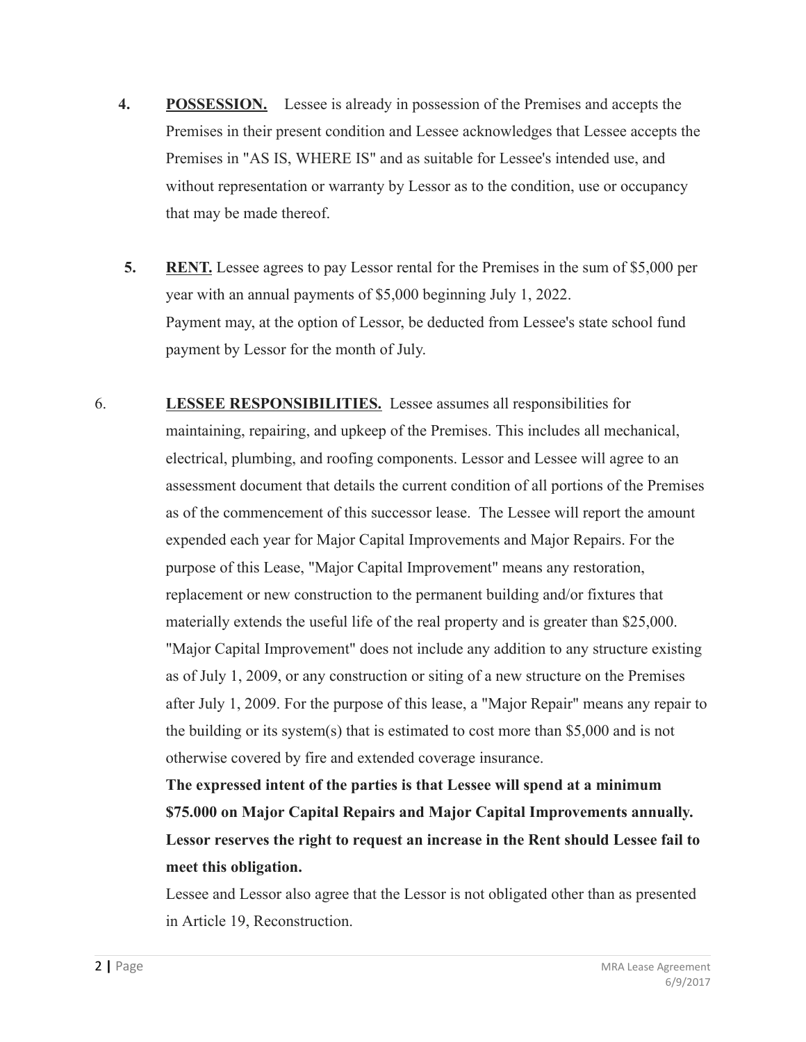**4.** **POSSESSION.** Lessee is already in possession of the Premises and accepts the Premises in their present condition and Lessee acknowledges that Lessee accepts the Premises in "AS IS, WHERE IS" and as suitable for Lessee's intended use, and without representation or warranty by Lessor as to the condition, use or occupancy that may be made thereof.

**5.** **RENT.** Lessee agrees to pay Lessor rental for the Premises in the sum of $5,000 per year with an annual payments of $5,000 beginning July 1, 2022.
Payment may, at the option of Lessor, be deducted from Lessee's state school fund payment by Lessor for the month of July.

6. **LESSEE RESPONSIBILITIES.** Lessee assumes all responsibilities for maintaining, repairing, and upkeep of the Premises. This includes all mechanical, electrical, plumbing, and roofing components. Lessor and Lessee will agree to an assessment document that details the current condition of all portions of the Premises as of the commencement of this successor lease. The Lessee will report the amount expended each year for Major Capital Improvements and Major Repairs. For the purpose of this Lease, "Major Capital Improvement" means any restoration, replacement or new construction to the permanent building and/or fixtures that materially extends the useful life of the real property and is greater than $25,000. "Major Capital Improvement" does not include any addition to any structure existing as of July 1, 2009, or any construction or siting of a new structure on the Premises after July 1, 2009. For the purpose of this lease, a "Major Repair" means any repair to the building or its system(s) that is estimated to cost more than $5,000 and is not otherwise covered by fire and extended coverage insurance.
**The expressed intent of the parties is that Lessee will spend at a minimum $75.000 on Major Capital Repairs and Major Capital Improvements annually. Lessor reserves the right to request an increase in the Rent should Lessee fail to meet this obligation.**
Lessee and Lessor also agree that the Lessor is not obligated other than as presented in Article 19, Reconstruction.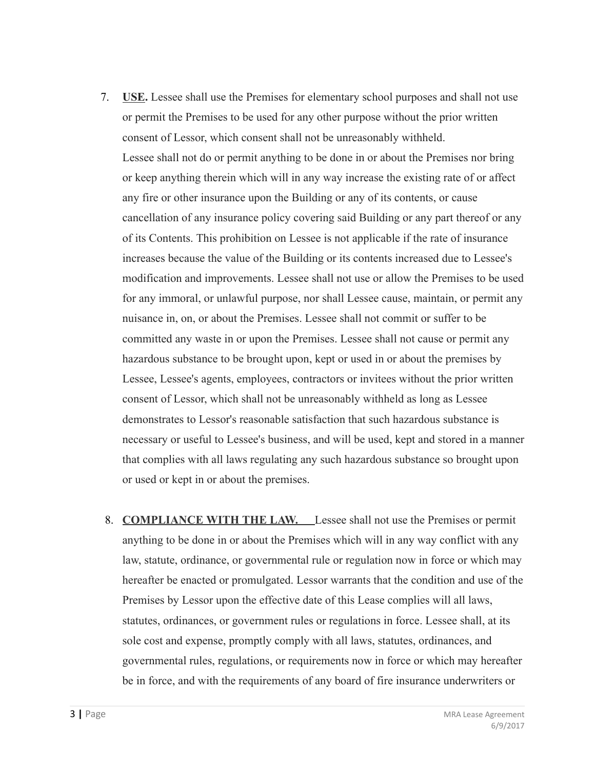7. **USE.** Lessee shall use the Premises for elementary school purposes and shall not use or permit the Premises to be used for any other purpose without the prior written consent of Lessor, which consent shall not be unreasonably withheld. Lessee shall not do or permit anything to be done in or about the Premises nor bring or keep anything therein which will in any way increase the existing rate of or affect any fire or other insurance upon the Building or any of its contents, or cause cancellation of any insurance policy covering said Building or any part thereof or any of its Contents. This prohibition on Lessee is not applicable if the rate of insurance increases because the value of the Building or its contents increased due to Lessee's modification and improvements. Lessee shall not use or allow the Premises to be used for any immoral, or unlawful purpose, nor shall Lessee cause, maintain, or permit any nuisance in, on, or about the Premises. Lessee shall not commit or suffer to be committed any waste in or upon the Premises. Lessee shall not cause or permit any hazardous substance to be brought upon, kept or used in or about the premises by Lessee, Lessee's agents, employees, contractors or invitees without the prior written consent of Lessor, which shall not be unreasonably withheld as long as Lessee demonstrates to Lessor's reasonable satisfaction that such hazardous substance is necessary or useful to Lessee's business, and will be used, kept and stored in a manner that complies with all laws regulating any such hazardous substance so brought upon or used or kept in or about the premises.

8. **COMPLIANCE WITH THE LAW.** Lessee shall not use the Premises or permit anything to be done in or about the Premises which will in any way conflict with any law, statute, ordinance, or governmental rule or regulation now in force or which may hereafter be enacted or promulgated. Lessor warrants that the condition and use of the Premises by Lessor upon the effective date of this Lease complies will all laws, statutes, ordinances, or government rules or regulations in force. Lessee shall, at its sole cost and expense, promptly comply with all laws, statutes, ordinances, and governmental rules, regulations, or requirements now in force or which may hereafter be in force, and with the requirements of any board of fire insurance underwriters or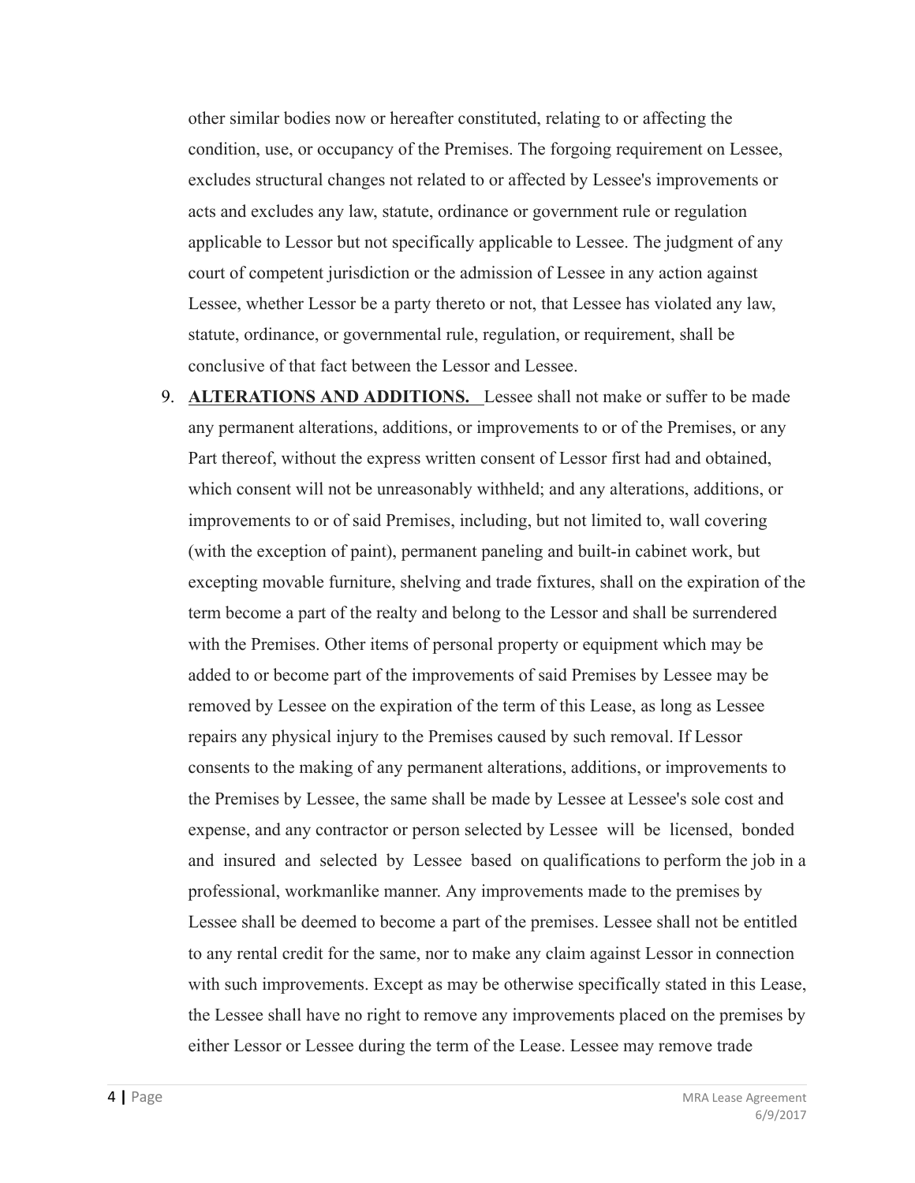other similar bodies now or hereafter constituted, relating to or affecting the condition, use, or occupancy of the Premises. The forgoing requirement on Lessee, excludes structural changes not related to or affected by Lessee's improvements or acts and excludes any law, statute, ordinance or government rule or regulation applicable to Lessor but not specifically applicable to Lessee. The judgment of any court of competent jurisdiction or the admission of Lessee in any action against Lessee, whether Lessor be a party thereto or not, that Lessee has violated any law, statute, ordinance, or governmental rule, regulation, or requirement, shall be conclusive of that fact between the Lessor and Lessee.

9. **ALTERATIONS AND ADDITIONS.** Lessee shall not make or suffer to be made any permanent alterations, additions, or improvements to or of the Premises, or any Part thereof, without the express written consent of Lessor first had and obtained, which consent will not be unreasonably withheld; and any alterations, additions, or improvements to or of said Premises, including, but not limited to, wall covering (with the exception of paint), permanent paneling and built-in cabinet work, but excepting movable furniture, shelving and trade fixtures, shall on the expiration of the term become a part of the realty and belong to the Lessor and shall be surrendered with the Premises. Other items of personal property or equipment which may be added to or become part of the improvements of said Premises by Lessee may be removed by Lessee on the expiration of the term of this Lease, as long as Lessee repairs any physical injury to the Premises caused by such removal. If Lessor consents to the making of any permanent alterations, additions, or improvements to the Premises by Lessee, the same shall be made by Lessee at Lessee's sole cost and expense, and any contractor or person selected by Lessee will be licensed, bonded and insured and selected by Lessee based on qualifications to perform the job in a professional, workmanlike manner. Any improvements made to the premises by Lessee shall be deemed to become a part of the premises. Lessee shall not be entitled to any rental credit for the same, nor to make any claim against Lessor in connection with such improvements. Except as may be otherwise specifically stated in this Lease, the Lessee shall have no right to remove any improvements placed on the premises by either Lessor or Lessee during the term of the Lease. Lessee may remove trade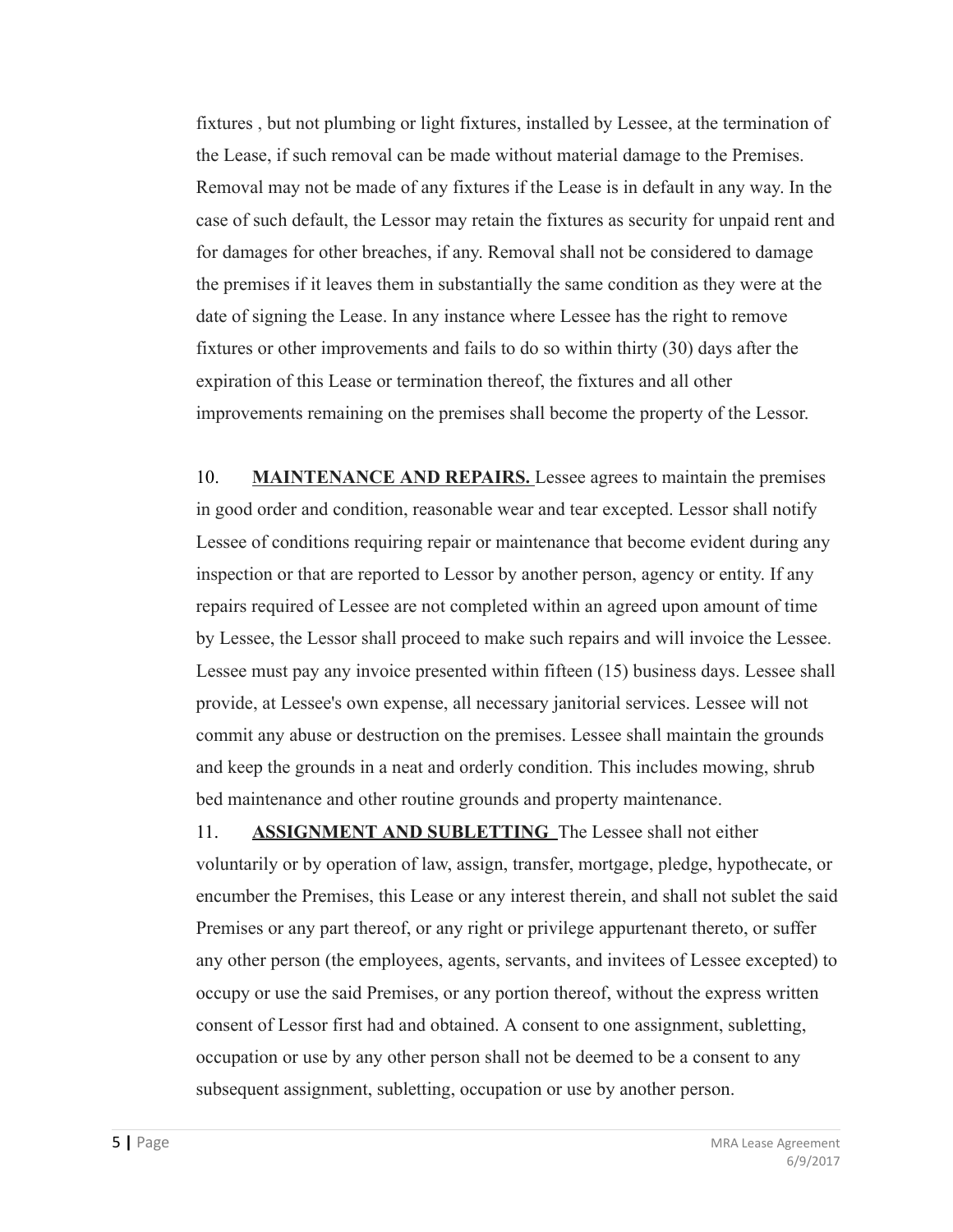fixtures , but not plumbing or light fixtures, installed by Lessee, at the termination of the Lease, if such removal can be made without material damage to the Premises. Removal may not be made of any fixtures if the Lease is in default in any way. In the case of such default, the Lessor may retain the fixtures as security for unpaid rent and for damages for other breaches, if any. Removal shall not be considered to damage the premises if it leaves them in substantially the same condition as they were at the date of signing the Lease. In any instance where Lessee has the right to remove fixtures or other improvements and fails to do so within thirty (30) days after the expiration of this Lease or termination thereof, the fixtures and all other improvements remaining on the premises shall become the property of the Lessor.

10. **MAINTENANCE AND REPAIRS.** Lessee agrees to maintain the premises in good order and condition, reasonable wear and tear excepted. Lessor shall notify Lessee of conditions requiring repair or maintenance that become evident during any inspection or that are reported to Lessor by another person, agency or entity. If any repairs required of Lessee are not completed within an agreed upon amount of time by Lessee, the Lessor shall proceed to make such repairs and will invoice the Lessee. Lessee must pay any invoice presented within fifteen (15) business days. Lessee shall provide, at Lessee's own expense, all necessary janitorial services. Lessee will not commit any abuse or destruction on the premises. Lessee shall maintain the grounds and keep the grounds in a neat and orderly condition. This includes mowing, shrub bed maintenance and other routine grounds and property maintenance.

11. **ASSIGNMENT AND SUBLETTING** The Lessee shall not either voluntarily or by operation of law, assign, transfer, mortgage, pledge, hypothecate, or encumber the Premises, this Lease or any interest therein, and shall not sublet the said Premises or any part thereof, or any right or privilege appurtenant thereto, or suffer any other person (the employees, agents, servants, and invitees of Lessee excepted) to occupy or use the said Premises, or any portion thereof, without the express written consent of Lessor first had and obtained. A consent to one assignment, subletting, occupation or use by any other person shall not be deemed to be a consent to any subsequent assignment, subletting, occupation or use by another person.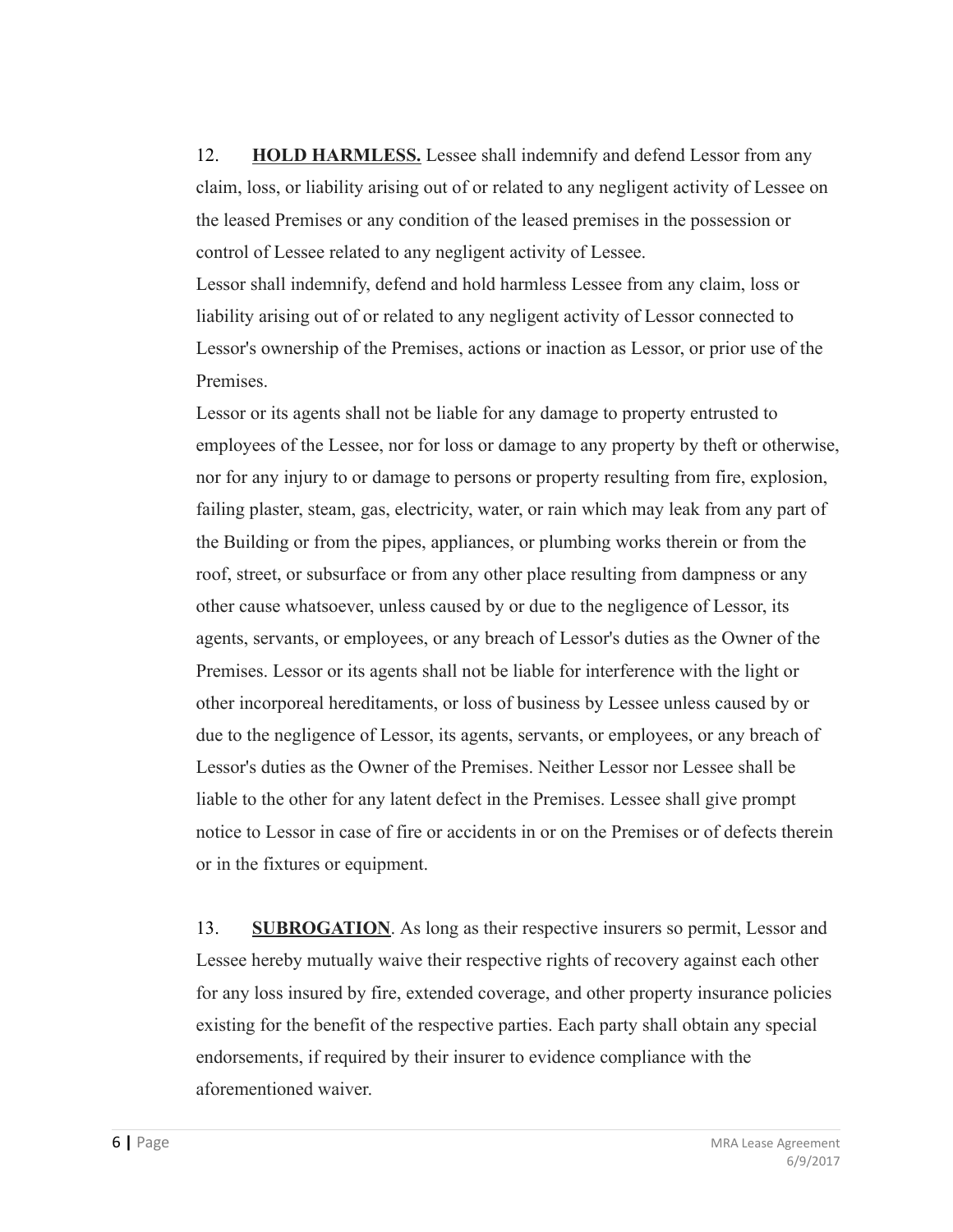12. **HOLD HARMLESS.** Lessee shall indemnify and defend Lessor from any claim, loss, or liability arising out of or related to any negligent activity of Lessee on the leased Premises or any condition of the leased premises in the possession or control of Lessee related to any negligent activity of Lessee.

Lessor shall indemnify, defend and hold harmless Lessee from any claim, loss or liability arising out of or related to any negligent activity of Lessor connected to Lessor's ownership of the Premises, actions or inaction as Lessor, or prior use of the Premises.

Lessor or its agents shall not be liable for any damage to property entrusted to employees of the Lessee, nor for loss or damage to any property by theft or otherwise, nor for any injury to or damage to persons or property resulting from fire, explosion, failing plaster, steam, gas, electricity, water, or rain which may leak from any part of the Building or from the pipes, appliances, or plumbing works therein or from the roof, street, or subsurface or from any other place resulting from dampness or any other cause whatsoever, unless caused by or due to the negligence of Lessor, its agents, servants, or employees, or any breach of Lessor's duties as the Owner of the Premises. Lessor or its agents shall not be liable for interference with the light or other incorporeal hereditaments, or loss of business by Lessee unless caused by or due to the negligence of Lessor, its agents, servants, or employees, or any breach of Lessor's duties as the Owner of the Premises. Neither Lessor nor Lessee shall be liable to the other for any latent defect in the Premises. Lessee shall give prompt notice to Lessor in case of fire or accidents in or on the Premises or of defects therein or in the fixtures or equipment.

13. **SUBROGATION**. As long as their respective insurers so permit, Lessor and Lessee hereby mutually waive their respective rights of recovery against each other for any loss insured by fire, extended coverage, and other property insurance policies existing for the benefit of the respective parties. Each party shall obtain any special endorsements, if required by their insurer to evidence compliance with the aforementioned waiver.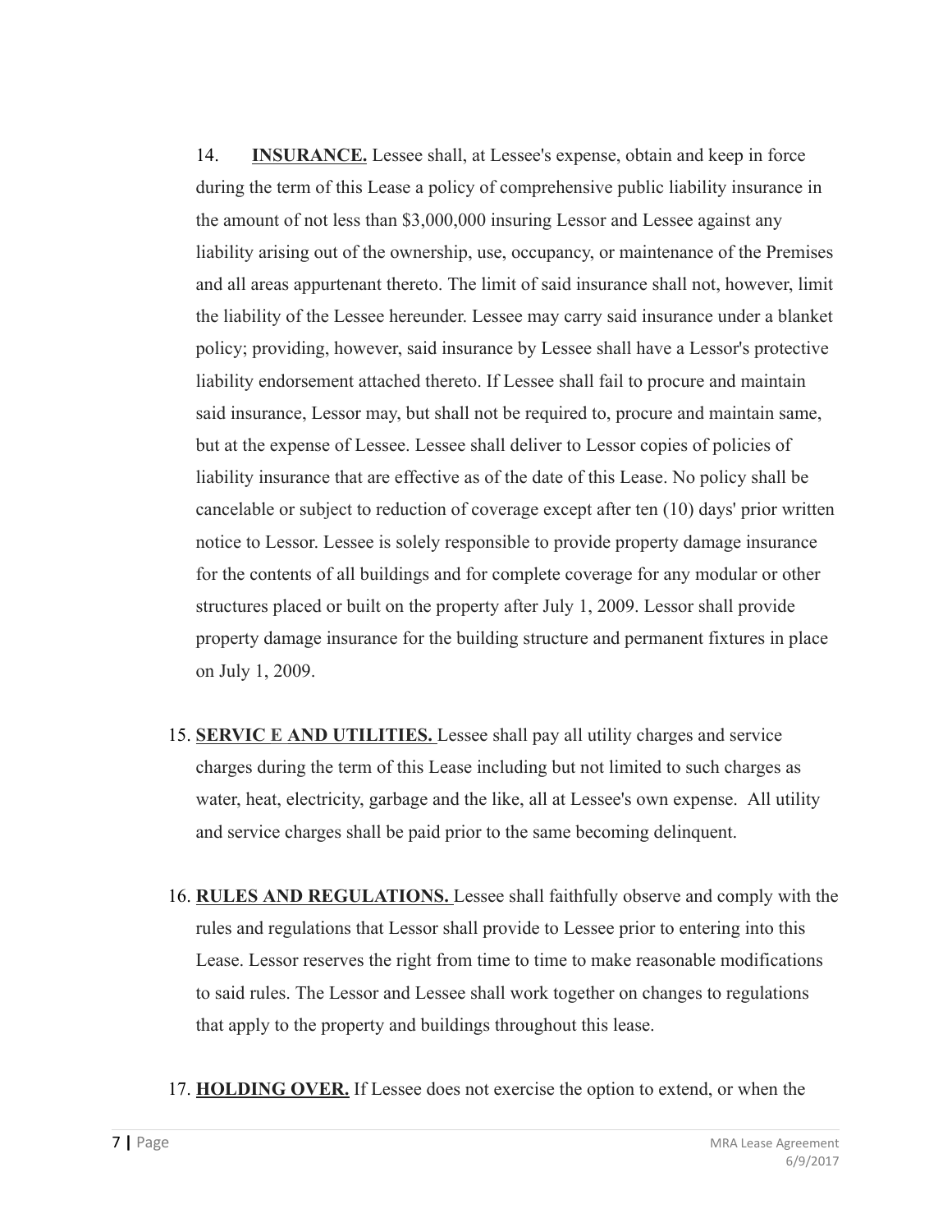14. **INSURANCE.** Lessee shall, at Lessee's expense, obtain and keep in force during the term of this Lease a policy of comprehensive public liability insurance in the amount of not less than $3,000,000 insuring Lessor and Lessee against any liability arising out of the ownership, use, occupancy, or maintenance of the Premises and all areas appurtenant thereto. The limit of said insurance shall not, however, limit the liability of the Lessee hereunder. Lessee may carry said insurance under a blanket policy; providing, however, said insurance by Lessee shall have a Lessor's protective liability endorsement attached thereto. If Lessee shall fail to procure and maintain said insurance, Lessor may, but shall not be required to, procure and maintain same, but at the expense of Lessee. Lessee shall deliver to Lessor copies of policies of liability insurance that are effective as of the date of this Lease. No policy shall be cancelable or subject to reduction of coverage except after ten (10) days' prior written notice to Lessor. Lessee is solely responsible to provide property damage insurance for the contents of all buildings and for complete coverage for any modular or other structures placed or built on the property after July 1, 2009. Lessor shall provide property damage insurance for the building structure and permanent fixtures in place on July 1, 2009.

15. **SERVIC E AND UTILITIES.** Lessee shall pay all utility charges and service charges during the term of this Lease including but not limited to such charges as water, heat, electricity, garbage and the like, all at Lessee's own expense. All utility and service charges shall be paid prior to the same becoming delinquent.

16. **RULES AND REGULATIONS.** Lessee shall faithfully observe and comply with the rules and regulations that Lessor shall provide to Lessee prior to entering into this Lease. Lessor reserves the right from time to time to make reasonable modifications to said rules. The Lessor and Lessee shall work together on changes to regulations that apply to the property and buildings throughout this lease.

17. **HOLDING OVER.** If Lessee does not exercise the option to extend, or when the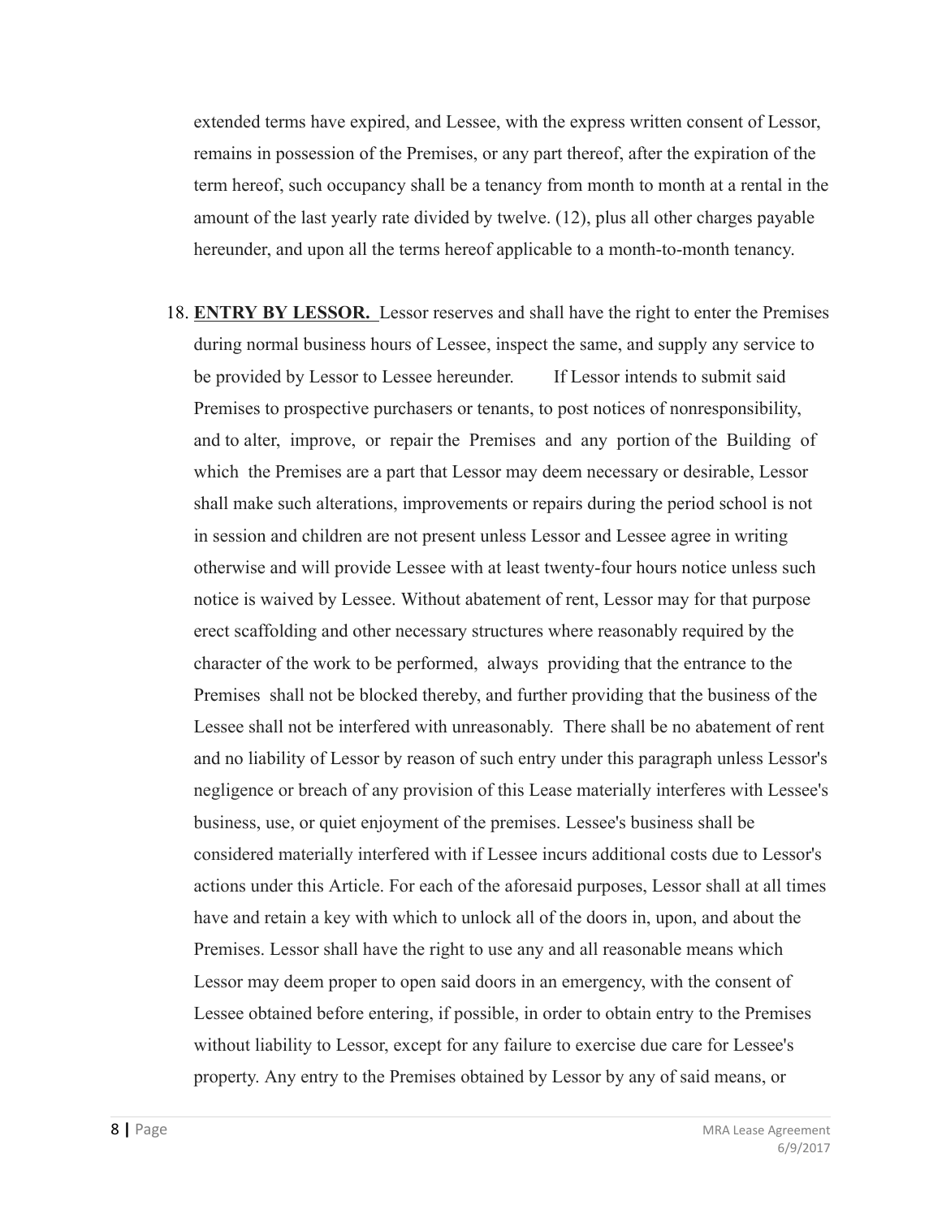extended terms have expired, and Lessee, with the express written consent of Lessor, remains in possession of the Premises, or any part thereof, after the expiration of the term hereof, such occupancy shall be a tenancy from month to month at a rental in the amount of the last yearly rate divided by twelve. (12), plus all other charges payable hereunder, and upon all the terms hereof applicable to a month-to-month tenancy.

18. **ENTRY BY LESSOR.** Lessor reserves and shall have the right to enter the Premises during normal business hours of Lessee, inspect the same, and supply any service to be provided by Lessor to Lessee hereunder. If Lessor intends to submit said Premises to prospective purchasers or tenants, to post notices of nonresponsibility, and to alter, improve, or repair the Premises and any portion of the Building of which the Premises are a part that Lessor may deem necessary or desirable, Lessor shall make such alterations, improvements or repairs during the period school is not in session and children are not present unless Lessor and Lessee agree in writing otherwise and will provide Lessee with at least twenty-four hours notice unless such notice is waived by Lessee. Without abatement of rent, Lessor may for that purpose erect scaffolding and other necessary structures where reasonably required by the character of the work to be performed, always providing that the entrance to the Premises shall not be blocked thereby, and further providing that the business of the Lessee shall not be interfered with unreasonably. There shall be no abatement of rent and no liability of Lessor by reason of such entry under this paragraph unless Lessor's negligence or breach of any provision of this Lease materially interferes with Lessee's business, use, or quiet enjoyment of the premises. Lessee's business shall be considered materially interfered with if Lessee incurs additional costs due to Lessor's actions under this Article. For each of the aforesaid purposes, Lessor shall at all times have and retain a key with which to unlock all of the doors in, upon, and about the Premises. Lessor shall have the right to use any and all reasonable means which Lessor may deem proper to open said doors in an emergency, with the consent of Lessee obtained before entering, if possible, in order to obtain entry to the Premises without liability to Lessor, except for any failure to exercise due care for Lessee's property. Any entry to the Premises obtained by Lessor by any of said means, or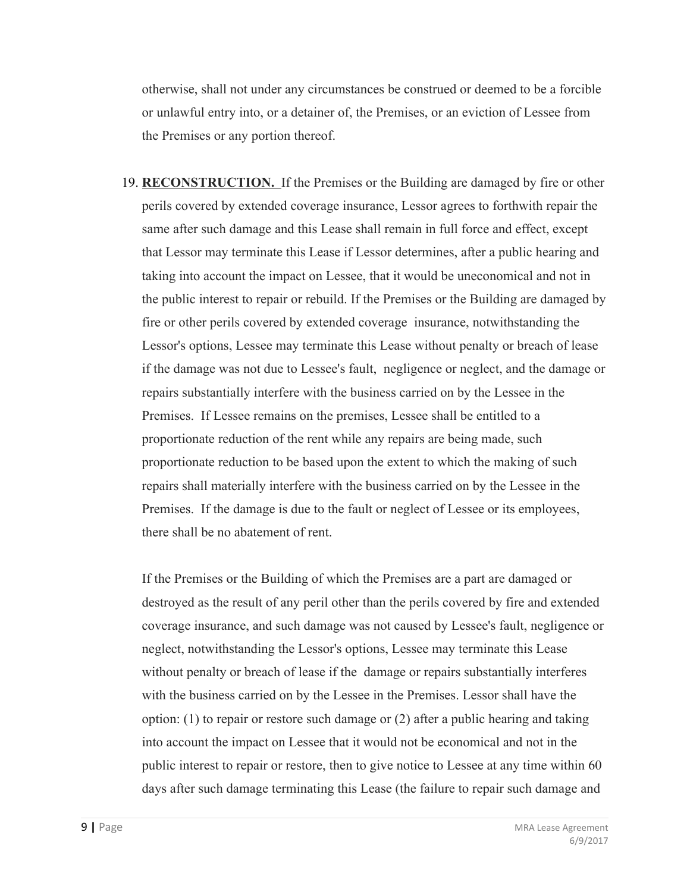otherwise, shall not under any circumstances be construed or deemed to be a forcible or unlawful entry into, or a detainer of, the Premises, or an eviction of Lessee from the Premises or any portion thereof.

19. **RECONSTRUCTION.** If the Premises or the Building are damaged by fire or other perils covered by extended coverage insurance, Lessor agrees to forthwith repair the same after such damage and this Lease shall remain in full force and effect, except that Lessor may terminate this Lease if Lessor determines, after a public hearing and taking into account the impact on Lessee, that it would be uneconomical and not in the public interest to repair or rebuild. If the Premises or the Building are damaged by fire or other perils covered by extended coverage insurance, notwithstanding the Lessor's options, Lessee may terminate this Lease without penalty or breach of lease if the damage was not due to Lessee's fault, negligence or neglect, and the damage or repairs substantially interfere with the business carried on by the Lessee in the Premises. If Lessee remains on the premises, Lessee shall be entitled to a proportionate reduction of the rent while any repairs are being made, such proportionate reduction to be based upon the extent to which the making of such repairs shall materially interfere with the business carried on by the Lessee in the Premises. If the damage is due to the fault or neglect of Lessee or its employees, there shall be no abatement of rent.

    If the Premises or the Building of which the Premises are a part are damaged or destroyed as the result of any peril other than the perils covered by fire and extended coverage insurance, and such damage was not caused by Lessee's fault, negligence or neglect, notwithstanding the Lessor's options, Lessee may terminate this Lease without penalty or breach of lease if the damage or repairs substantially interferes with the business carried on by the Lessee in the Premises. Lessor shall have the option: (1) to repair or restore such damage or (2) after a public hearing and taking into account the impact on Lessee that it would not be economical and not in the public interest to repair or restore, then to give notice to Lessee at any time within 60 days after such damage terminating this Lease (the failure to repair such damage and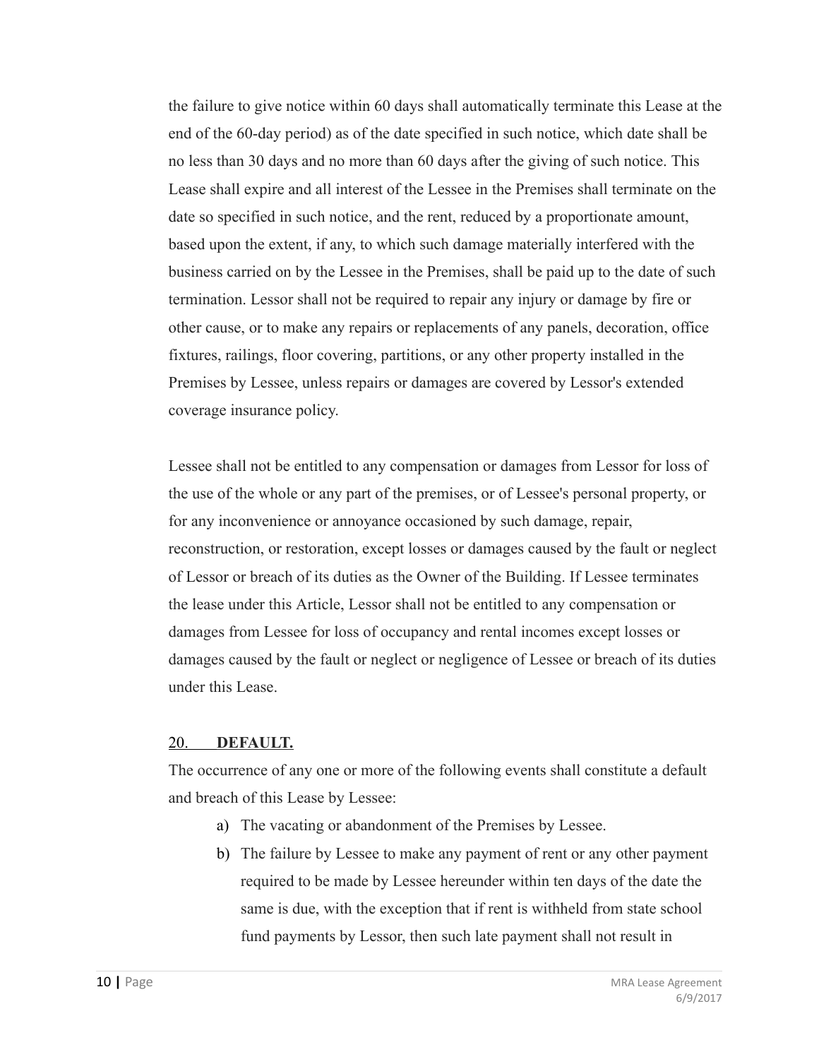the failure to give notice within 60 days shall automatically terminate this Lease at the end of the 60-day period) as of the date specified in such notice, which date shall be no less than 30 days and no more than 60 days after the giving of such notice. This Lease shall expire and all interest of the Lessee in the Premises shall terminate on the date so specified in such notice, and the rent, reduced by a proportionate amount, based upon the extent, if any, to which such damage materially interfered with the business carried on by the Lessee in the Premises, shall be paid up to the date of such termination. Lessor shall not be required to repair any injury or damage by fire or other cause, or to make any repairs or replacements of any panels, decoration, office fixtures, railings, floor covering, partitions, or any other property installed in the Premises by Lessee, unless repairs or damages are covered by Lessor's extended coverage insurance policy.

Lessee shall not be entitled to any compensation or damages from Lessor for loss of the use of the whole or any part of the premises, or of Lessee's personal property, or for any inconvenience or annoyance occasioned by such damage, repair, reconstruction, or restoration, except losses or damages caused by the fault or neglect of Lessor or breach of its duties as the Owner of the Building. If Lessee terminates the lease under this Article, Lessor shall not be entitled to any compensation or damages from Lessee for loss of occupancy and rental incomes except losses or damages caused by the fault or neglect or negligence of Lessee or breach of its duties under this Lease.

## 20. DEFAULT.

The occurrence of any one or more of the following events shall constitute a default and breach of this Lease by Lessee:

a) The vacating or abandonment of the Premises by Lessee.
b) The failure by Lessee to make any payment of rent or any other payment required to be made by Lessee hereunder within ten days of the date the same is due, with the exception that if rent is withheld from state school fund payments by Lessor, then such late payment shall not result in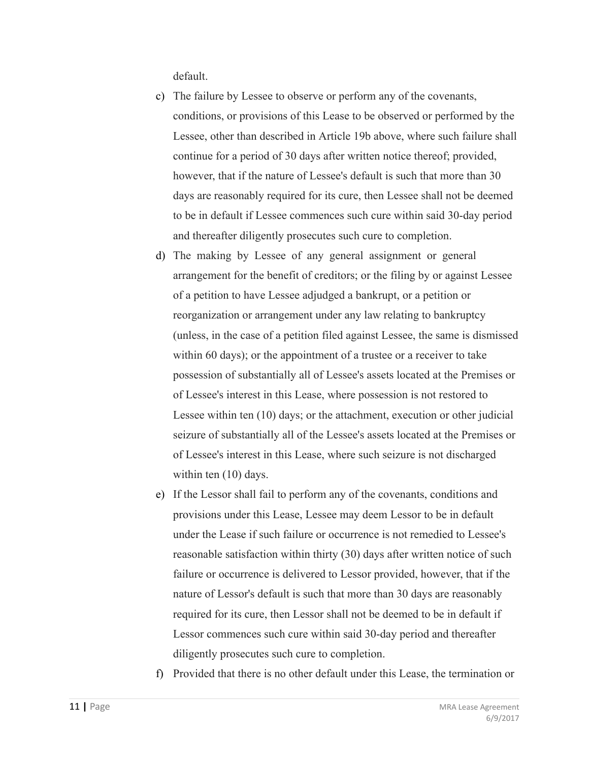default.

c) The failure by Lessee to observe or perform any of the covenants, conditions, or provisions of this Lease to be observed or performed by the Lessee, other than described in Article 19b above, where such failure shall continue for a period of 30 days after written notice thereof; provided, however, that if the nature of Lessee's default is such that more than 30 days are reasonably required for its cure, then Lessee shall not be deemed to be in default if Lessee commences such cure within said 30-day period and thereafter diligently prosecutes such cure to completion.

d) The making by Lessee of any general assignment or general arrangement for the benefit of creditors; or the filing by or against Lessee of a petition to have Lessee adjudged a bankrupt, or a petition or reorganization or arrangement under any law relating to bankruptcy (unless, in the case of a petition filed against Lessee, the same is dismissed within 60 days); or the appointment of a trustee or a receiver to take possession of substantially all of Lessee's assets located at the Premises or of Lessee's interest in this Lease, where possession is not restored to Lessee within ten (10) days; or the attachment, execution or other judicial seizure of substantially all of the Lessee's assets located at the Premises or of Lessee's interest in this Lease, where such seizure is not discharged within ten (10) days.

e) If the Lessor shall fail to perform any of the covenants, conditions and provisions under this Lease, Lessee may deem Lessor to be in default under the Lease if such failure or occurrence is not remedied to Lessee's reasonable satisfaction within thirty (30) days after written notice of such failure or occurrence is delivered to Lessor provided, however, that if the nature of Lessor's default is such that more than 30 days are reasonably required for its cure, then Lessor shall not be deemed to be in default if Lessor commences such cure within said 30-day period and thereafter diligently prosecutes such cure to completion.

f) Provided that there is no other default under this Lease, the termination or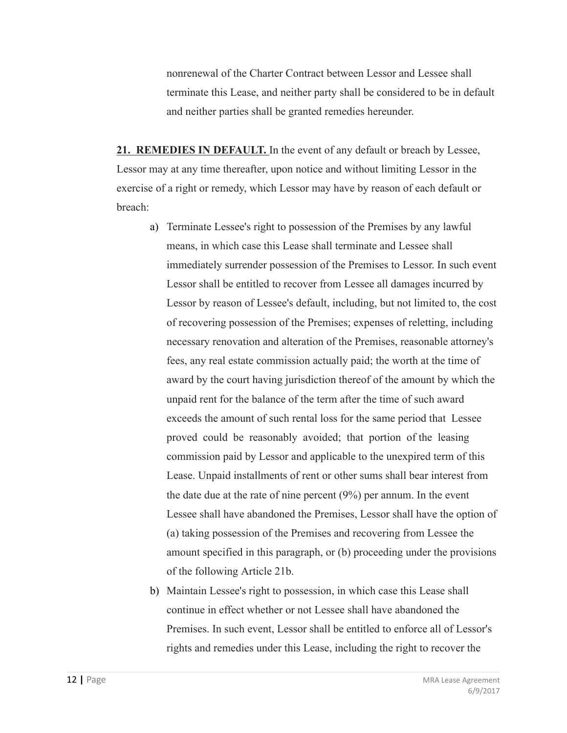nonrenewal of the Charter Contract between Lessor and Lessee shall terminate this Lease, and neither party shall be considered to be in default and neither parties shall be granted remedies hereunder.

**21. REMEDIES IN DEFAULT.** In the event of any default or breach by Lessee, Lessor may at any time thereafter, upon notice and without limiting Lessor in the exercise of a right or remedy, which Lessor may have by reason of each default or breach:

a) Terminate Lessee's right to possession of the Premises by any lawful means, in which case this Lease shall terminate and Lessee shall immediately surrender possession of the Premises to Lessor. In such event Lessor shall be entitled to recover from Lessee all damages incurred by Lessor by reason of Lessee's default, including, but not limited to, the cost of recovering possession of the Premises; expenses of reletting, including necessary renovation and alteration of the Premises, reasonable attorney's fees, any real estate commission actually paid; the worth at the time of award by the court having jurisdiction thereof of the amount by which the unpaid rent for the balance of the term after the time of such award exceeds the amount of such rental loss for the same period that Lessee proved could be reasonably avoided; that portion of the leasing commission paid by Lessor and applicable to the unexpired term of this Lease. Unpaid installments of rent or other sums shall bear interest from the date due at the rate of nine percent (9%) per annum. In the event Lessee shall have abandoned the Premises, Lessor shall have the option of (a) taking possession of the Premises and recovering from Lessee the amount specified in this paragraph, or (b) proceeding under the provisions of the following Article 21b.

b) Maintain Lessee's right to possession, in which case this Lease shall continue in effect whether or not Lessee shall have abandoned the Premises. In such event, Lessor shall be entitled to enforce all of Lessor's rights and remedies under this Lease, including the right to recover the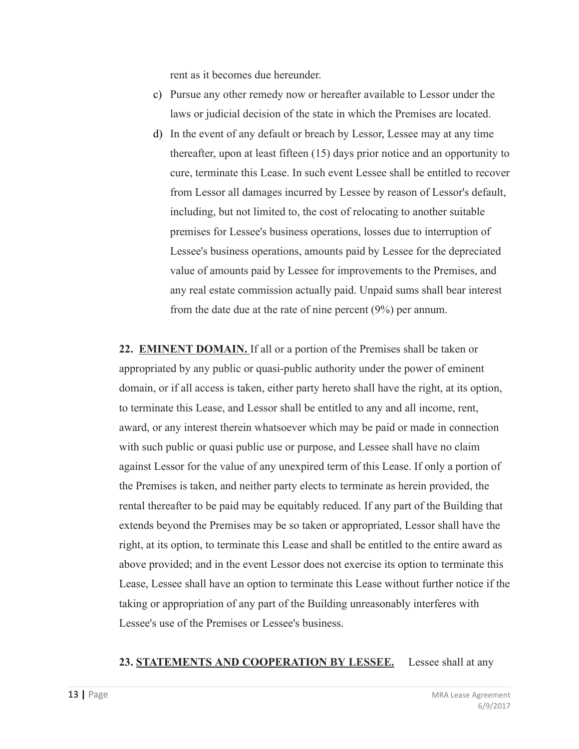rent as it becomes due hereunder.

c) Pursue any other remedy now or hereafter available to Lessor under the laws or judicial decision of the state in which the Premises are located.

d) In the event of any default or breach by Lessor, Lessee may at any time thereafter, upon at least fifteen (15) days prior notice and an opportunity to cure, terminate this Lease. In such event Lessee shall be entitled to recover from Lessor all damages incurred by Lessee by reason of Lessor's default, including, but not limited to, the cost of relocating to another suitable premises for Lessee's business operations, losses due to interruption of Lessee's business operations, amounts paid by Lessee for the depreciated value of amounts paid by Lessee for improvements to the Premises, and any real estate commission actually paid. Unpaid sums shall bear interest from the date due at the rate of nine percent (9%) per annum.

**22. EMINENT DOMAIN.** If all or a portion of the Premises shall be taken or appropriated by any public or quasi-public authority under the power of eminent domain, or if all access is taken, either party hereto shall have the right, at its option, to terminate this Lease, and Lessor shall be entitled to any and all income, rent, award, or any interest therein whatsoever which may be paid or made in connection with such public or quasi public use or purpose, and Lessee shall have no claim against Lessor for the value of any unexpired term of this Lease. If only a portion of the Premises is taken, and neither party elects to terminate as herein provided, the rental thereafter to be paid may be equitably reduced. If any part of the Building that extends beyond the Premises may be so taken or appropriated, Lessor shall have the right, at its option, to terminate this Lease and shall be entitled to the entire award as above provided; and in the event Lessor does not exercise its option to terminate this Lease, Lessee shall have an option to terminate this Lease without further notice if the taking or appropriation of any part of the Building unreasonably interferes with Lessee's use of the Premises or Lessee's business.

**23. STATEMENTS AND COOPERATION BY LESSEE.** Lessee shall at any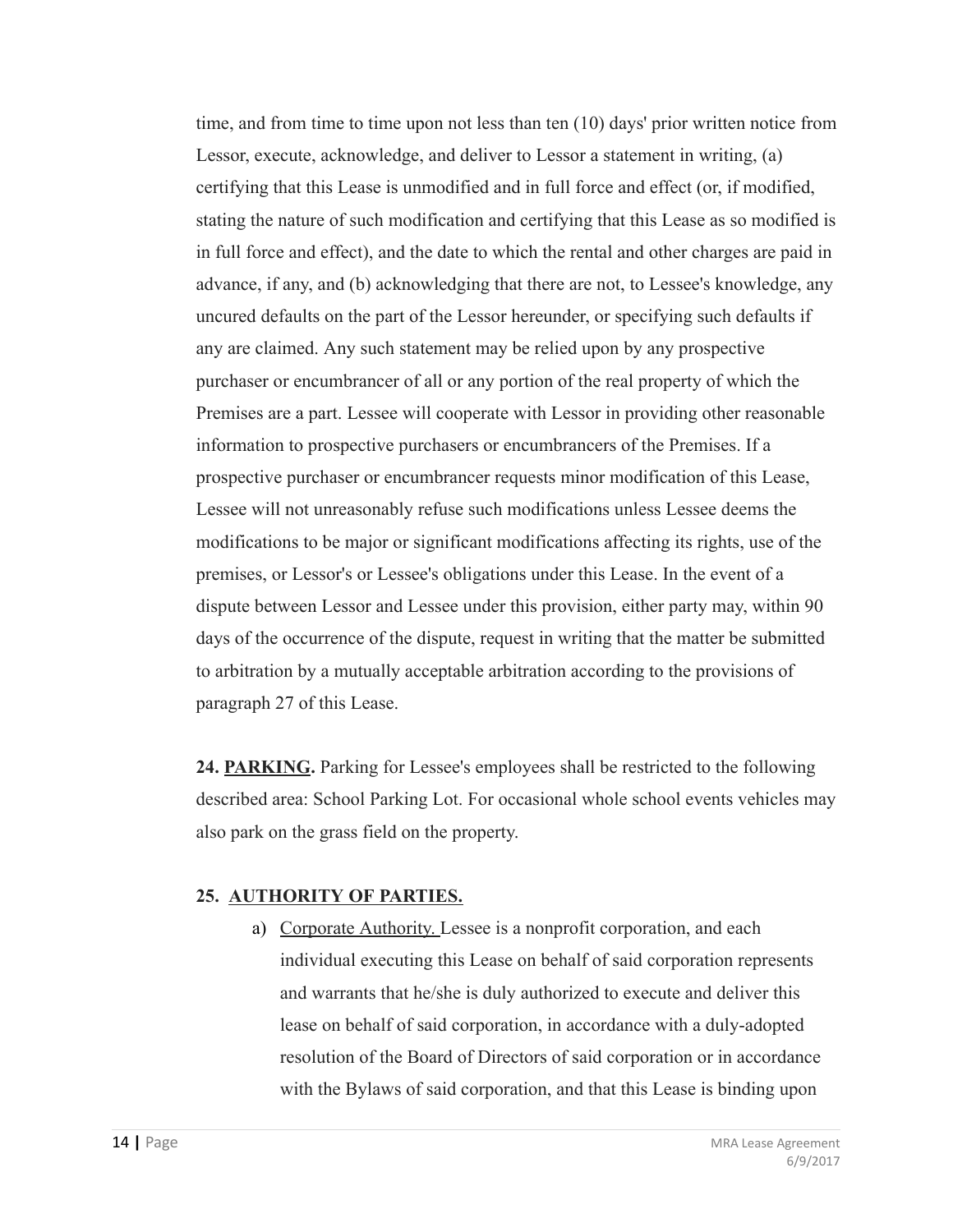time, and from time to time upon not less than ten (10) days' prior written notice from Lessor, execute, acknowledge, and deliver to Lessor a statement in writing, (a) certifying that this Lease is unmodified and in full force and effect (or, if modified, stating the nature of such modification and certifying that this Lease as so modified is in full force and effect), and the date to which the rental and other charges are paid in advance, if any, and (b) acknowledging that there are not, to Lessee's knowledge, any uncured defaults on the part of the Lessor hereunder, or specifying such defaults if any are claimed. Any such statement may be relied upon by any prospective purchaser or encumbrancer of all or any portion of the real property of which the Premises are a part. Lessee will cooperate with Lessor in providing other reasonable information to prospective purchasers or encumbrancers of the Premises. If a prospective purchaser or encumbrancer requests minor modification of this Lease, Lessee will not unreasonably refuse such modifications unless Lessee deems the modifications to be major or significant modifications affecting its rights, use of the premises, or Lessor's or Lessee's obligations under this Lease. In the event of a dispute between Lessor and Lessee under this provision, either party may, within 90 days of the occurrence of the dispute, request in writing that the matter be submitted to arbitration by a mutually acceptable arbitration according to the provisions of paragraph 27 of this Lease.

**24. PARKING.** Parking for Lessee's employees shall be restricted to the following described area: School Parking Lot. For occasional whole school events vehicles may also park on the grass field on the property.

**25. AUTHORITY OF PARTIES.**

a) Corporate Authority. Lessee is a nonprofit corporation, and each individual executing this Lease on behalf of said corporation represents and warrants that he/she is duly authorized to execute and deliver this lease on behalf of said corporation, in accordance with a duly-adopted resolution of the Board of Directors of said corporation or in accordance with the Bylaws of said corporation, and that this Lease is binding upon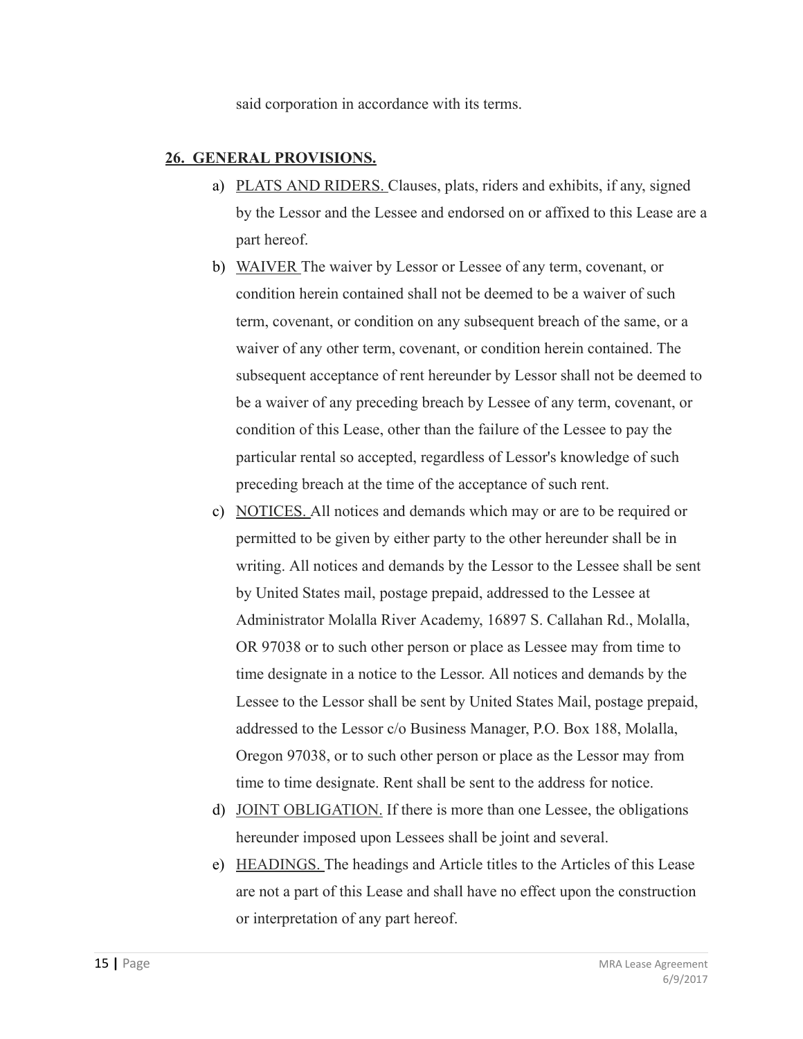said corporation in accordance with its terms.

## 26. GENERAL PROVISIONS.

a) PLATS AND RIDERS. Clauses, plats, riders and exhibits, if any, signed by the Lessor and the Lessee and endorsed on or affixed to this Lease are a part hereof.

b) WAIVER The waiver by Lessor or Lessee of any term, covenant, or condition herein contained shall not be deemed to be a waiver of such term, covenant, or condition on any subsequent breach of the same, or a waiver of any other term, covenant, or condition herein contained. The subsequent acceptance of rent hereunder by Lessor shall not be deemed to be a waiver of any preceding breach by Lessee of any term, covenant, or condition of this Lease, other than the failure of the Lessee to pay the particular rental so accepted, regardless of Lessor's knowledge of such preceding breach at the time of the acceptance of such rent.

c) NOTICES. All notices and demands which may or are to be required or permitted to be given by either party to the other hereunder shall be in writing. All notices and demands by the Lessor to the Lessee shall be sent by United States mail, postage prepaid, addressed to the Lessee at Administrator Molalla River Academy, 16897 S. Callahan Rd., Molalla, OR 97038 or to such other person or place as Lessee may from time to time designate in a notice to the Lessor. All notices and demands by the Lessee to the Lessor shall be sent by United States Mail, postage prepaid, addressed to the Lessor c/o Business Manager, P.O. Box 188, Molalla, Oregon 97038, or to such other person or place as the Lessor may from time to time designate. Rent shall be sent to the address for notice.

d) JOINT OBLIGATION. If there is more than one Lessee, the obligations hereunder imposed upon Lessees shall be joint and several.

e) HEADINGS. The headings and Article titles to the Articles of this Lease are not a part of this Lease and shall have no effect upon the construction or interpretation of any part hereof.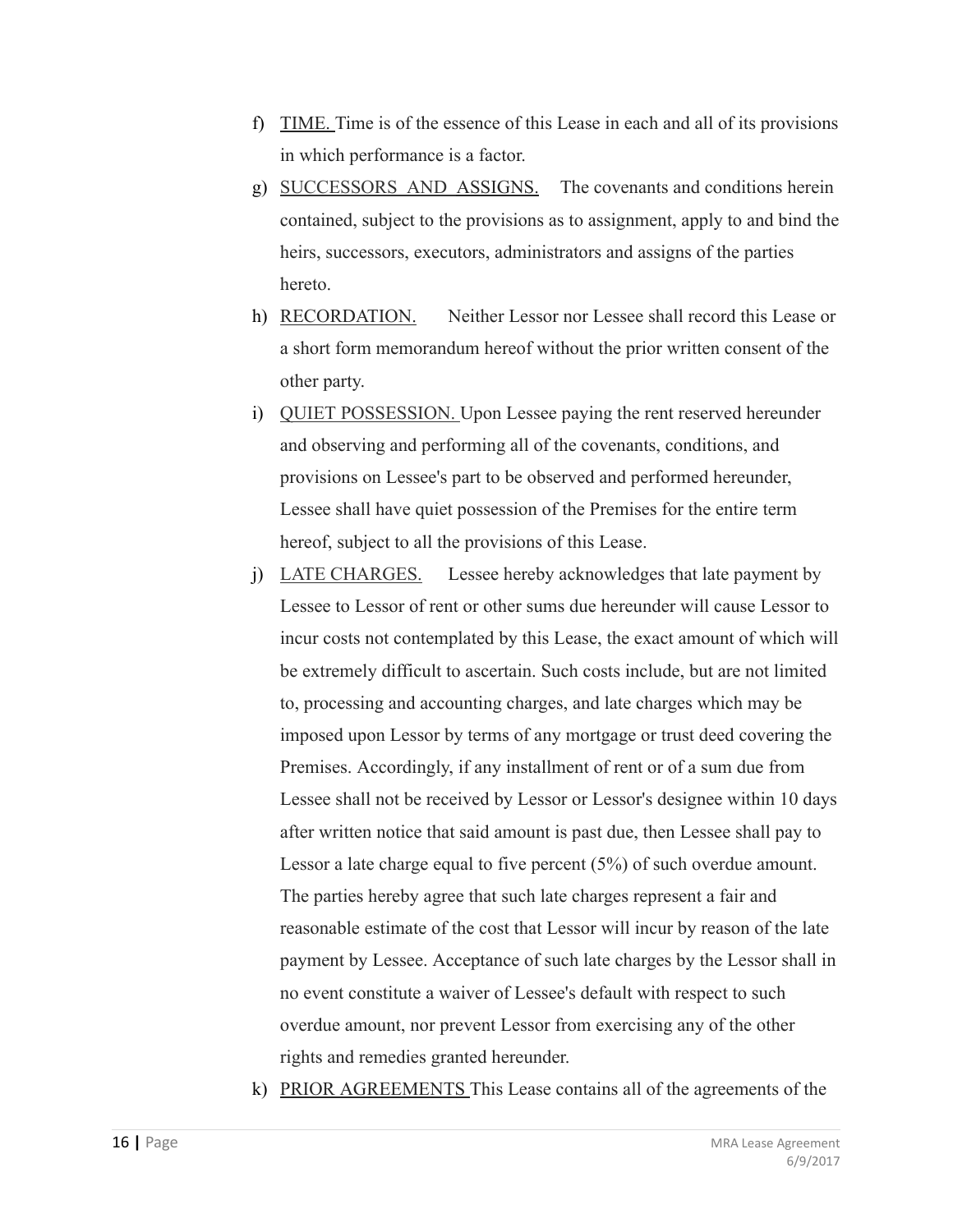f) <u>TIME.</u> Time is of the essence of this Lease in each and all of its provisions in which performance is a factor.

g) <u>SUCCESSORS AND ASSIGNS.</u> The covenants and conditions herein contained, subject to the provisions as to assignment, apply to and bind the heirs, successors, executors, administrators and assigns of the parties hereto.

h) <u>RECORDATION.</u> Neither Lessor nor Lessee shall record this Lease or a short form memorandum hereof without the prior written consent of the other party.

i) <u>QUIET POSSESSION.</u> Upon Lessee paying the rent reserved hereunder and observing and performing all of the covenants, conditions, and provisions on Lessee's part to be observed and performed hereunder, Lessee shall have quiet possession of the Premises for the entire term hereof, subject to all the provisions of this Lease.

j) <u>LATE CHARGES.</u> Lessee hereby acknowledges that late payment by Lessee to Lessor of rent or other sums due hereunder will cause Lessor to incur costs not contemplated by this Lease, the exact amount of which will be extremely difficult to ascertain. Such costs include, but are not limited to, processing and accounting charges, and late charges which may be imposed upon Lessor by terms of any mortgage or trust deed covering the Premises. Accordingly, if any installment of rent or of a sum due from Lessee shall not be received by Lessor or Lessor's designee within 10 days after written notice that said amount is past due, then Lessee shall pay to Lessor a late charge equal to five percent (5%) of such overdue amount. The parties hereby agree that such late charges represent a fair and reasonable estimate of the cost that Lessor will incur by reason of the late payment by Lessee. Acceptance of such late charges by the Lessor shall in no event constitute a waiver of Lessee's default with respect to such overdue amount, nor prevent Lessor from exercising any of the other rights and remedies granted hereunder.

k) <u>PRIOR AGREEMENTS</u> This Lease contains all of the agreements of the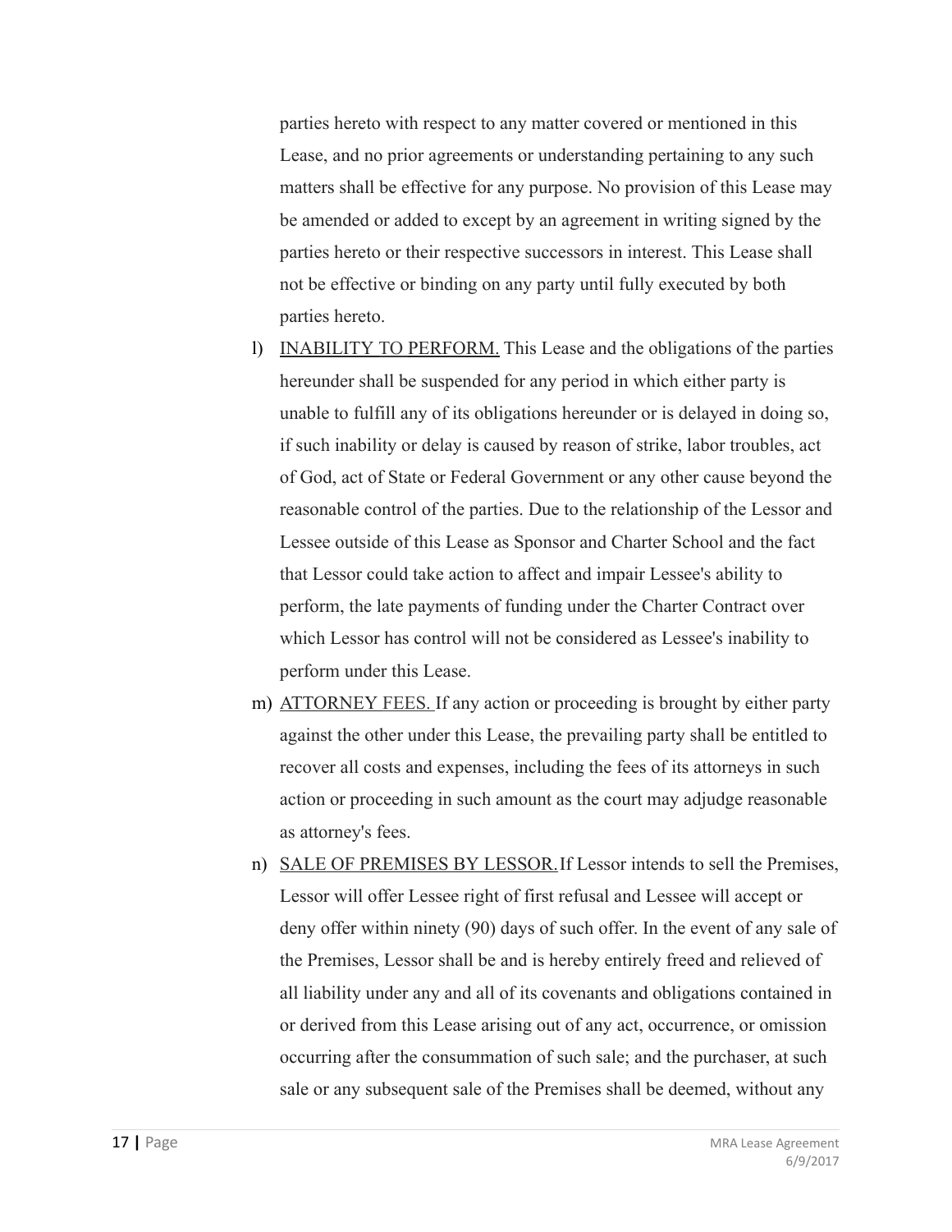parties hereto with respect to any matter covered or mentioned in this Lease, and no prior agreements or understanding pertaining to any such matters shall be effective for any purpose. No provision of this Lease may be amended or added to except by an agreement in writing signed by the parties hereto or their respective successors in interest. This Lease shall not be effective or binding on any party until fully executed by both parties hereto.

l) INABILITY TO PERFORM. This Lease and the obligations of the parties hereunder shall be suspended for any period in which either party is unable to fulfill any of its obligations hereunder or is delayed in doing so, if such inability or delay is caused by reason of strike, labor troubles, act of God, act of State or Federal Government or any other cause beyond the reasonable control of the parties. Due to the relationship of the Lessor and Lessee outside of this Lease as Sponsor and Charter School and the fact that Lessor could take action to affect and impair Lessee's ability to perform, the late payments of funding under the Charter Contract over which Lessor has control will not be considered as Lessee's inability to perform under this Lease.

m) ATTORNEY FEES. If any action or proceeding is brought by either party against the other under this Lease, the prevailing party shall be entitled to recover all costs and expenses, including the fees of its attorneys in such action or proceeding in such amount as the court may adjudge reasonable as attorney's fees.

n) SALE OF PREMISES BY LESSOR. If Lessor intends to sell the Premises, Lessor will offer Lessee right of first refusal and Lessee will accept or deny offer within ninety (90) days of such offer. In the event of any sale of the Premises, Lessor shall be and is hereby entirely freed and relieved of all liability under any and all of its covenants and obligations contained in or derived from this Lease arising out of any act, occurrence, or omission occurring after the consummation of such sale; and the purchaser, at such sale or any subsequent sale of the Premises shall be deemed, without any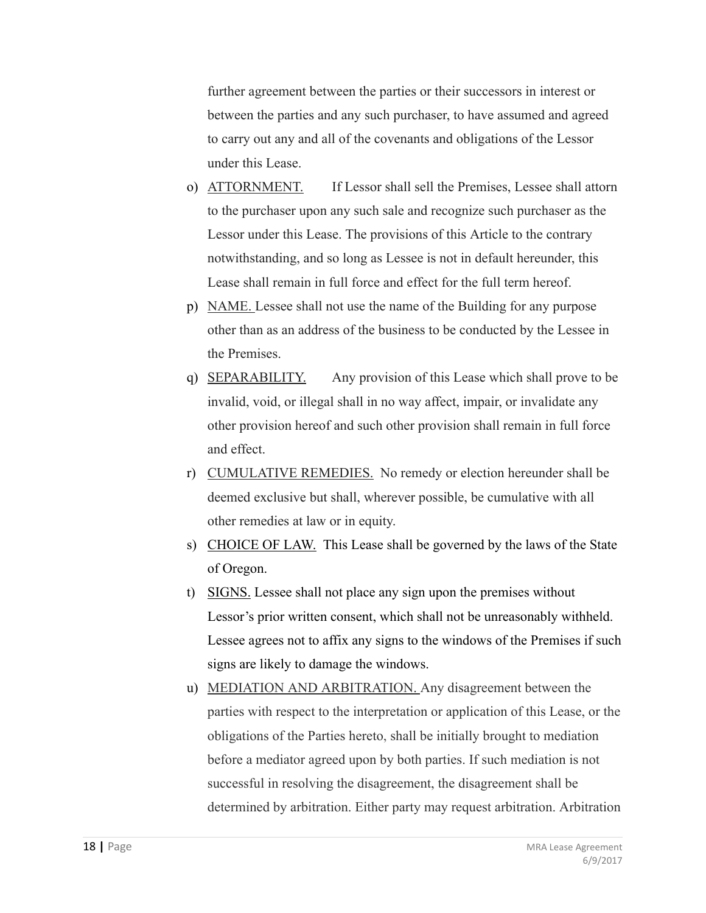further agreement between the parties or their successors in interest or between the parties and any such purchaser, to have assumed and agreed to carry out any and all of the covenants and obligations of the Lessor under this Lease.

o) <u>ATTORNMENT.</u> If Lessor shall sell the Premises, Lessee shall attorn to the purchaser upon any such sale and recognize such purchaser as the Lessor under this Lease. The provisions of this Article to the contrary notwithstanding, and so long as Lessee is not in default hereunder, this Lease shall remain in full force and effect for the full term hereof.

p) <u>NAME.</u> Lessee shall not use the name of the Building for any purpose other than as an address of the business to be conducted by the Lessee in the Premises.

q) <u>SEPARABILITY.</u> Any provision of this Lease which shall prove to be invalid, void, or illegal shall in no way affect, impair, or invalidate any other provision hereof and such other provision shall remain in full force and effect.

r) <u>CUMULATIVE REMEDIES.</u> No remedy or election hereunder shall be deemed exclusive but shall, wherever possible, be cumulative with all other remedies at law or in equity.

s) <u>CHOICE OF LAW.</u> This Lease shall be governed by the laws of the State of Oregon.

t) <u>SIGNS.</u> Lessee shall not place any sign upon the premises without Lessor's prior written consent, which shall not be unreasonably withheld. Lessee agrees not to affix any signs to the windows of the Premises if such signs are likely to damage the windows.

u) <u>MEDIATION AND ARBITRATION.</u> Any disagreement between the parties with respect to the interpretation or application of this Lease, or the obligations of the Parties hereto, shall be initially brought to mediation before a mediator agreed upon by both parties. If such mediation is not successful in resolving the disagreement, the disagreement shall be determined by arbitration. Either party may request arbitration. Arbitration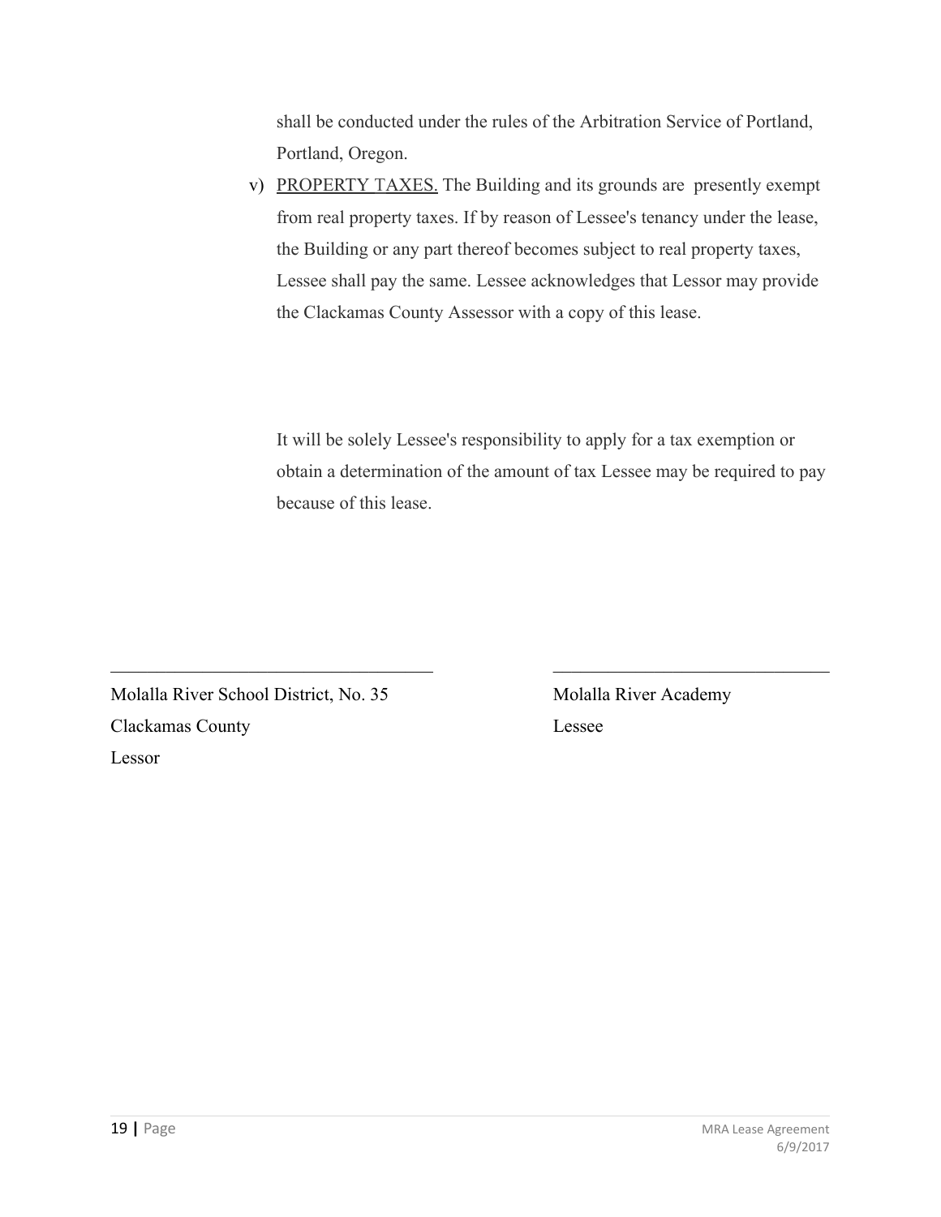shall be conducted under the rules of the Arbitration Service of Portland, Portland, Oregon.

v) PROPERTY TAXES. The Building and its grounds are presently exempt from real property taxes. If by reason of Lessee's tenancy under the lease, the Building or any part thereof becomes subject to real property taxes, Lessee shall pay the same. Lessee acknowledges that Lessor may provide the Clackamas County Assessor with a copy of this lease.

It will be solely Lessee's responsibility to apply for a tax exemption or obtain a determination of the amount of tax Lessee may be required to pay because of this lease.

| ______________________________ | ______________________________ |
|---|---|
| Molalla River School District, No. 35 | Molalla River Academy |
| Clackamas County | Lessee |
| Lessor | |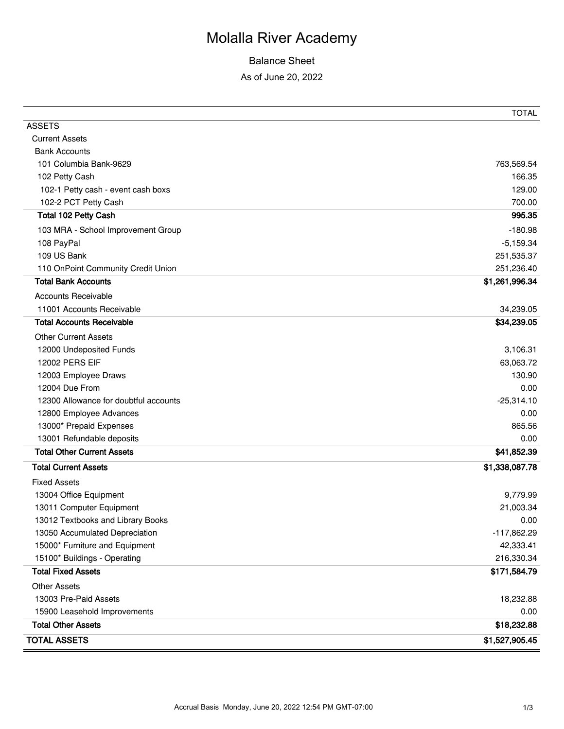# Molalla River Academy

Balance Sheet

As of June 20, 2022

| | TOTAL |
|---|---|
| ASSETS | |
| Current Assets | |
| Bank Accounts | |
| 101 Columbia Bank-9629 | 763,569.54 |
| 102 Petty Cash | 166.35 |
| 102-1 Petty cash - event cash boxs | 129.00 |
| 102-2 PCT Petty Cash | 700.00 |
| **Total 102 Petty Cash** | **995.35** |
| 103 MRA - School Improvement Group | -180.98 |
| 108 PayPal | -5,159.34 |
| 109 US Bank | 251,535.37 |
| 110 OnPoint Community Credit Union | 251,236.40 |
| **Total Bank Accounts** | **$1,261,996.34** |
| Accounts Receivable | |
| 11001 Accounts Receivable | 34,239.05 |
| **Total Accounts Receivable** | **$34,239.05** |
| Other Current Assets | |
| 12000 Undeposited Funds | 3,106.31 |
| 12002 PERS EIF | 63,063.72 |
| 12003 Employee Draws | 130.90 |
| 12004 Due From | 0.00 |
| 12300 Allowance for doubtful accounts | -25,314.10 |
| 12800 Employee Advances | 0.00 |
| 13000* Prepaid Expenses | 865.56 |
| 13001 Refundable deposits | 0.00 |
| **Total Other Current Assets** | **$41,852.39** |
| **Total Current Assets** | **$1,338,087.78** |
| Fixed Assets | |
| 13004 Office Equipment | 9,779.99 |
| 13011 Computer Equipment | 21,003.34 |
| 13012 Textbooks and Library Books | 0.00 |
| 13050 Accumulated Depreciation | -117,862.29 |
| 15000* Furniture and Equipment | 42,333.41 |
| 15100* Buildings - Operating | 216,330.34 |
| **Total Fixed Assets** | **$171,584.79** |
| Other Assets | |
| 13003 Pre-Paid Assets | 18,232.88 |
| 15900 Leasehold Improvements | 0.00 |
| **Total Other Assets** | **$18,232.88** |
| **TOTAL ASSETS** | **$1,527,905.45** |

Accrual Basis Monday, June 20, 2022 12:54 PM GMT-07:00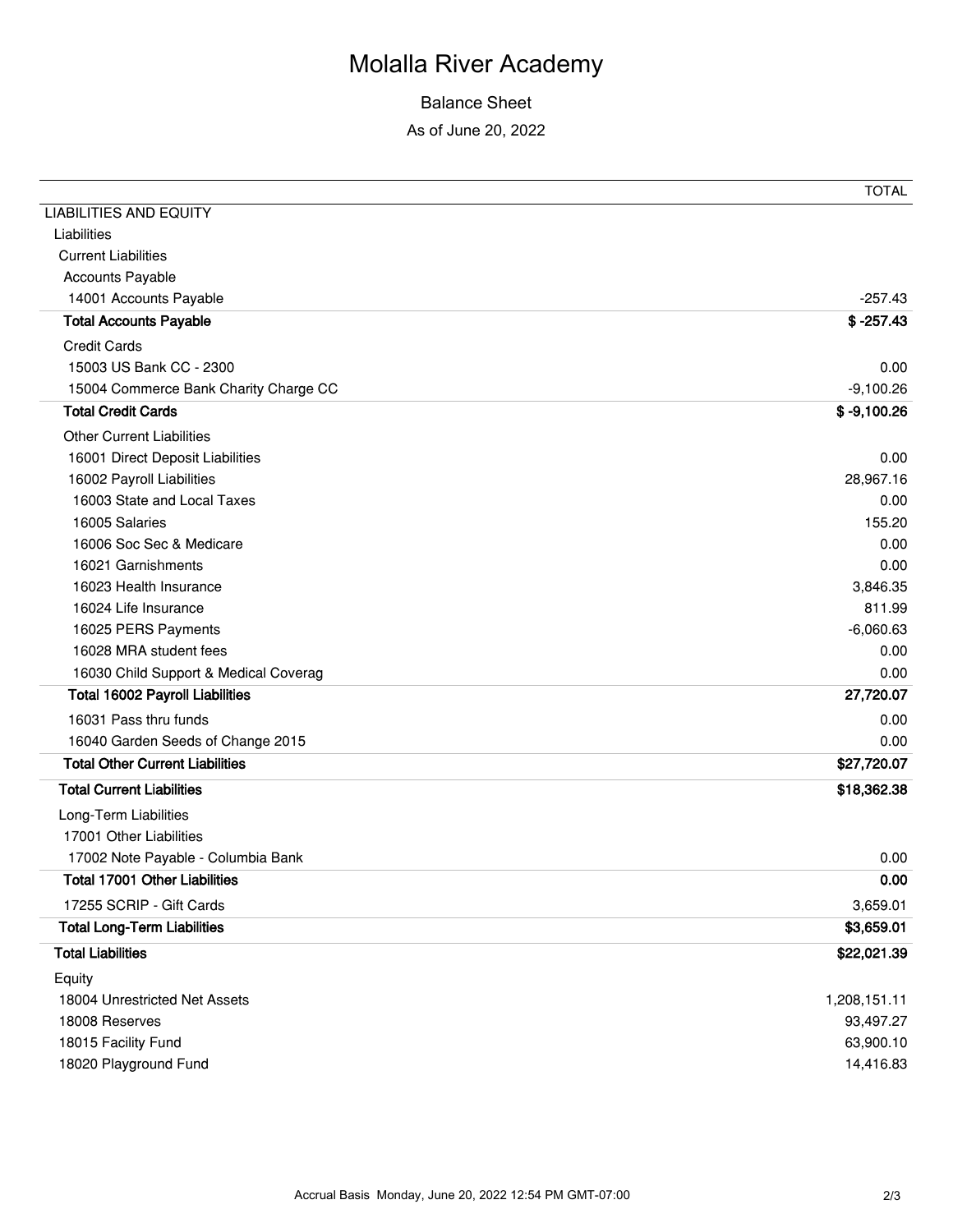# Molalla River Academy

Balance Sheet

As of June 20, 2022

| | TOTAL |
|---|---|
| LIABILITIES AND EQUITY | |
| Liabilities | |
| Current Liabilities | |
| Accounts Payable | |
| 14001 Accounts Payable | -257.43 |
| **Total Accounts Payable** | **$ -257.43** |
| Credit Cards | |
| 15003 US Bank CC - 2300 | 0.00 |
| 15004 Commerce Bank Charity Charge CC | -9,100.26 |
| **Total Credit Cards** | **$ -9,100.26** |
| Other Current Liabilities | |
| 16001 Direct Deposit Liabilities | 0.00 |
| 16002 Payroll Liabilities | 28,967.16 |
| 16003 State and Local Taxes | 0.00 |
| 16005 Salaries | 155.20 |
| 16006 Soc Sec & Medicare | 0.00 |
| 16021 Garnishments | 0.00 |
| 16023 Health Insurance | 3,846.35 |
| 16024 Life Insurance | 811.99 |
| 16025 PERS Payments | -6,060.63 |
| 16028 MRA student fees | 0.00 |
| 16030 Child Support & Medical Coverag | 0.00 |
| **Total 16002 Payroll Liabilities** | **27,720.07** |
| 16031 Pass thru funds | 0.00 |
| 16040 Garden Seeds of Change 2015 | 0.00 |
| **Total Other Current Liabilities** | **$27,720.07** |
| **Total Current Liabilities** | **$18,362.38** |
| Long-Term Liabilities | |
| 17001 Other Liabilities | |
| 17002 Note Payable - Columbia Bank | 0.00 |
| **Total 17001 Other Liabilities** | **0.00** |
| 17255 SCRIP - Gift Cards | 3,659.01 |
| **Total Long-Term Liabilities** | **$3,659.01** |
| **Total Liabilities** | **$22,021.39** |
| Equity | |
| 18004 Unrestricted Net Assets | 1,208,151.11 |
| 18008 Reserves | 93,497.27 |
| 18015 Facility Fund | 63,900.10 |
| 18020 Playground Fund | 14,416.83 |

Accrual Basis Monday, June 20, 2022 12:54 PM GMT-07:00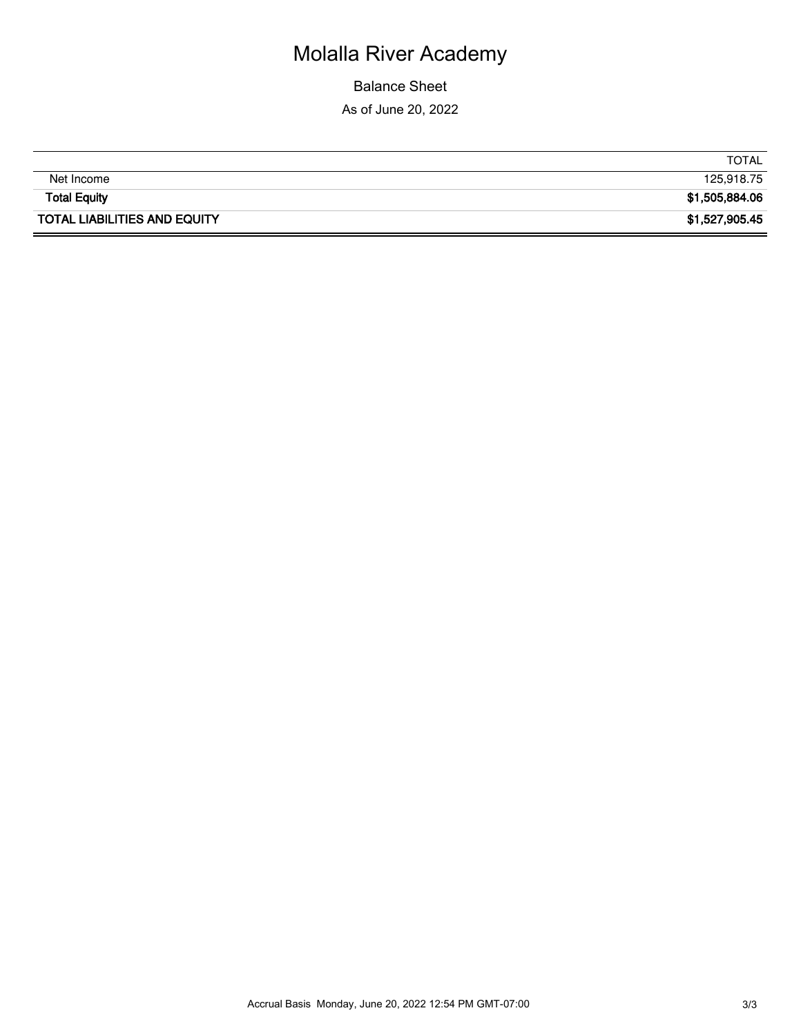# Molalla River Academy

Balance Sheet

As of June 20, 2022

| | TOTAL |
|---|---|
| Net Income | 125,918.75 |
| **Total Equity** | **$1,505,884.06** |
| **TOTAL LIABILITIES AND EQUITY** | **$1,527,905.45** |

Accrual Basis Monday, June 20, 2022 12:54 PM GMT-07:00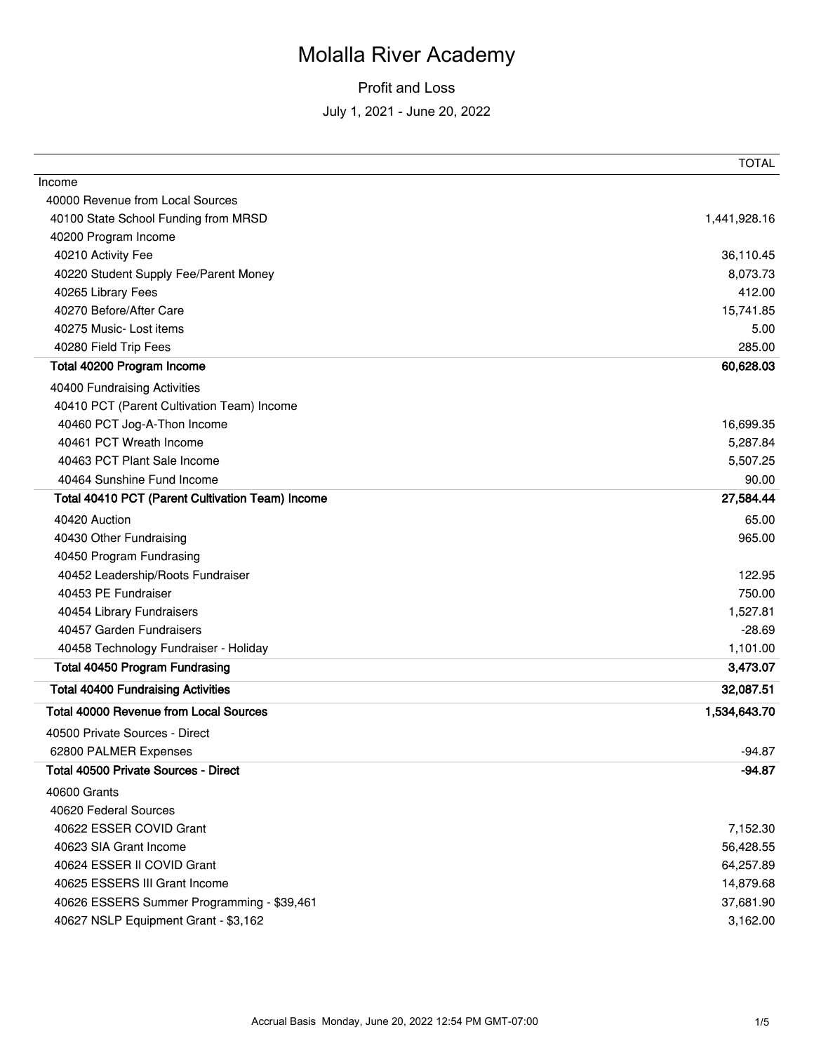# Molalla River Academy

## Profit and Loss

July 1, 2021 - June 20, 2022

| | TOTAL |
|---|---|
| Income | |
| 40000 Revenue from Local Sources | |
| 40100 State School Funding from MRSD | 1,441,928.16 |
| 40200 Program Income | |
| 40210 Activity Fee | 36,110.45 |
| 40220 Student Supply Fee/Parent Money | 8,073.73 |
| 40265 Library Fees | 412.00 |
| 40270 Before/After Care | 15,741.85 |
| 40275 Music- Lost items | 5.00 |
| 40280 Field Trip Fees | 285.00 |
| **Total 40200 Program Income** | **60,628.03** |
| 40400 Fundraising Activities | |
| 40410 PCT (Parent Cultivation Team) Income | |
| 40460 PCT Jog-A-Thon Income | 16,699.35 |
| 40461 PCT Wreath Income | 5,287.84 |
| 40463 PCT Plant Sale Income | 5,507.25 |
| 40464 Sunshine Fund Income | 90.00 |
| **Total 40410 PCT (Parent Cultivation Team) Income** | **27,584.44** |
| 40420 Auction | 65.00 |
| 40430 Other Fundraising | 965.00 |
| 40450 Program Fundrasing | |
| 40452 Leadership/Roots Fundraiser | 122.95 |
| 40453 PE Fundraiser | 750.00 |
| 40454 Library Fundraisers | 1,527.81 |
| 40457 Garden Fundraisers | -28.69 |
| 40458 Technology Fundraiser - Holiday | 1,101.00 |
| **Total 40450 Program Fundrasing** | **3,473.07** |
| **Total 40400 Fundraising Activities** | **32,087.51** |
| **Total 40000 Revenue from Local Sources** | **1,534,643.70** |
| 40500 Private Sources - Direct | |
| 62800 PALMER Expenses | -94.87 |
| **Total 40500 Private Sources - Direct** | **-94.87** |
| 40600 Grants | |
| 40620 Federal Sources | |
| 40622 ESSER COVID Grant | 7,152.30 |
| 40623 SIA Grant Income | 56,428.55 |
| 40624 ESSER II COVID Grant | 64,257.89 |
| 40625 ESSERS III Grant Income | 14,879.68 |
| 40626 ESSERS Summer Programming - $39,461 | 37,681.90 |
| 40627 NSLP Equipment Grant - $3,162 | 3,162.00 |

Accrual Basis Monday, June 20, 2022 12:54 PM GMT-07:00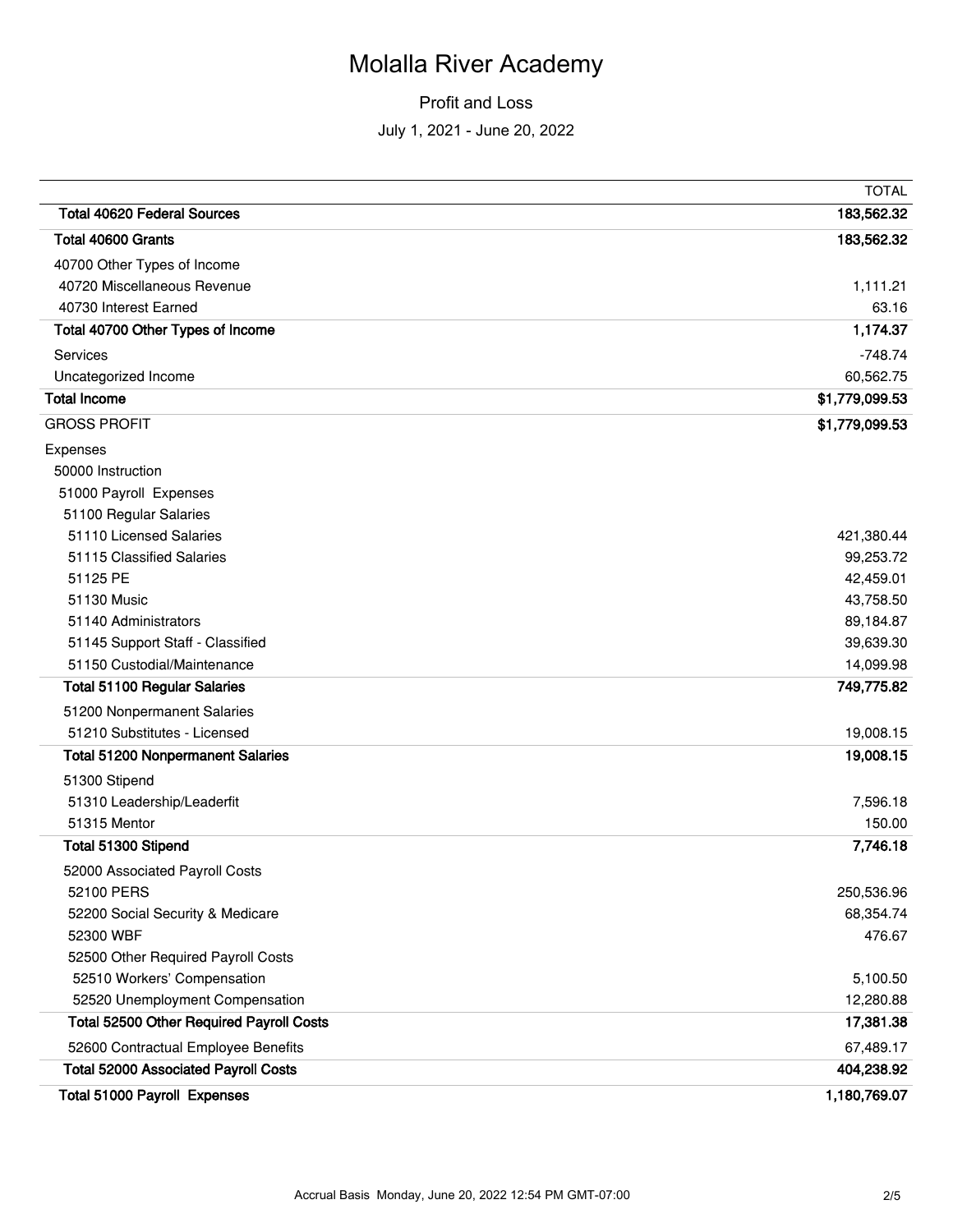# Molalla River Academy

Profit and Loss

July 1, 2021 - June 20, 2022

| | TOTAL |
|---|---|
| **Total 40620 Federal Sources** | **183,562.32** |
| **Total 40600 Grants** | **183,562.32** |
| 40700 Other Types of Income | |
| 40720 Miscellaneous Revenue | 1,111.21 |
| 40730 Interest Earned | 63.16 |
| **Total 40700 Other Types of Income** | **1,174.37** |
| Services | -748.74 |
| Uncategorized Income | 60,562.75 |
| **Total Income** | **$1,779,099.53** |
| GROSS PROFIT | **$1,779,099.53** |
| Expenses | |
| 50000 Instruction | |
| 51000 Payroll Expenses | |
| 51100 Regular Salaries | |
| 51110 Licensed Salaries | 421,380.44 |
| 51115 Classified Salaries | 99,253.72 |
| 51125 PE | 42,459.01 |
| 51130 Music | 43,758.50 |
| 51140 Administrators | 89,184.87 |
| 51145 Support Staff - Classified | 39,639.30 |
| 51150 Custodial/Maintenance | 14,099.98 |
| **Total 51100 Regular Salaries** | **749,775.82** |
| 51200 Nonpermanent Salaries | |
| 51210 Substitutes - Licensed | 19,008.15 |
| **Total 51200 Nonpermanent Salaries** | **19,008.15** |
| 51300 Stipend | |
| 51310 Leadership/Leaderfit | 7,596.18 |
| 51315 Mentor | 150.00 |
| **Total 51300 Stipend** | **7,746.18** |
| 52000 Associated Payroll Costs | |
| 52100 PERS | 250,536.96 |
| 52200 Social Security & Medicare | 68,354.74 |
| 52300 WBF | 476.67 |
| 52500 Other Required Payroll Costs | |
| 52510 Workers' Compensation | 5,100.50 |
| 52520 Unemployment Compensation | 12,280.88 |
| **Total 52500 Other Required Payroll Costs** | **17,381.38** |
| 52600 Contractual Employee Benefits | 67,489.17 |
| **Total 52000 Associated Payroll Costs** | **404,238.92** |
| **Total 51000 Payroll Expenses** | **1,180,769.07** |

Accrual Basis Monday, June 20, 2022 12:54 PM GMT-07:00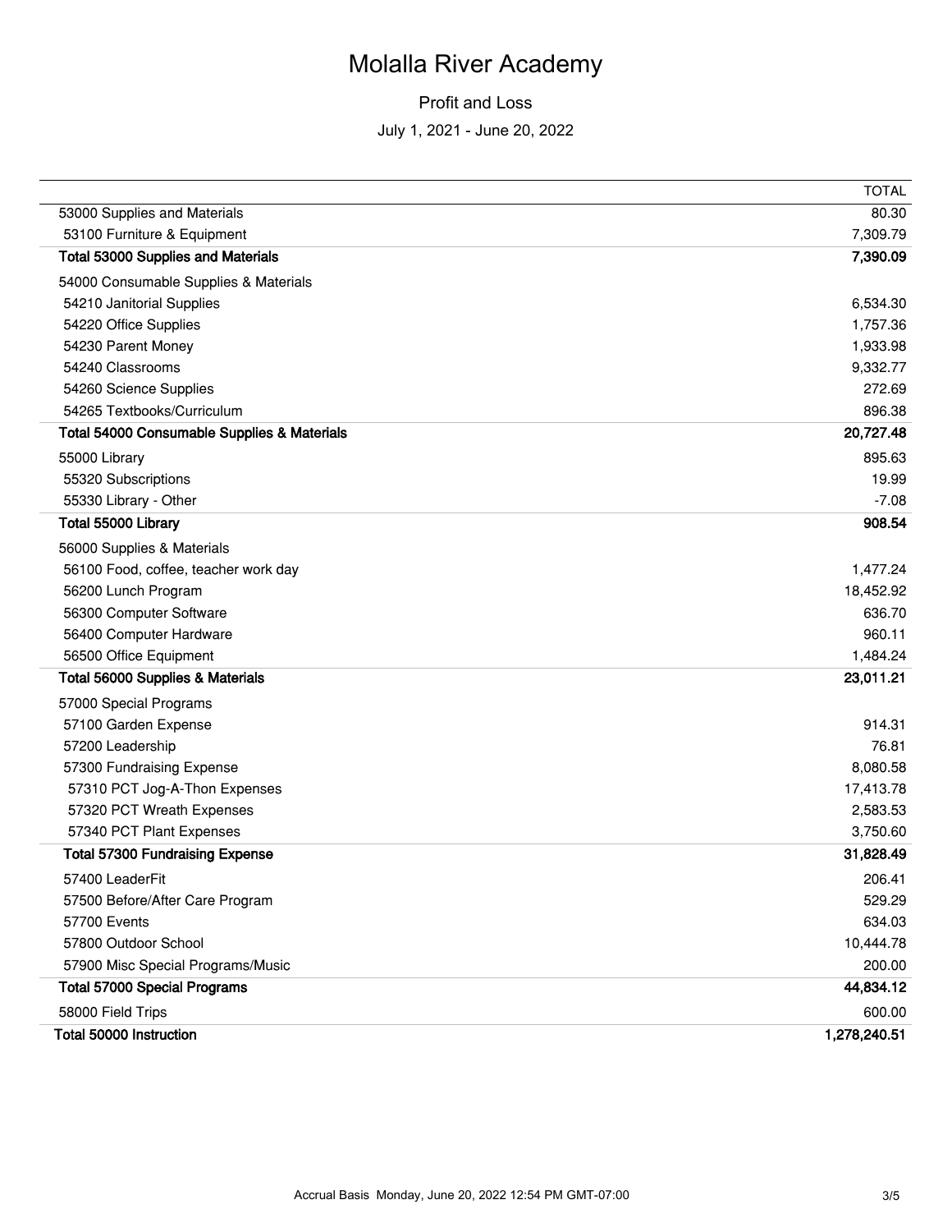# Molalla River Academy

## Profit and Loss

July 1, 2021 - June 20, 2022

| | TOTAL |
|---|---|
| 53000 Supplies and Materials | 80.30 |
| 53100 Furniture & Equipment | 7,309.79 |
| **Total 53000 Supplies and Materials** | **7,390.09** |
| 54000 Consumable Supplies & Materials | |
| 54210 Janitorial Supplies | 6,534.30 |
| 54220 Office Supplies | 1,757.36 |
| 54230 Parent Money | 1,933.98 |
| 54240 Classrooms | 9,332.77 |
| 54260 Science Supplies | 272.69 |
| 54265 Textbooks/Curriculum | 896.38 |
| **Total 54000 Consumable Supplies & Materials** | **20,727.48** |
| 55000 Library | 895.63 |
| 55320 Subscriptions | 19.99 |
| 55330 Library - Other | -7.08 |
| **Total 55000 Library** | **908.54** |
| 56000 Supplies & Materials | |
| 56100 Food, coffee, teacher work day | 1,477.24 |
| 56200 Lunch Program | 18,452.92 |
| 56300 Computer Software | 636.70 |
| 56400 Computer Hardware | 960.11 |
| 56500 Office Equipment | 1,484.24 |
| **Total 56000 Supplies & Materials** | **23,011.21** |
| 57000 Special Programs | |
| 57100 Garden Expense | 914.31 |
| 57200 Leadership | 76.81 |
| 57300 Fundraising Expense | 8,080.58 |
| 57310 PCT Jog-A-Thon Expenses | 17,413.78 |
| 57320 PCT Wreath Expenses | 2,583.53 |
| 57340 PCT Plant Expenses | 3,750.60 |
| **Total 57300 Fundraising Expense** | **31,828.49** |
| 57400 LeaderFit | 206.41 |
| 57500 Before/After Care Program | 529.29 |
| 57700 Events | 634.03 |
| 57800 Outdoor School | 10,444.78 |
| 57900 Misc Special Programs/Music | 200.00 |
| **Total 57000 Special Programs** | **44,834.12** |
| 58000 Field Trips | 600.00 |
| **Total 50000 Instruction** | **1,278,240.51** |

Accrual Basis Monday, June 20, 2022 12:54 PM GMT-07:00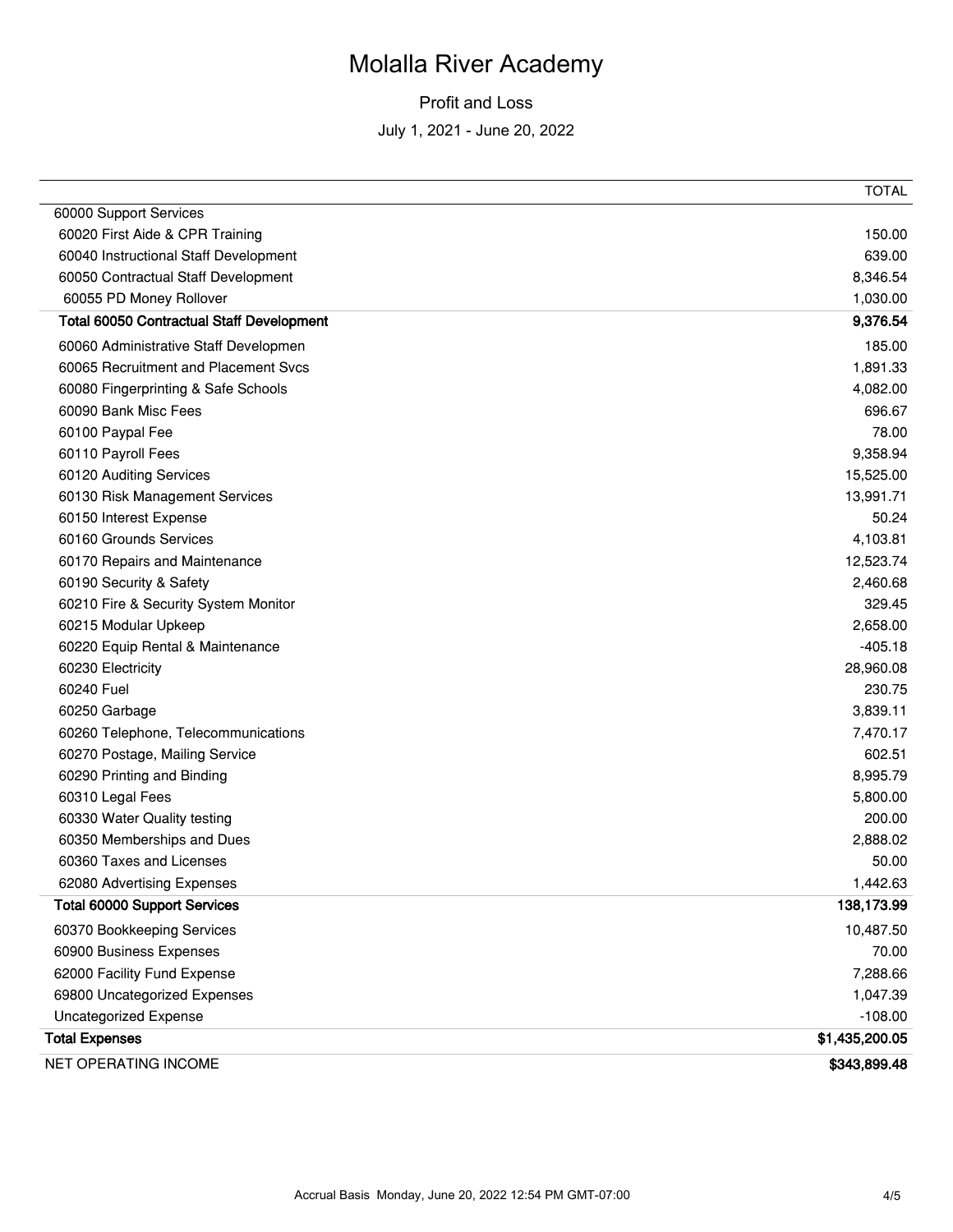# Molalla River Academy

## Profit and Loss

July 1, 2021 - June 20, 2022

| | TOTAL |
|---|---|
| 60000 Support Services | |
| 60020 First Aide & CPR Training | 150.00 |
| 60040 Instructional Staff Development | 639.00 |
| 60050 Contractual Staff Development | 8,346.54 |
| 60055 PD Money Rollover | 1,030.00 |
| **Total 60050 Contractual Staff Development** | **9,376.54** |
| 60060 Administrative Staff Developmen | 185.00 |
| 60065 Recruitment and Placement Svcs | 1,891.33 |
| 60080 Fingerprinting & Safe Schools | 4,082.00 |
| 60090 Bank Misc Fees | 696.67 |
| 60100 Paypal Fee | 78.00 |
| 60110 Payroll Fees | 9,358.94 |
| 60120 Auditing Services | 15,525.00 |
| 60130 Risk Management Services | 13,991.71 |
| 60150 Interest Expense | 50.24 |
| 60160 Grounds Services | 4,103.81 |
| 60170 Repairs and Maintenance | 12,523.74 |
| 60190 Security & Safety | 2,460.68 |
| 60210 Fire & Security System Monitor | 329.45 |
| 60215 Modular Upkeep | 2,658.00 |
| 60220 Equip Rental & Maintenance | -405.18 |
| 60230 Electricity | 28,960.08 |
| 60240 Fuel | 230.75 |
| 60250 Garbage | 3,839.11 |
| 60260 Telephone, Telecommunications | 7,470.17 |
| 60270 Postage, Mailing Service | 602.51 |
| 60290 Printing and Binding | 8,995.79 |
| 60310 Legal Fees | 5,800.00 |
| 60330 Water Quality testing | 200.00 |
| 60350 Memberships and Dues | 2,888.02 |
| 60360 Taxes and Licenses | 50.00 |
| 62080 Advertising Expenses | 1,442.63 |
| **Total 60000 Support Services** | **138,173.99** |
| 60370 Bookkeeping Services | 10,487.50 |
| 60900 Business Expenses | 70.00 |
| 62000 Facility Fund Expense | 7,288.66 |
| 69800 Uncategorized Expenses | 1,047.39 |
| Uncategorized Expense | -108.00 |
| **Total Expenses** | **$1,435,200.05** |
| NET OPERATING INCOME | **$343,899.48** |

Accrual Basis Monday, June 20, 2022 12:54 PM GMT-07:00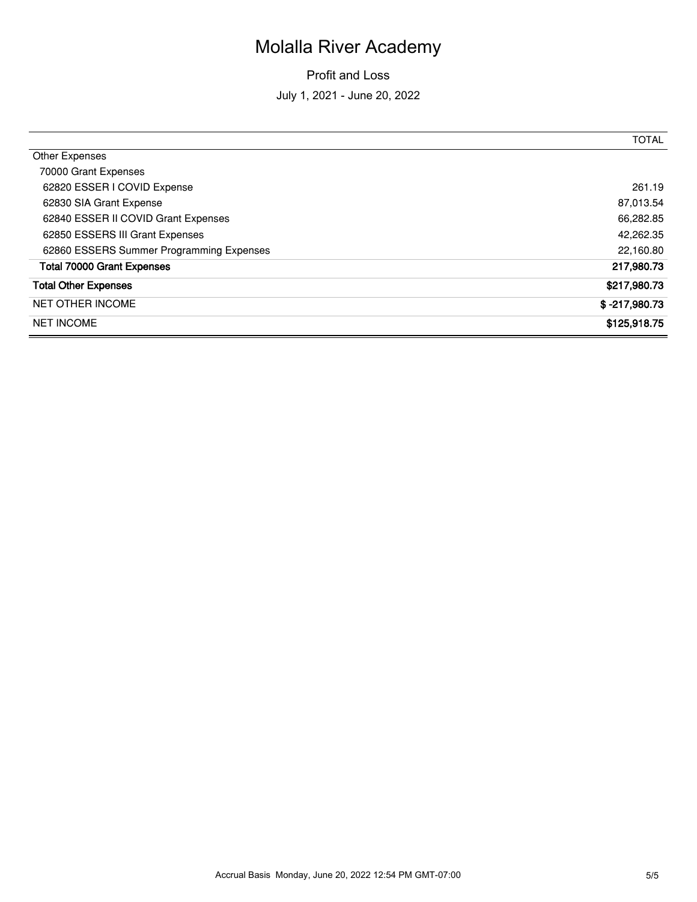# Molalla River Academy

Profit and Loss

July 1, 2021 - June 20, 2022

| | TOTAL |
|---|---|
| Other Expenses | |
| 70000 Grant Expenses | |
| 62820 ESSER I COVID Expense | 261.19 |
| 62830 SIA Grant Expense | 87,013.54 |
| 62840 ESSER II COVID Grant Expenses | 66,282.85 |
| 62850 ESSERS III Grant Expenses | 42,262.35 |
| 62860 ESSERS Summer Programming Expenses | 22,160.80 |
| **Total 70000 Grant Expenses** | **217,980.73** |
| **Total Other Expenses** | **$217,980.73** |
| NET OTHER INCOME | **$ -217,980.73** |
| NET INCOME | **$125,918.75** |

Accrual Basis Monday, June 20, 2022 12:54 PM GMT-07:00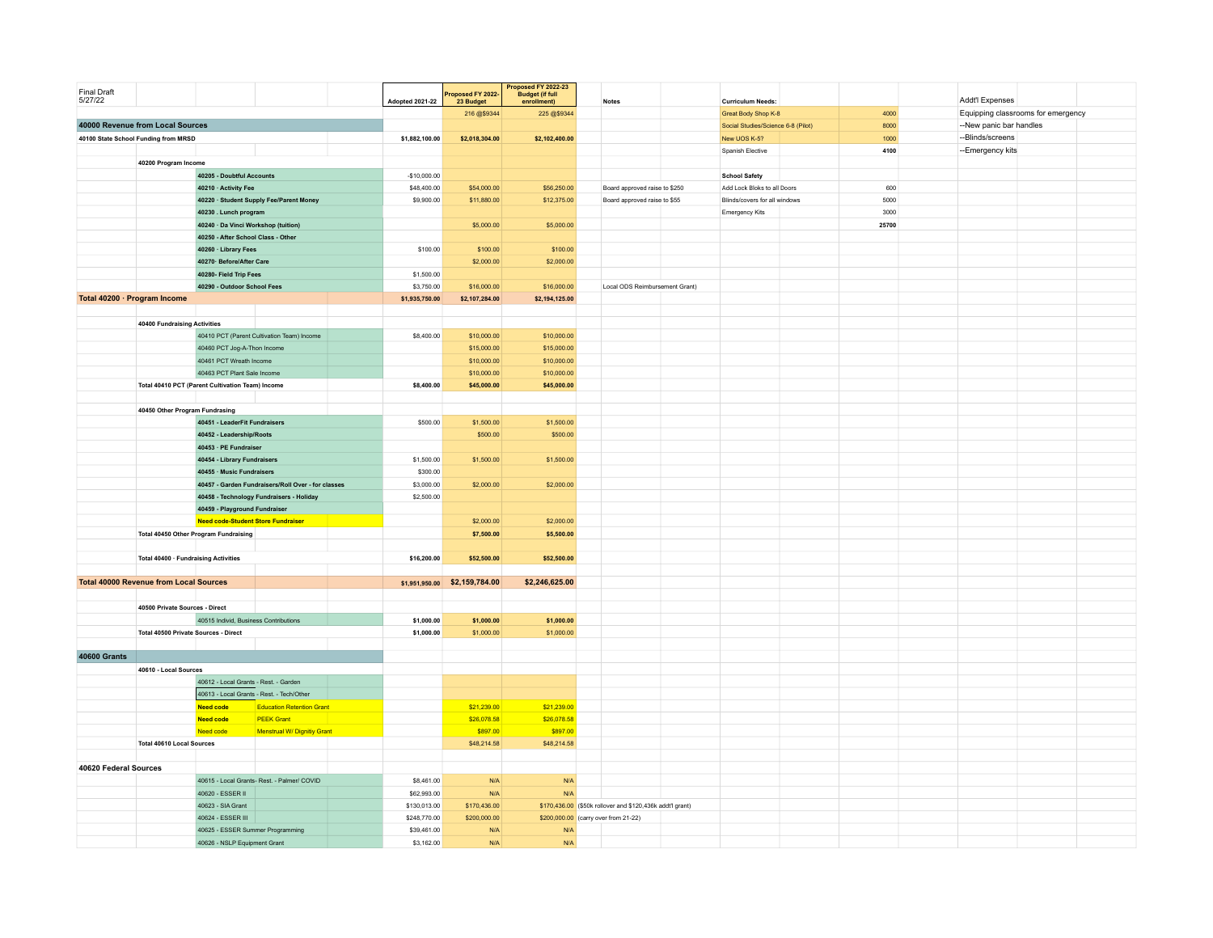Final Draft 5/27/22

| Account | Adopted 2021-22 | Proposed FY 2022-23 Budget | Proposed FY 2022-23 Budget (if full enrollment) | Notes |
|---|---|---|---|---|
| | | 216 @$9344 | 225 @$9344 | |
| **40000 Revenue from Local Sources** | | | | |
| **40100 State School Funding from MRSD** | $1,882,100.00 | $2,018,304.00 | $2,102,400.00 | |
| **40200 Program Income** | | | | |
| 40205 · Doubtful Accounts | -$10,000.00 | | | |
| 40210 · Activity Fee | $48,400.00 | $54,000.00 | $56,250.00 | Board approved raise to $250 |
| 40220 · Student Supply Fee/Parent Money | $9,900.00 | $11,880.00 | $12,375.00 | Board approved raise to $55 |
| 40230 . Lunch program | | | | |
| 40240 · Da Vinci Workshop (tuition) | | $5,000.00 | $5,000.00 | |
| 40250 - After School Class - Other | | | | |
| 40260 · Library Fees | $100.00 | $100.00 | $100.00 | |
| 40270· Before/After Care | | $2,000.00 | $2,000.00 | |
| 40280- Field Trip Fees | $1,500.00 | | | |
| 40290 - Outdoor School Fees | $3,750.00 | $16,000.00 | $16,000.00 | Local ODS Reimbursement Grant) |
| **Total 40200 · Program Income** | $1,935,750.00 | $2,107,284.00 | $2,194,125.00 | |
| **40400 Fundraising Activities** | | | | |
| 40410 PCT (Parent Cultivation Team) Income | $8,400.00 | $10,000.00 | $10,000.00 | |
| 40460 PCT Jog-A-Thon Income | | $15,000.00 | $15,000.00 | |
| 40461 PCT Wreath Income | | $10,000.00 | $10,000.00 | |
| 40463 PCT Plant Sale Income | | $10,000.00 | $10,000.00 | |
| **Total 40410 PCT (Parent Cultivation Team) Income** | $8,400.00 | $45,000.00 | $45,000.00 | |
| **40450 Other Program Fundrasing** | | | | |
| 40451 - LeaderFit Fundraisers | $500.00 | $1,500.00 | $1,500.00 | |
| 40452 - Leadership/Roots | | $500.00 | $500.00 | |
| 40453 · PE Fundraiser | | | | |
| 40454 - Library Fundraisers | $1,500.00 | $1,500.00 | $1,500.00 | |
| 40455 · Music Fundraisers | $300.00 | | | |
| 40457 - Garden Fundraisers/Roll Over - for classes | $3,000.00 | $2,000.00 | $2,000.00 | |
| 40458 - Technology Fundraisers - Holiday | $2,500.00 | | | |
| 40459 - Playground Fundraiser | | | | |
| Need code-Student Store Fundraiser | | $2,000.00 | $2,000.00 | |
| **Total 40450 Other Program Fundraising** | | $7,500.00 | $5,500.00 | |
| **Total 40400 · Fundraising Activities** | $16,200.00 | $52,500.00 | $52,500.00 | |
| **Total 40000 Revenue from Local Sources** | $1,951,950.00 | $2,159,784.00 | $2,246,625.00 | |
| **40500 Private Sources - Direct** | | | | |
| 40515 Individ, Business Contributions | $1,000.00 | $1,000.00 | $1,000.00 | |
| **Total 40500 Private Sources - Direct** | $1,000.00 | $1,000.00 | $1,000.00 | |
| **40600 Grants** | | | | |
| **40610 - Local Sources** | | | | |
| 40612 - Local Grants - Rest. - Garden | | | | |
| 40613 - Local Grants - Rest. - Tech/Other | | | | |
| Need code - Education Retention Grant | | $21,239.00 | $21,239.00 | |
| Need code - PEEK Grant | | $26,078.58 | $26,078.58 | |
| Need code - Menstrual W/ Dignitiy Grant | | $897.00 | $897.00 | |
| **Total 40610 Local Sources** | | $48,214.58 | $48,214.58 | |
| **40620 Federal Sources** | | | | |
| 40615 - Local Grants- Rest. - Palmer/ COVID | $8,461.00 | N/A | N/A | |
| 40620 - ESSER II | $62,993.00 | N/A | N/A | |
| 40623 - SIA Grant | $130,013.00 | $170,436.00 | $170,436.00 | ($50k rollover and $120,436k addt'l grant) |
| 40624 - ESSER III | $248,770.00 | $200,000.00 | $200,000.00 | (carry over from 21-22) |
| 40625 - ESSER Summer Programming | $39,461.00 | N/A | N/A | |
| 40626 - NSLP Equipment Grant | $3,162.00 | N/A | N/A | |

| Curriculum Needs: | |
|---|---|
| Great Body Shop K-8 | 4000 |
| Social Studies/Science 6-8 (Pilot) | 8000 |
| New UOS K-5? | 1000 |
| Spanish Elective | **4100** |
| **School Safety** | |
| Add Lock Bloks to all Doors | 600 |
| Blinds/covers for all windows | 5000 |
| Emergency Kits | 3000 |
| | **25700** |

Addt'l Expenses

Equipping classrooms for emergency
--New panic bar handles
--Blinds/screens
--Emergency kits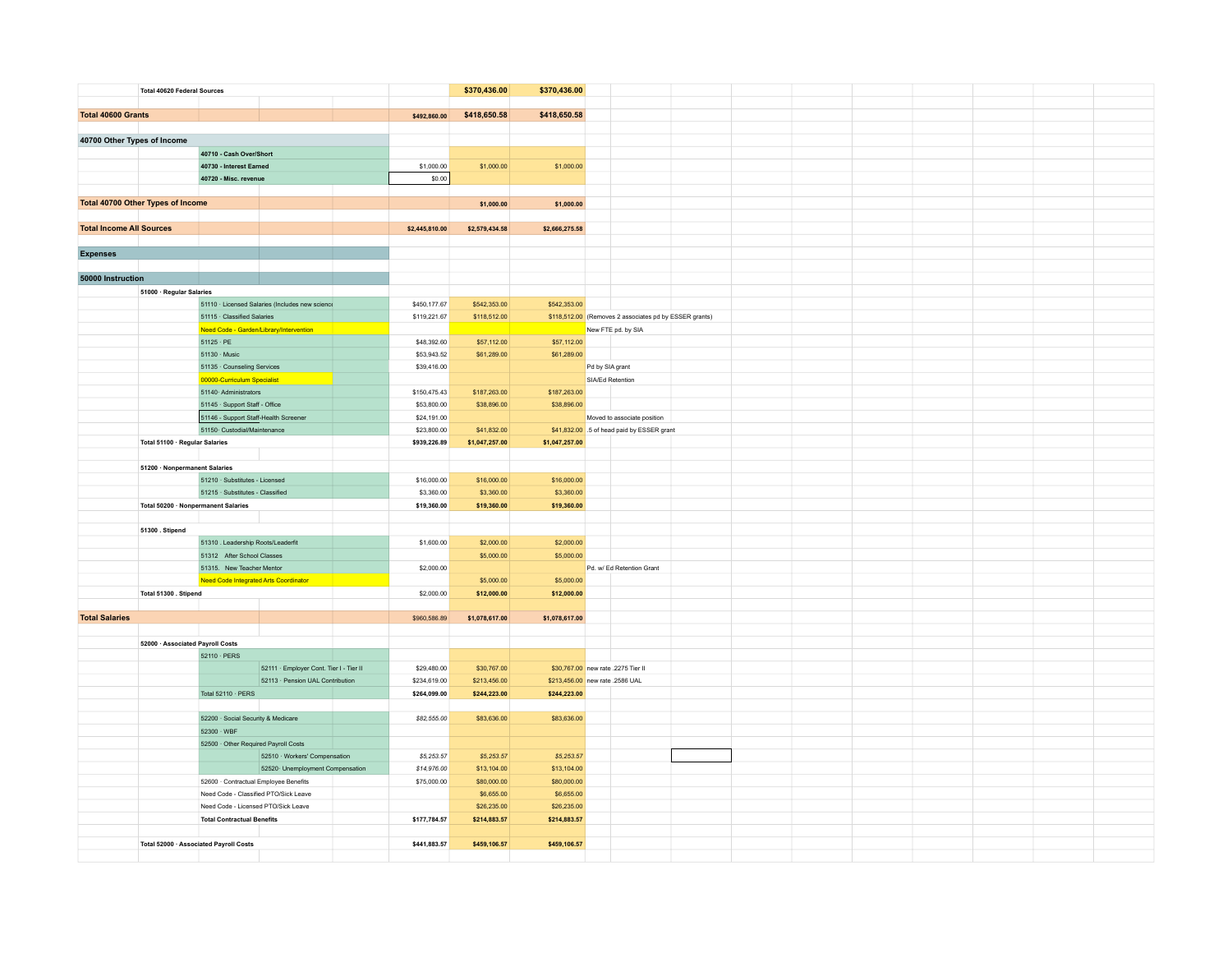| Account | Column 1 | Column 2 | Column 3 | Notes |
|---|---|---|---|---|
| **Total 40620 Federal Sources** | | **$370,436.00** | **$370,436.00** | |
| | | | | |
| **Total 40600 Grants** | **$492,860.00** | **$418,650.58** | **$418,650.58** | |
| | | | | |
| **40700 Other Types of Income** | | | | |
| **40710 - Cash Over/Short** | | | | |
| **40730 - Interest Earned** | $1,000.00 | $1,000.00 | $1,000.00 | |
| **40720 - Misc. revenue** | $0.00 | | | |
| | | | | |
| **Total 40700 Other Types of Income** | | **$1,000.00** | **$1,000.00** | |
| | | | | |
| **Total Income All Sources** | **$2,445,810.00** | **$2,579,434.58** | **$2,666,275.58** | |
| | | | | |
| **Expenses** | | | | |
| | | | | |
| **50000 Instruction** | | | | |
| **51000 · Regular Salaries** | | | | |
| 51110 · Licensed Salaries (Includes new science | $450,177.67 | $542,353.00 | $542,353.00 | |
| 51115 · Classified Salaries | $119,221.67 | $118,512.00 | $118,512.00 | (Removes 2 associates pd by ESSER grants) |
| Need Code - Garden/Library/Intervention | | | | New FTE pd. by SIA |
| 51125 · PE | $48,392.60 | $57,112.00 | $57,112.00 | |
| 51130 · Music | $53,943.52 | $61,289.00 | $61,289.00 | |
| 51135 · Counseling Services | $39,416.00 | | | Pd by SIA grant |
| 00000-Curriculum Specialist | | | | SIA/Ed Retention |
| 51140· Administrators | $150,475.43 | $187,263.00 | $187,263.00 | |
| 51145 · Support Staff - Office | $53,800.00 | $38,896.00 | $38,896.00 | |
| 51146 - Support Staff-Health Screener | $24,191.00 | | | Moved to associate position |
| 51150· Custodial/Maintenance | $23,800.00 | $41,832.00 | $41,832.00 | .5 of head paid by ESSER grant |
| **Total 51100 · Regular Salaries** | **$939,226.89** | **$1,047,257.00** | **$1,047,257.00** | |
| | | | | |
| **51200 · Nonpermanent Salaries** | | | | |
| 51210 · Substitutes - Licensed | $16,000.00 | $16,000.00 | $16,000.00 | |
| 51215 · Substitutes - Classified | $3,360.00 | $3,360.00 | $3,360.00 | |
| **Total 50200 · Nonpermanent Salaries** | **$19,360.00** | **$19,360.00** | **$19,360.00** | |
| | | | | |
| **51300 . Stipend** | | | | |
| 51310 . Leadership Roots/Leaderfit | $1,600.00 | $2,000.00 | $2,000.00 | |
| 51312 After School Classes | | $5,000.00 | $5,000.00 | |
| 51315. New Teacher Mentor | $2,000.00 | | | Pd. w/ Ed Retention Grant |
| Need Code Integrated Arts Coordinator | | $5,000.00 | $5,000.00 | |
| **Total 51300 . Stipend** | $2,000.00 | **$12,000.00** | **$12,000.00** | |
| | | | | |
| **Total Salaries** | $960,586.89 | **$1,078,617.00** | **$1,078,617.00** | |
| | | | | |
| **52000 · Associated Payroll Costs** | | | | |
| 52110 · PERS | | | | |
| 52111 · Employer Cont. Tier I - Tier II | $29,480.00 | $30,767.00 | $30,767.00 | new rate .2275 Tier II |
| 52113 · Pension UAL Contribution | $234,619.00 | $213,456.00 | $213,456.00 | new rate .2586 UAL |
| Total 52110 · PERS | **$264,099.00** | **$244,223.00** | **$244,223.00** | |
| | | | | |
| 52200 · Social Security & Medicare | *$82,555.00* | $83,636.00 | $83,636.00 | |
| 52300 · WBF | | | | |
| 52500 · Other Required Payroll Costs | | | | |
| 52510 · Workers' Compensation | *$5,253.57* | $5,253.57 | *$5,253.57* | |
| 52520· Unemployment Compensation | *$14,976.00* | $13,104.00 | $13,104.00 | |
| 52600 · Contractual Employee Benefits | $75,000.00 | $80,000.00 | $80,000.00 | |
| Need Code - Classified PTO/Sick Leave | | $6,655.00 | $6,655.00 | |
| Need Code - Licensed PTO/Sick Leave | | $26,235.00 | $26,235.00 | |
| **Total Contractual Benefits** | **$177,784.57** | **$214,883.57** | **$214,883.57** | |
| | | | | |
| **Total 52000 · Associated Payroll Costs** | **$441,883.57** | **$459,106.57** | **$459,106.57** | |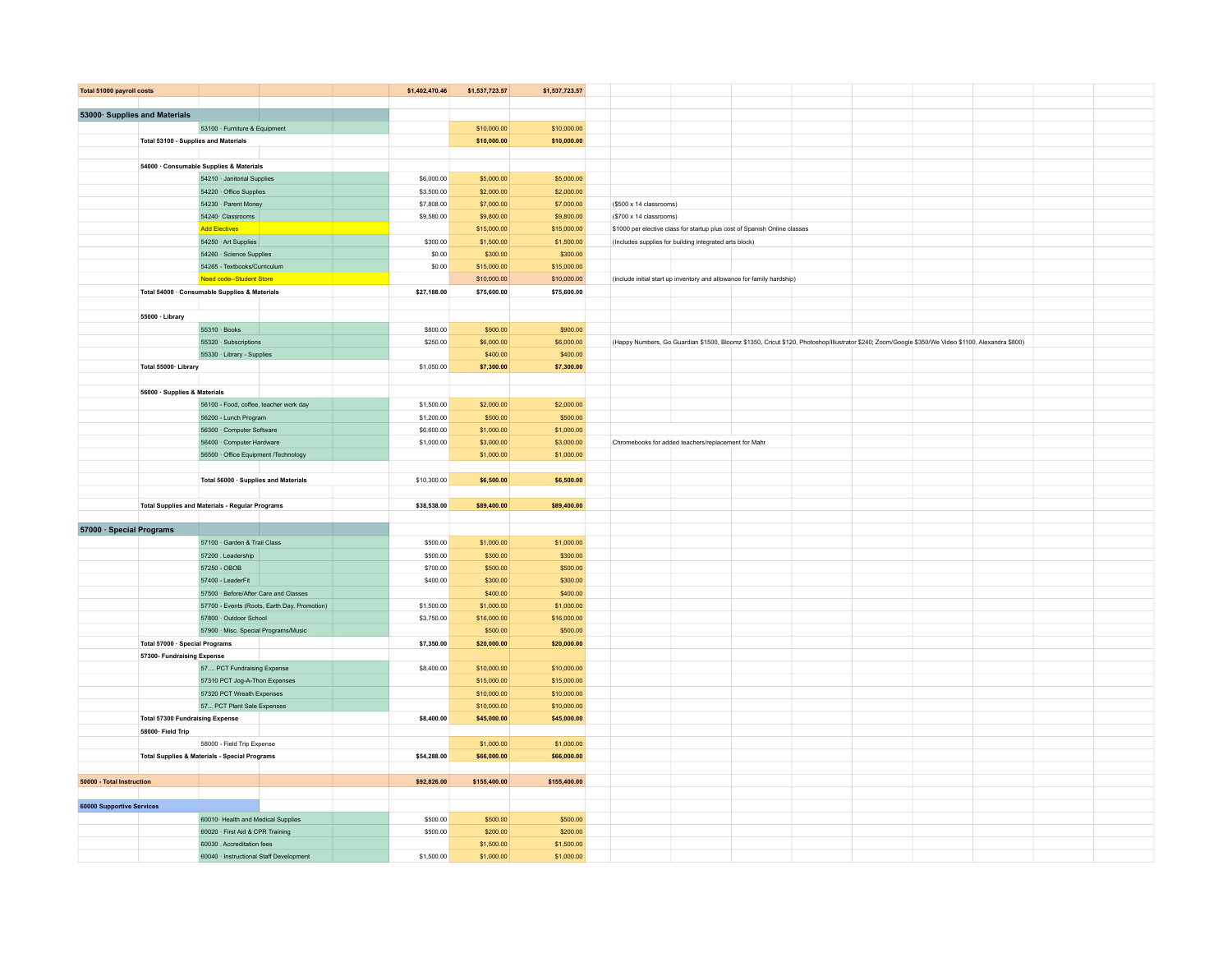| Account | | | | | | Notes |
|---|---|---|---|---|---|---|
| **Total 51000 payroll costs** | | | **$1,402,470.46** | **$1,537,723.57** | **$1,537,723.57** | |
| | | | | | | |
| **53000· Supplies and Materials** | | | | | | |
| | 53100 · Furniture & Equipment | | | $10,000.00 | $10,000.00 | |
| | **Total 53100 - Supplies and Materials** | | | **$10,000.00** | **$10,000.00** | |
| | | | | | | |
| | **54000 · Consumable Supplies & Materials** | | | | | |
| | | 54210 · Janitorial Supplies | $6,000.00 | $5,000.00 | $5,000.00 | |
| | | 54220 · Office Supplies | $3,500.00 | $2,000.00 | $2,000.00 | |
| | | 54230 · Parent Money | $7,808.00 | $7,000.00 | $7,000.00 | ($500 x 14 classrooms) |
| | | 54240· Classrooms | $9,580.00 | $9,800.00 | $9,800.00 | ($700 x 14 classrooms) |
| | | Add Electives | | $15,000.00 | $15,000.00 | $1000 per elective class for startup plus cost of Spanish Online classes |
| | | 54250 · Art Supplies | $300.00 | $1,500.00 | $1,500.00 | (Includes supplies for building integrated arts block) |
| | | 54260 · Science Supplies | $0.00 | $300.00 | $300.00 | |
| | | 54265 - Textbooks/Curriculum | $0.00 | $15,000.00 | $15,000.00 | |
| | | Need code--Student Store | | $10,000.00 | $10,000.00 | (include initial start up inventory and allowance for family hardship) |
| | **Total 54000 · Consumable Supplies & Materials** | | **$27,188.00** | **$75,600.00** | **$75,600.00** | |
| | | | | | | |
| | **55000 · Library** | | | | | |
| | | 55310 · Books | $800.00 | $900.00 | $900.00 | |
| | | 55320 · Subscriptions | $250.00 | $6,000.00 | $6,000.00 | (Happy Numbers, Go Guardian $1500, Bloomz $1350, Cricut $120, Photoshop/Illustrator $240; Zoom/Google $350/We Video $1100, Alexandra $800) |
| | | 55330 · Library - Supplies | | $400.00 | $400.00 | |
| | **Total 55000· Library** | | $1,050.00 | **$7,300.00** | **$7,300.00** | |
| | | | | | | |
| | **56000 · Supplies & Materials** | | | | | |
| | | 56100 - Food, coffee, teacher work day | $1,500.00 | $2,000.00 | $2,000.00 | |
| | | 56200 - Lunch Program | $1,200.00 | $500.00 | $500.00 | |
| | | 56300 · Computer Software | $6,600.00 | $1,000.00 | $1,000.00 | |
| | | 56400 · Computer Hardware | $1,000.00 | $3,000.00 | $3,000.00 | Chromebooks for added teachers/replacement for Mahr |
| | | 56500 · Office Equipment /Technology | | $1,000.00 | $1,000.00 | |
| | | | | | | |
| | | **Total 56000 · Supplies and Materials** | $10,300.00 | **$6,500.00** | **$6,500.00** | |
| | | | | | | |
| | **Total Supplies and Materials - Regular Programs** | | **$38,538.00** | **$89,400.00** | **$89,400.00** | |
| | | | | | | |
| **57000 · Special Programs** | | | | | | |
| | | 57100 · Garden & Trail Class | $500.00 | $1,000.00 | $1,000.00 | |
| | | 57200 . Leadership | $500.00 | $300.00 | $300.00 | |
| | | 57250 - OBOB | $700.00 | $500.00 | $500.00 | |
| | | 57400 - LeaderFit | $400.00 | $300.00 | $300.00 | |
| | | 57500 · Before/After Care and Classes | | $400.00 | $400.00 | |
| | | 57700 - Events (Roots, Earth Day, Promotion) | $1,500.00 | $1,000.00 | $1,000.00 | |
| | | 57800 · Outdoor School | $3,750.00 | $16,000.00 | $16,000.00 | |
| | | 57900 · Misc. Special Programs/Music | | $500.00 | $500.00 | |
| | **Total 57000 · Special Programs** | | **$7,350.00** | **$20,000.00** | **$20,000.00** | |
| | **57300- Fundraising Expense** | | | | | |
| | | 57.... PCT Fundraising Expense | $8,400.00 | $10,000.00 | $10,000.00 | |
| | | 57310 PCT Jog-A-Thon Expenses | | $15,000.00 | $15,000.00 | |
| | | 57320 PCT Wreath Expenses | | $10,000.00 | $10,000.00 | |
| | | 57... PCT Plant Sale Expenses | | $10,000.00 | $10,000.00 | |
| | **Total 57300 Fundraising Expense** | | **$8,400.00** | **$45,000.00** | **$45,000.00** | |
| | **58000· Field Trip** | | | | | |
| | | 58000 - Field Trip Expense | | $1,000.00 | $1,000.00 | |
| | **Total Supplies & Materials - Special Programs** | | **$54,288.00** | **$66,000.00** | **$66,000.00** | |
| | | | | | | |
| **50000 - Total Instruction** | | | **$92,826.00** | **$155,400.00** | **$155,400.00** | |
| | | | | | | |
| **60000 Supportive Services** | | | | | | |
| | | 60010· Health and Medical Supplies | $500.00 | $500.00 | $500.00 | |
| | | 60020 · First Aid & CPR Training | $500.00 | $200.00 | $200.00 | |
| | | 60030 . Accreditation fees | | $1,500.00 | $1,500.00 | |
| | | 60040 · Instructional Staff Development | $1,500.00 | $1,000.00 | $1,000.00 | |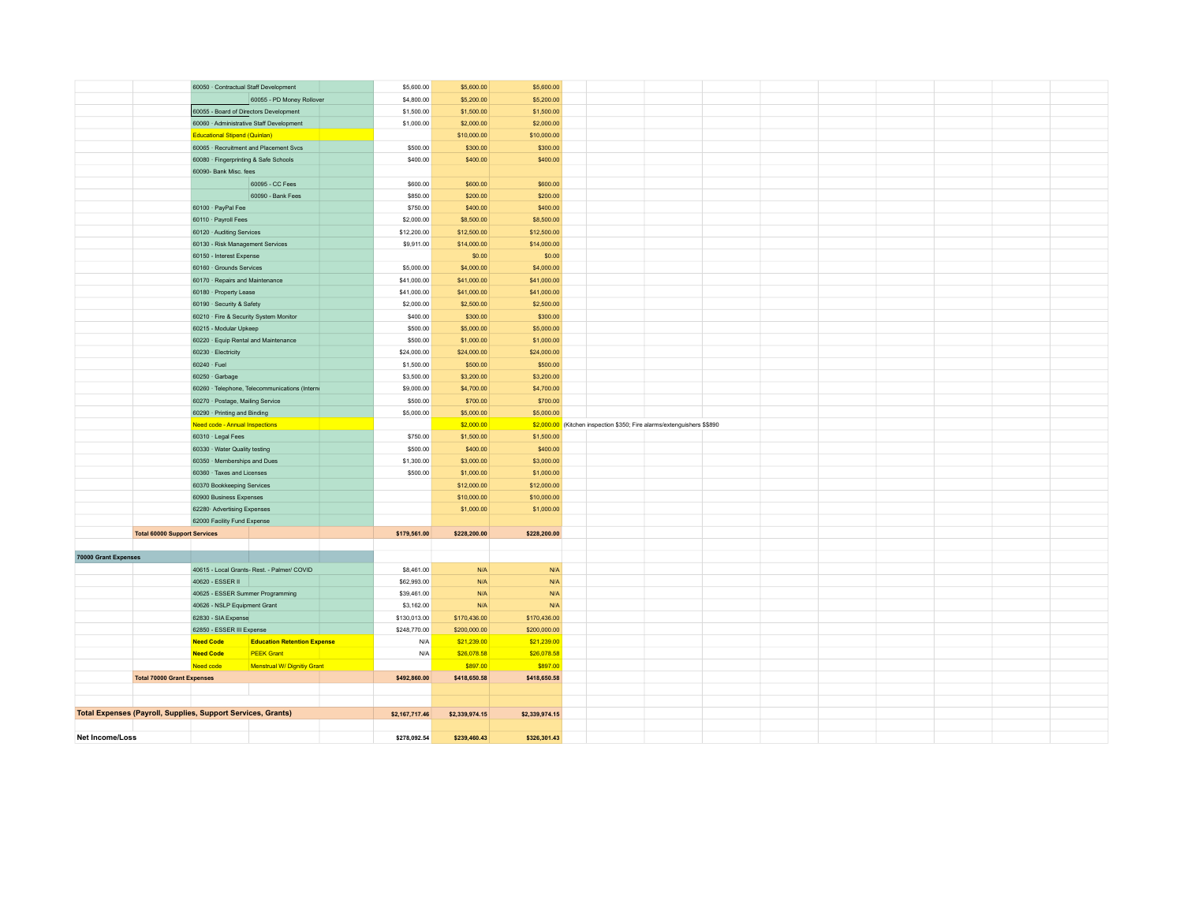| | | | | | | | | |
|---|---|---|---|---|---|---|---|---|
| | | 60050 · Contractual Staff Development | | | $5,600.00 | $5,600.00 | $5,600.00 | |
| | | | 60055 - PD Money Rollover | | $4,800.00 | $5,200.00 | $5,200.00 | |
| | | 60055 - Board of Directors Development | | | $1,500.00 | $1,500.00 | $1,500.00 | |
| | | 60060 · Administrative Staff Development | | | $1,000.00 | $2,000.00 | $2,000.00 | |
| | | Educational Stipend (Quinlan) | | | | $10,000.00 | $10,000.00 | |
| | | 60065 · Recruitment and Placement Svcs | | | $500.00 | $300.00 | $300.00 | |
| | | 60080 · Fingerprinting & Safe Schools | | | $400.00 | $400.00 | $400.00 | |
| | | 60090- Bank Misc. fees | | | | | | |
| | | | 60095 - CC Fees | | $600.00 | $600.00 | $600.00 | |
| | | | 60090 - Bank Fees | | $850.00 | $200.00 | $200.00 | |
| | | 60100 · PayPal Fee | | | $750.00 | $400.00 | $400.00 | |
| | | 60110 · Payroll Fees | | | $2,000.00 | $8,500.00 | $8,500.00 | |
| | | 60120 · Auditing Services | | | $12,200.00 | $12,500.00 | $12,500.00 | |
| | | 60130 · Risk Management Services | | | $9,911.00 | $14,000.00 | $14,000.00 | |
| | | 60150 · Interest Expense | | | | $0.00 | $0.00 | |
| | | 60160 · Grounds Services | | | $5,000.00 | $4,000.00 | $4,000.00 | |
| | | 60170 · Repairs and Maintenance | | | $41,000.00 | $41,000.00 | $41,000.00 | |
| | | 60180 · Property Lease | | | $41,000.00 | $41,000.00 | $41,000.00 | |
| | | 60190 · Security & Safety | | | $2,000.00 | $2,500.00 | $2,500.00 | |
| | | 60210 · Fire & Security System Monitor | | | $400.00 | $300.00 | $300.00 | |
| | | 60215 - Modular Upkeep | | | $500.00 | $5,000.00 | $5,000.00 | |
| | | 60220 · Equip Rental and Maintenance | | | $500.00 | $1,000.00 | $1,000.00 | |
| | | 60230 · Electricity | | | $24,000.00 | $24,000.00 | $24,000.00 | |
| | | 60240 · Fuel | | | $1,500.00 | $500.00 | $500.00 | |
| | | 60250 · Garbage | | | $3,500.00 | $3,200.00 | $3,200.00 | |
| | | 60260 · Telephone, Telecommunications (Interne | | | $9,000.00 | $4,700.00 | $4,700.00 | |
| | | 60270 · Postage, Mailing Service | | | $500.00 | $700.00 | $700.00 | |
| | | 60290 · Printing and Binding | | | $5,000.00 | $5,000.00 | $5,000.00 | |
| | | Need code - Annual Inspections | | | | $2,000.00 | $2,000.00 | (Kitchen inspection $350; Fire alarms/extenguishers $$890 |
| | | 60310 · Legal Fees | | | $750.00 | $1,500.00 | $1,500.00 | |
| | | 60330 · Water Quality testing | | | $500.00 | $400.00 | $400.00 | |
| | | 60350 · Memberships and Dues | | | $1,300.00 | $3,000.00 | $3,000.00 | |
| | | 60360 · Taxes and Licenses | | | $500.00 | $1,000.00 | $1,000.00 | |
| | | 60370 Bookkeeping Services | | | | $12,000.00 | $12,000.00 | |
| | | 60900 Business Expenses | | | | $10,000.00 | $10,000.00 | |
| | | 62280· Advertising Expenses | | | | $1,000.00 | $1,000.00 | |
| | | 62000 Facility Fund Expense | | | | | | |
| | **Total 60000 Support Services** | | | | **$179,561.00** | **$228,200.00** | **$228,200.00** | |
| | | | | | | | | |
| **70000 Grant Expenses** | | | | | | | | |
| | | 40615 - Local Grants- Rest. - Palmer/ COVID | | | $8,461.00 | N/A | N/A | |
| | | 40620 - ESSER II | | | $62,993.00 | N/A | N/A | |
| | | 40625 - ESSER Summer Programming | | | $39,461.00 | N/A | N/A | |
| | | 40626 - NSLP Equipment Grant | | | $3,162.00 | N/A | N/A | |
| | | 62830 - SIA Expense | | | $130,013.00 | $170,436.00 | $170,436.00 | |
| | | 62850 - ESSER III Expense | | | $248,770.00 | $200,000.00 | $200,000.00 | |
| | | **Need Code** | **Education Retention Expense** | | N/A | $21,239.00 | $21,239.00 | |
| | | **Need Code** | PEEK Grant | | N/A | $26,078.58 | $26,078.58 | |
| | | Need code | Menstrual W/ Dignity Grant | | | $897.00 | $897.00 | |
| | **Total 70000 Grant Expenses** | | | | **$492,860.00** | **$418,650.58** | **$418,650.58** | |
| | | | | | | | | |
| **Total Expenses (Payroll, Supplies, Support Services, Grants)** | | | | | **$2,167,717.46** | **$2,339,974.15** | **$2,339,974.15** | |
| | | | | | | | | |
| **Net Income/Loss** | | | | | **$278,092.54** | **$239,460.43** | **$326,301.43** | |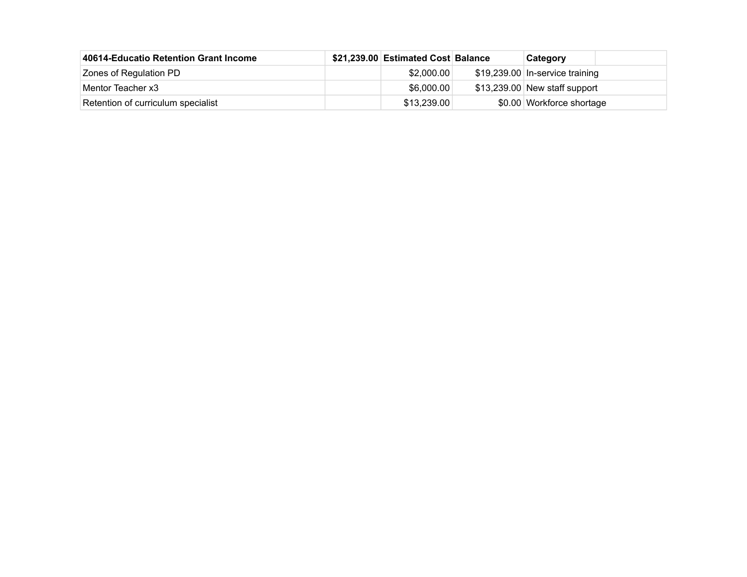| 40614-Educatio Retention Grant Income | $21,239.00 | Estimated Cost | Balance | Category | |
|---|---|---|---|---|---|
| Zones of Regulation PD | | $2,000.00 | $19,239.00 | In-service training | |
| Mentor Teacher x3 | | $6,000.00 | $13,239.00 | New staff support | |
| Retention of curriculum specialist | | $13,239.00 | $0.00 | Workforce shortage | |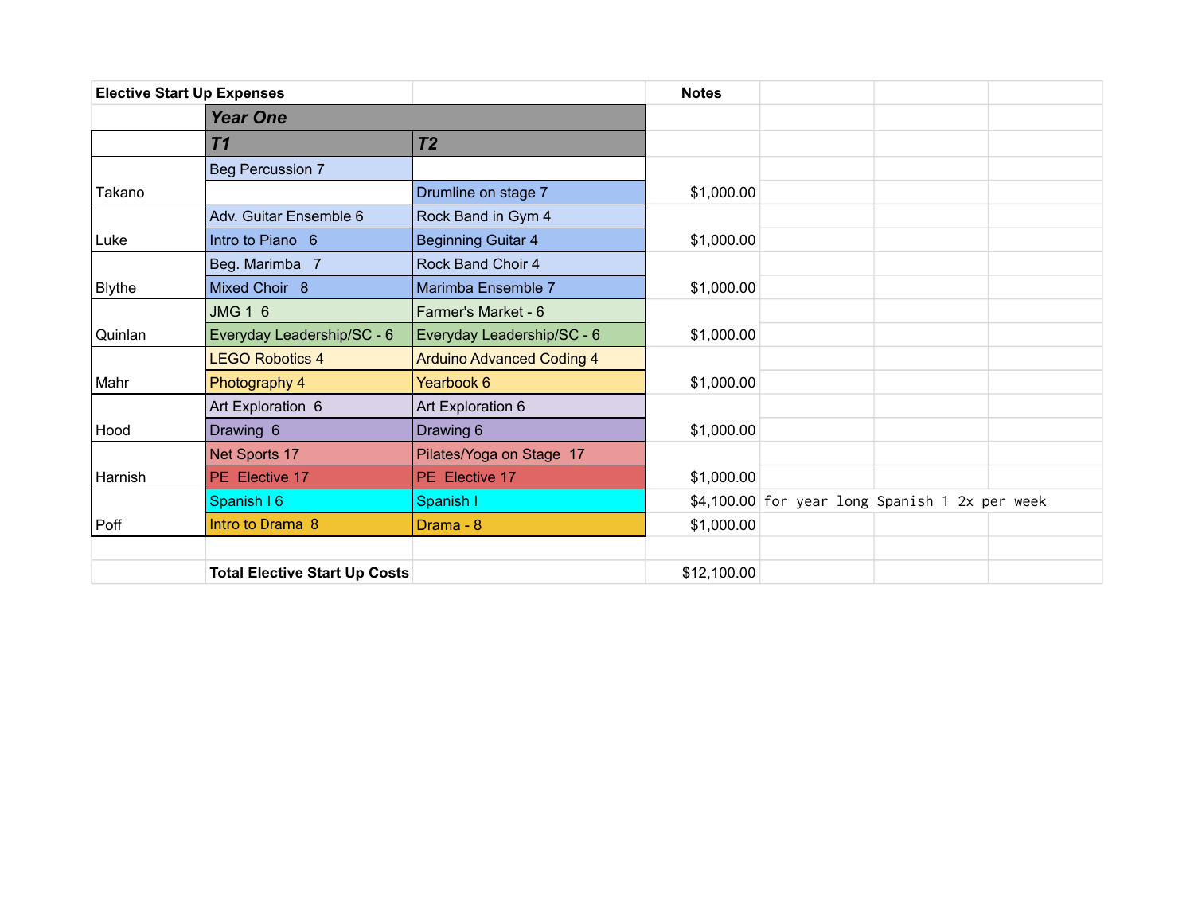| Elective Start Up Expenses | | | Notes | | | |
|---|---|---|---|---|---|---|
| | ***Year One*** | | | | | |
| | ***T1*** | ***T2*** | | | | |
| | Beg Percussion 7 | | | | | |
| Takano | | Drumline on stage 7 | $1,000.00 | | | |
| | Adv. Guitar Ensemble 6 | Rock Band in Gym 4 | | | | |
| Luke | Intro to Piano 6 | Beginning Guitar 4 | $1,000.00 | | | |
| | Beg. Marimba 7 | Rock Band Choir 4 | | | | |
| Blythe | Mixed Choir 8 | Marimba Ensemble 7 | $1,000.00 | | | |
| | JMG 1 6 | Farmer's Market - 6 | | | | |
| Quinlan | Everyday Leadership/SC - 6 | Everyday Leadership/SC - 6 | $1,000.00 | | | |
| | LEGO Robotics 4 | Arduino Advanced Coding 4 | | | | |
| Mahr | Photography 4 | Yearbook 6 | $1,000.00 | | | |
| | Art Exploration 6 | Art Exploration 6 | | | | |
| Hood | Drawing 6 | Drawing 6 | $1,000.00 | | | |
| | Net Sports 17 | Pilates/Yoga on Stage 17 | | | | |
| Harnish | PE Elective 17 | PE Elective 17 | $1,000.00 | | | |
| | Spanish I 6 | Spanish I | $4,100.00 | for year long Spanish 1 2x per week | | |
| Poff | Intro to Drama 8 | Drama - 8 | $1,000.00 | | | |
| | | | | | | |
| | **Total Elective Start Up Costs** | | $12,100.00 | | | |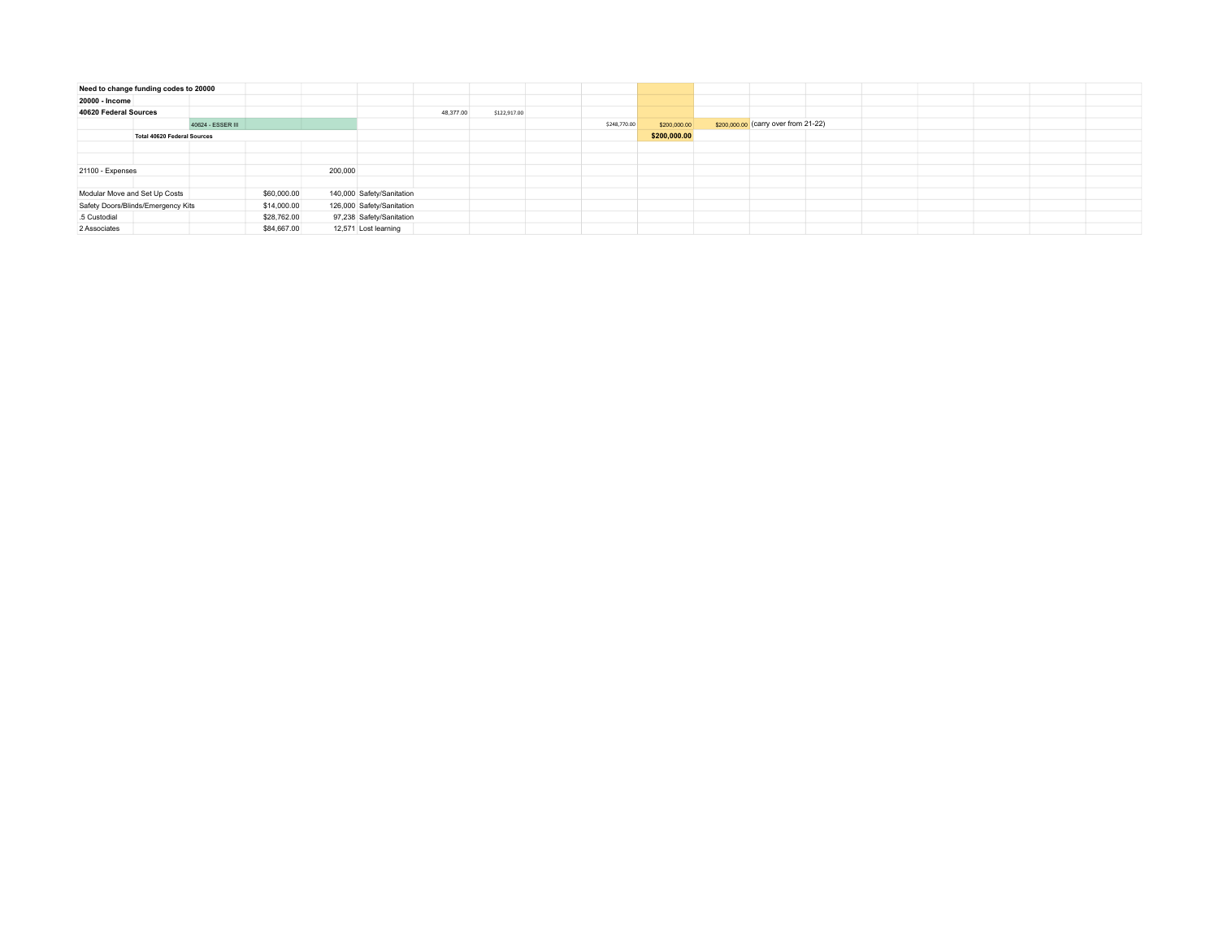| | | | | | | | | | | | | |
|---|---|---|---|---|---|---|---|---|---|---|---|---|
| **Need to change funding codes to 20000** | | | | | | | | | | | | |
| **20000 - Income** | | | | | | | | | | | | |
| **40620 Federal Sources** | | | | | | 48,377.00 | $122,917.00 | | | | | |
| | | 40624 - ESSER III | | | | | | | $248,770.00 | $200,000.00 | $200,000.00 | (carry over from 21-22) |
| | **Total 40620 Federal Sources** | | | | | | | | | **$200,000.00** | | |
| | | | | | | | | | | | | |
| | | | | | | | | | | | | |
| 21100 - Expenses | | | | 200,000 | | | | | | | | |
| | | | | | | | | | | | | |
| Modular Move and Set Up Costs | | | $60,000.00 | 140,000 | Safety/Sanitation | | | | | | | |
| Safety Doors/Blinds/Emergency Kits | | | $14,000.00 | 126,000 | Safety/Sanitation | | | | | | | |
| .5 Custodial | | | $28,762.00 | 97,238 | Safety/Sanitation | | | | | | | |
| 2 Associates | | | $84,667.00 | 12,571 | Lost learning | | | | | | | |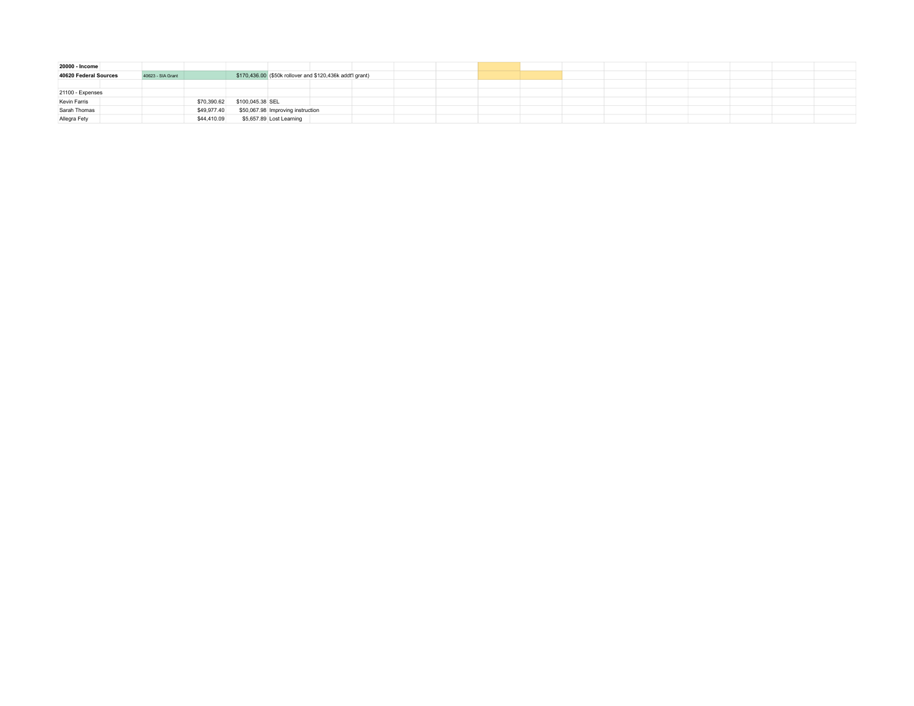| | | | | |
|---|---|---|---|---|
| **20000 - Income** | | | | |
| **40620 Federal Sources** | 40623 - SIA Grant | | $170,436.00 | ($50k rollover and $120,436k addt'l grant) |
| | | | | |
| 21100 - Expenses | | | | |
| Kevin Farris | | $70,390.62 | $100,045.38 | SEL |
| Sarah Thomas | | $49,977.40 | $50,067.98 | Improving instruction |
| Allegra Fety | | $44,410.09 | $5,657.89 | Lost Learning |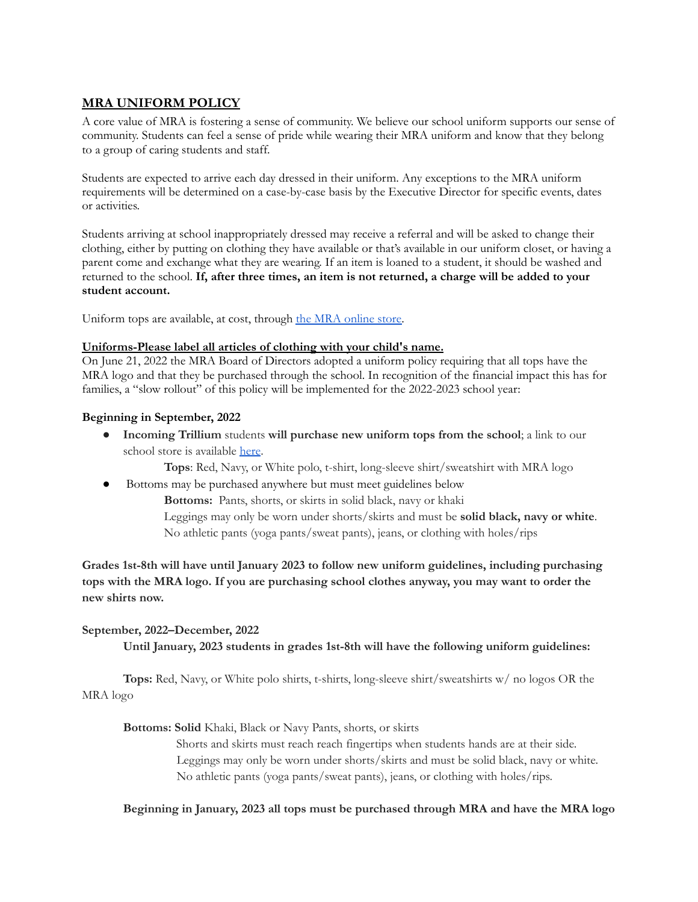## MRA UNIFORM POLICY

A core value of MRA is fostering a sense of community. We believe our school uniform supports our sense of community. Students can feel a sense of pride while wearing their MRA uniform and know that they belong to a group of caring students and staff.

Students are expected to arrive each day dressed in their uniform. Any exceptions to the MRA uniform requirements will be determined on a case-by-case basis by the Executive Director for specific events, dates or activities.

Students arriving at school inappropriately dressed may receive a referral and will be asked to change their clothing, either by putting on clothing they have available or that's available in our uniform closet, or having a parent come and exchange what they are wearing. If an item is loaned to a student, it should be washed and returned to the school. **If, after three times, an item is not returned, a charge will be added to your student account.**

Uniform tops are available, at cost, through the MRA online store.

**Uniforms-Please label all articles of clothing with your child's name.**

On June 21, 2022 the MRA Board of Directors adopted a uniform policy requiring that all tops have the MRA logo and that they be purchased through the school. In recognition of the financial impact this has for families, a "slow rollout" of this policy will be implemented for the 2022-2023 school year:

**Beginning in September, 2022**

- **Incoming Trillium** students **will purchase new uniform tops from the school**; a link to our school store is available here.

  **Tops**: Red, Navy, or White polo, t-shirt, long-sleeve shirt/sweatshirt with MRA logo

- Bottoms may be purchased anywhere but must meet guidelines below

  **Bottoms:** Pants, shorts, or skirts in solid black, navy or khaki
  Leggings may only be worn under shorts/skirts and must be **solid black, navy or white**.
  No athletic pants (yoga pants/sweat pants), jeans, or clothing with holes/rips

**Grades 1st-8th will have until January 2023 to follow new uniform guidelines, including purchasing tops with the MRA logo. If you are purchasing school clothes anyway, you may want to order the new shirts now.**

**September, 2022–December, 2022**

**Until January, 2023 students in grades 1st-8th will have the following uniform guidelines:**

**Tops:** Red, Navy, or White polo shirts, t-shirts, long-sleeve shirt/sweatshirts w/ no logos OR the MRA logo

**Bottoms: Solid** Khaki, Black or Navy Pants, shorts, or skirts
Shorts and skirts must reach reach fingertips when students hands are at their side.
Leggings may only be worn under shorts/skirts and must be solid black, navy or white.
No athletic pants (yoga pants/sweat pants), jeans, or clothing with holes/rips.

**Beginning in January, 2023 all tops must be purchased through MRA and have the MRA logo**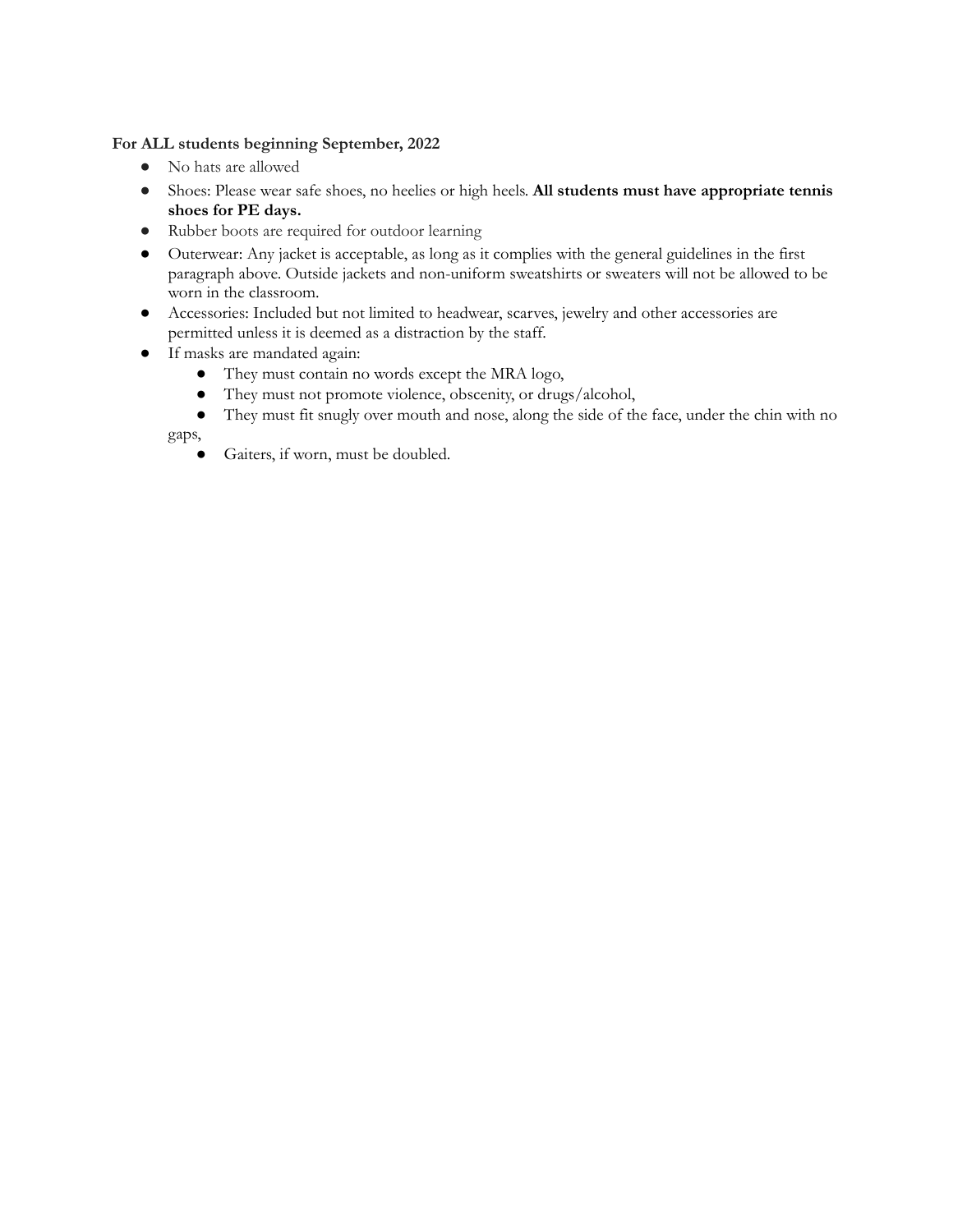**For ALL students beginning September, 2022**

- No hats are allowed
- Shoes: Please wear safe shoes, no heelies or high heels. **All students must have appropriate tennis shoes for PE days.**
- Rubber boots are required for outdoor learning
- Outerwear: Any jacket is acceptable, as long as it complies with the general guidelines in the first paragraph above. Outside jackets and non-uniform sweatshirts or sweaters will not be allowed to be worn in the classroom.
- Accessories: Included but not limited to headwear, scarves, jewelry and other accessories are permitted unless it is deemed as a distraction by the staff.
- If masks are mandated again:
  - They must contain no words except the MRA logo,
  - They must not promote violence, obscenity, or drugs/alcohol,
  - They must fit snugly over mouth and nose, along the side of the face, under the chin with no gaps,
  - Gaiters, if worn, must be doubled.